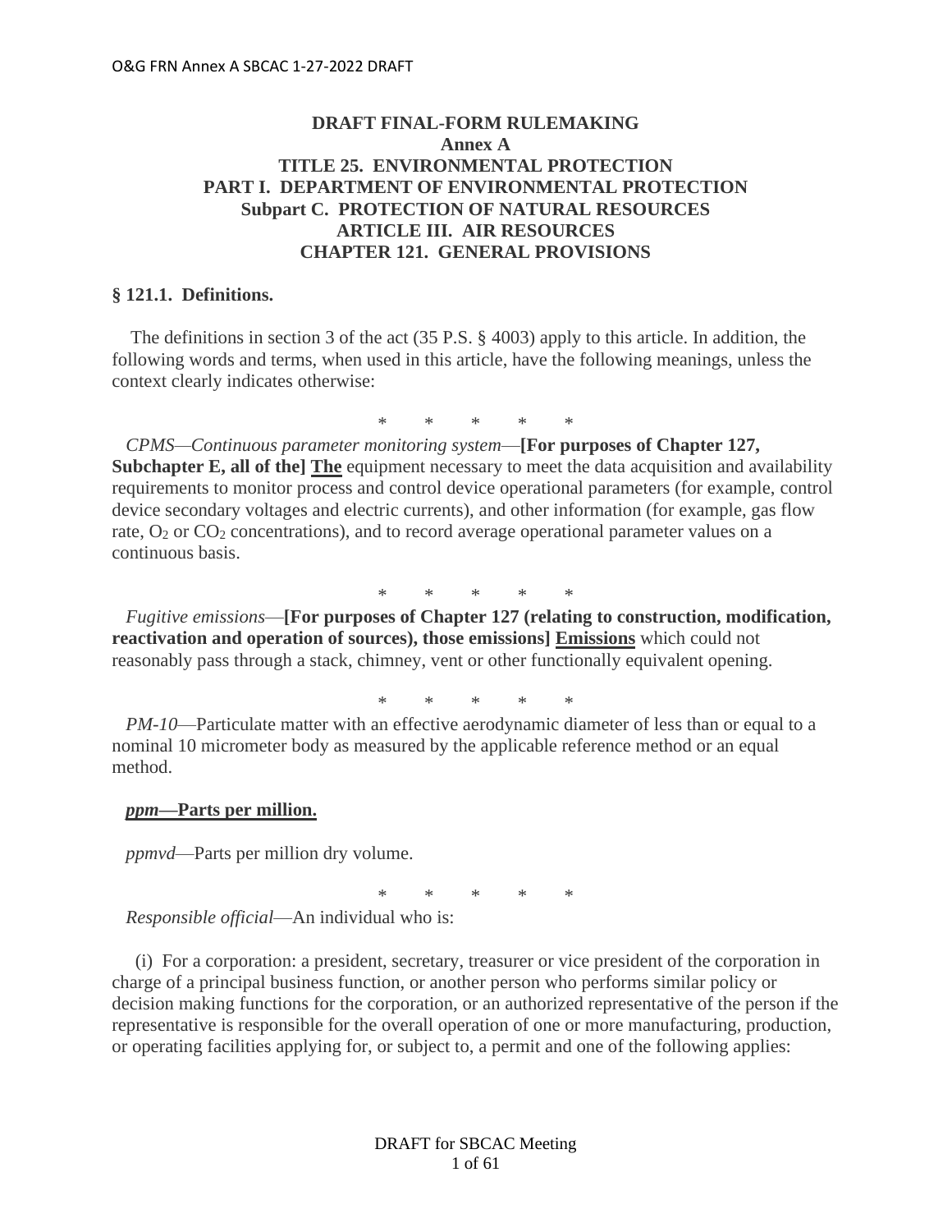**DRAFT FINAL-FORM RULEMAKING**
**Annex A**
**TITLE 25. ENVIRONMENTAL PROTECTION**
**PART I. DEPARTMENT OF ENVIRONMENTAL PROTECTION**
**Subpart C. PROTECTION OF NATURAL RESOURCES**
**ARTICLE III. AIR RESOURCES**
**CHAPTER 121. GENERAL PROVISIONS**

**§ 121.1. Definitions.**

The definitions in section 3 of the act (35 P.S. § 4003) apply to this article. In addition, the following words and terms, when used in this article, have the following meanings, unless the context clearly indicates otherwise:

\* \* \* \* \*

*CPMS—Continuous parameter monitoring system*—**[For purposes of Chapter 127, Subchapter E, all of the]** **<u>The</u>** equipment necessary to meet the data acquisition and availability requirements to monitor process and control device operational parameters (for example, control device secondary voltages and electric currents), and other information (for example, gas flow rate, $O_2$ or $CO_2$ concentrations), and to record average operational parameter values on a continuous basis.

\* \* \* \* \*

*Fugitive emissions*—**[For purposes of Chapter 127 (relating to construction, modification, reactivation and operation of sources), those emissions]** **<u>Emissions</u>** which could not reasonably pass through a stack, chimney, vent or other functionally equivalent opening.

\* \* \* \* \*

*PM-10*—Particulate matter with an effective aerodynamic diameter of less than or equal to a nominal 10 micrometer body as measured by the applicable reference method or an equal method.

***<u>ppm</u>*** **<u>—Parts per million.</u>**

*ppmvd*—Parts per million dry volume.

\* \* \* \* \*

*Responsible official*—An individual who is:

(i) For a corporation: a president, secretary, treasurer or vice president of the corporation in charge of a principal business function, or another person who performs similar policy or decision making functions for the corporation, or an authorized representative of the person if the representative is responsible for the overall operation of one or more manufacturing, production, or operating facilities applying for, or subject to, a permit and one of the following applies: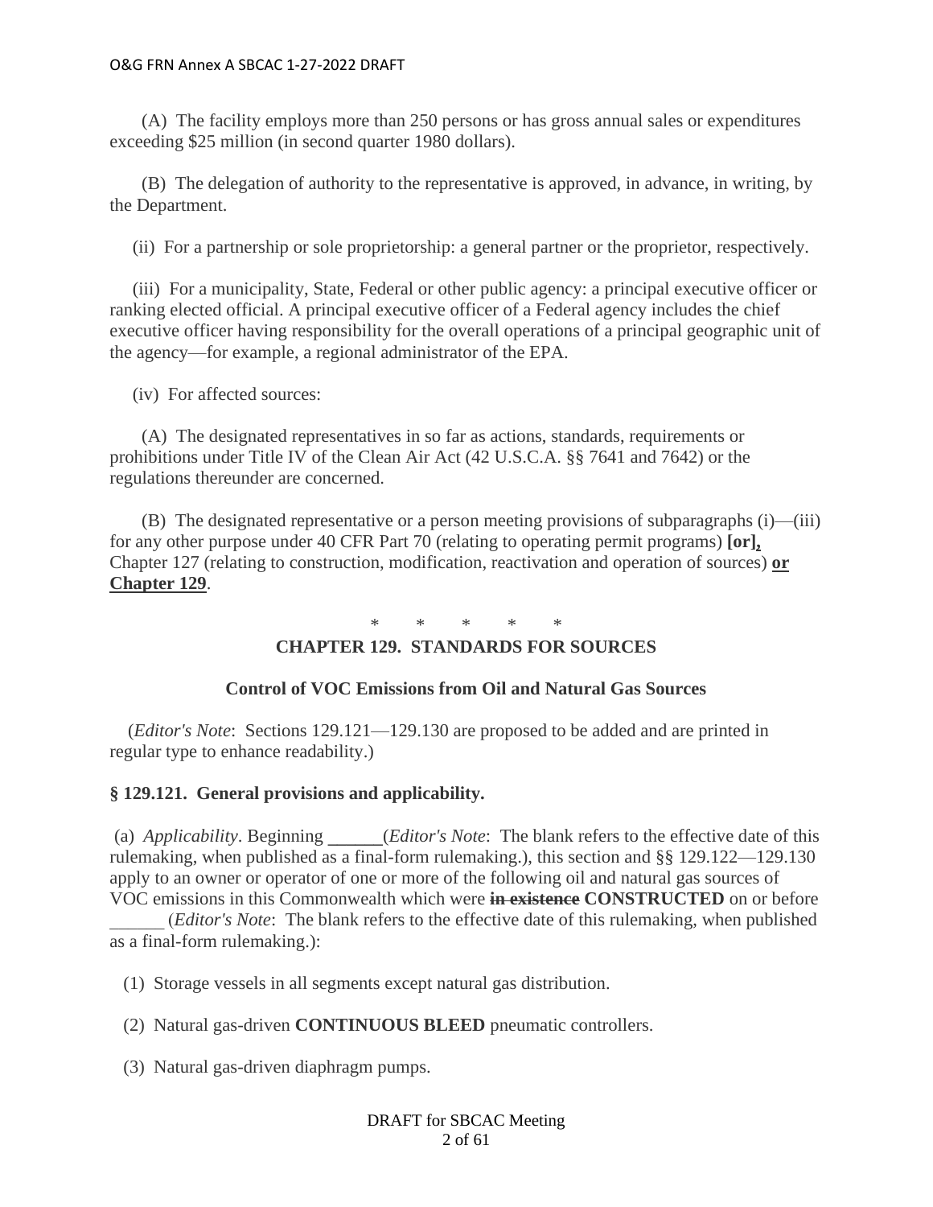(A) The facility employs more than 250 persons or has gross annual sales or expenditures exceeding $25 million (in second quarter 1980 dollars).

(B) The delegation of authority to the representative is approved, in advance, in writing, by the Department.

(ii) For a partnership or sole proprietorship: a general partner or the proprietor, respectively.

(iii) For a municipality, State, Federal or other public agency: a principal executive officer or ranking elected official. A principal executive officer of a Federal agency includes the chief executive officer having responsibility for the overall operations of a principal geographic unit of the agency—for example, a regional administrator of the EPA.

(iv) For affected sources:

(A) The designated representatives in so far as actions, standards, requirements or prohibitions under Title IV of the Clean Air Act (42 U.S.C.A. §§ 7641 and 7642) or the regulations thereunder are concerned.

(B) The designated representative or a person meeting provisions of subparagraphs (i)—(iii) for any other purpose under 40 CFR Part 70 (relating to operating permit programs) **[or]**<u>**,**</u> Chapter 127 (relating to construction, modification, reactivation and operation of sources) <u>**or Chapter 129**</u>.

\* \* \* \* \*

## CHAPTER 129. STANDARDS FOR SOURCES

### Control of VOC Emissions from Oil and Natural Gas Sources

(*Editor's Note*: Sections 129.121—129.130 are proposed to be added and are printed in regular type to enhance readability.)

### § 129.121. General provisions and applicability.

(a) *Applicability*. Beginning ______(*Editor's Note*: The blank refers to the effective date of this rulemaking, when published as a final-form rulemaking.), this section and §§ 129.122—129.130 apply to an owner or operator of one or more of the following oil and natural gas sources of VOC emissions in this Commonwealth which were ~~**in existence**~~ **CONSTRUCTED** on or before ______ (*Editor's Note*: The blank refers to the effective date of this rulemaking, when published as a final-form rulemaking.):

(1) Storage vessels in all segments except natural gas distribution.

(2) Natural gas-driven **CONTINUOUS BLEED** pneumatic controllers.

(3) Natural gas-driven diaphragm pumps.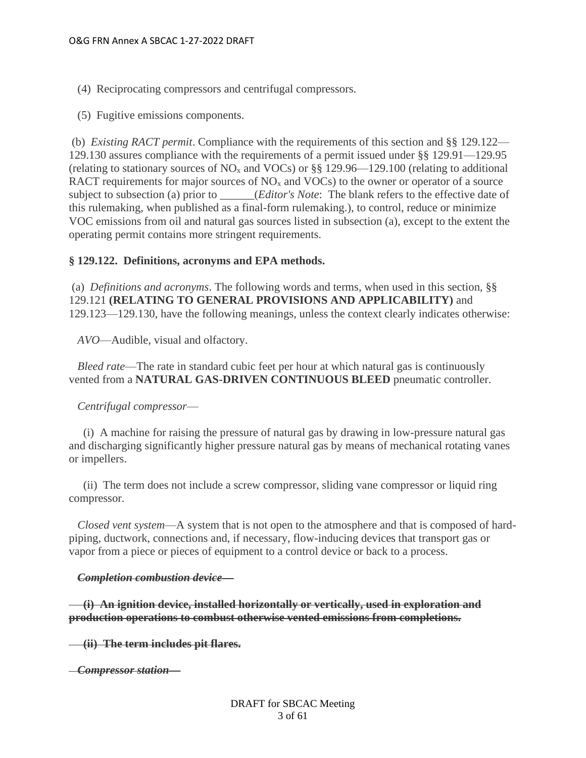(4)  Reciprocating compressors and centrifugal compressors.

(5)  Fugitive emissions components.

(b)  *Existing RACT permit*. Compliance with the requirements of this section and §§ 129.122—129.130 assures compliance with the requirements of a permit issued under §§ 129.91—129.95 (relating to stationary sources of $NO_x$ and VOCs) or §§ 129.96—129.100 (relating to additional RACT requirements for major sources of $NO_x$ and VOCs) to the owner or operator of a source subject to subsection (a) prior to ______(*Editor's Note*:  The blank refers to the effective date of this rulemaking, when published as a final-form rulemaking.), to control, reduce or minimize VOC emissions from oil and natural gas sources listed in subsection (a), except to the extent the operating permit contains more stringent requirements.

**§ 129.122.  Definitions, acronyms and EPA methods.**

(a)  *Definitions and acronyms*. The following words and terms, when used in this section, §§ 129.121 **(RELATING TO GENERAL PROVISIONS AND APPLICABILITY)** and 129.123—129.130, have the following meanings, unless the context clearly indicates otherwise:

*AVO*—Audible, visual and olfactory.

*Bleed rate*—The rate in standard cubic feet per hour at which natural gas is continuously vented from a **NATURAL GAS-DRIVEN CONTINUOUS BLEED** pneumatic controller.

*Centrifugal compressor*—

(i)  A machine for raising the pressure of natural gas by drawing in low-pressure natural gas and discharging significantly higher pressure natural gas by means of mechanical rotating vanes or impellers.

(ii)  The term does not include a screw compressor, sliding vane compressor or liquid ring compressor.

*Closed vent system*—A system that is not open to the atmosphere and that is composed of hard-piping, ductwork, connections and, if necessary, flow-inducing devices that transport gas or vapor from a piece or pieces of equipment to a control device or back to a process.

~~***Completion combustion device*—**~~

~~**(i)  An ignition device, installed horizontally or vertically, used in exploration and production operations to combust otherwise vented emissions from completions.**~~

~~**(ii)  The term includes pit flares.**~~

~~***Compressor station*—**~~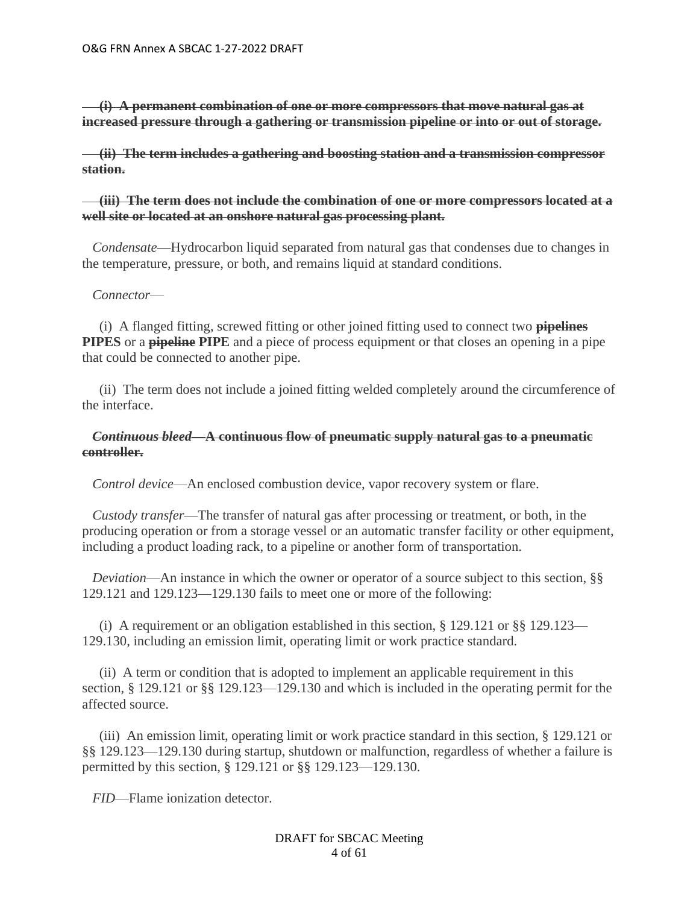~~**(i) A permanent combination of one or more compressors that move natural gas at increased pressure through a gathering or transmission pipeline or into or out of storage.**~~

~~**(ii) The term includes a gathering and boosting station and a transmission compressor station.**~~

~~**(iii) The term does not include the combination of one or more compressors located at a well site or located at an onshore natural gas processing plant.**~~

*Condensate*—Hydrocarbon liquid separated from natural gas that condenses due to changes in the temperature, pressure, or both, and remains liquid at standard conditions.

*Connector*—

(i) A flanged fitting, screwed fitting or other joined fitting used to connect two ~~**pipelines**~~ **PIPES** or a ~~**pipeline**~~ **PIPE** and a piece of process equipment or that closes an opening in a pipe that could be connected to another pipe.

(ii) The term does not include a joined fitting welded completely around the circumference of the interface.

~~***Continuous bleed*—A continuous flow of pneumatic supply natural gas to a pneumatic controller.**~~

*Control device*—An enclosed combustion device, vapor recovery system or flare.

*Custody transfer*—The transfer of natural gas after processing or treatment, or both, in the producing operation or from a storage vessel or an automatic transfer facility or other equipment, including a product loading rack, to a pipeline or another form of transportation.

*Deviation*—An instance in which the owner or operator of a source subject to this section, §§ 129.121 and 129.123—129.130 fails to meet one or more of the following:

(i) A requirement or an obligation established in this section, § 129.121 or §§ 129.123—129.130, including an emission limit, operating limit or work practice standard.

(ii) A term or condition that is adopted to implement an applicable requirement in this section, § 129.121 or §§ 129.123—129.130 and which is included in the operating permit for the affected source.

(iii) An emission limit, operating limit or work practice standard in this section, § 129.121 or §§ 129.123—129.130 during startup, shutdown or malfunction, regardless of whether a failure is permitted by this section, § 129.121 or §§ 129.123—129.130.

*FID*—Flame ionization detector.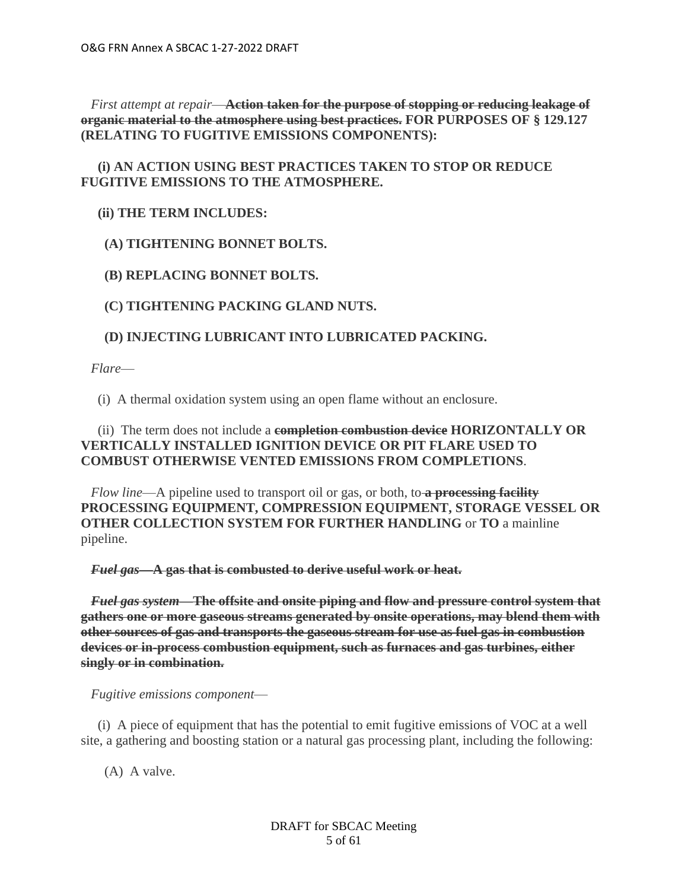*First attempt at repair*—~~**Action taken for the purpose of stopping or reducing leakage of organic material to the atmosphere using best practices.**~~ **FOR PURPOSES OF § 129.127 (RELATING TO FUGITIVE EMISSIONS COMPONENTS):**

**(i) AN ACTION USING BEST PRACTICES TAKEN TO STOP OR REDUCE FUGITIVE EMISSIONS TO THE ATMOSPHERE.**

**(ii) THE TERM INCLUDES:**

**(A) TIGHTENING BONNET BOLTS.**

**(B) REPLACING BONNET BOLTS.**

**(C) TIGHTENING PACKING GLAND NUTS.**

**(D) INJECTING LUBRICANT INTO LUBRICATED PACKING.**

*Flare*—

(i) A thermal oxidation system using an open flame without an enclosure.

(ii) The term does not include a ~~**completion combustion device**~~ **HORIZONTALLY OR VERTICALLY INSTALLED IGNITION DEVICE OR PIT FLARE USED TO COMBUST OTHERWISE VENTED EMISSIONS FROM COMPLETIONS**.

*Flow line*—A pipeline used to transport oil or gas, or both, to ~~**a processing facility**~~ **PROCESSING EQUIPMENT, COMPRESSION EQUIPMENT, STORAGE VESSEL OR OTHER COLLECTION SYSTEM FOR FURTHER HANDLING** or **TO** a mainline pipeline.

~~***Fuel gas*—A gas that is combusted to derive useful work or heat.**~~

~~***Fuel gas system*—The offsite and onsite piping and flow and pressure control system that gathers one or more gaseous streams generated by onsite operations, may blend them with other sources of gas and transports the gaseous stream for use as fuel gas in combustion devices or in-process combustion equipment, such as furnaces and gas turbines, either singly or in combination.**~~

*Fugitive emissions component*—

(i) A piece of equipment that has the potential to emit fugitive emissions of VOC at a well site, a gathering and boosting station or a natural gas processing plant, including the following:

(A) A valve.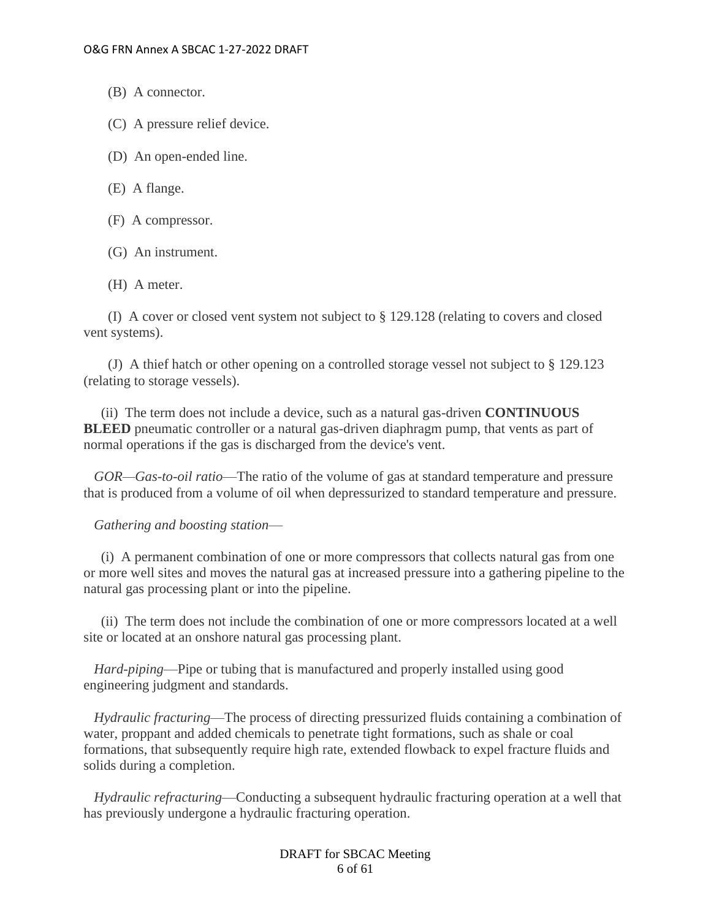(B) A connector.

(C) A pressure relief device.

(D) An open-ended line.

(E) A flange.

(F) A compressor.

(G) An instrument.

(H) A meter.

(I) A cover or closed vent system not subject to § 129.128 (relating to covers and closed vent systems).

(J) A thief hatch or other opening on a controlled storage vessel not subject to § 129.123 (relating to storage vessels).

(ii) The term does not include a device, such as a natural gas-driven **CONTINUOUS BLEED** pneumatic controller or a natural gas-driven diaphragm pump, that vents as part of normal operations if the gas is discharged from the device's vent.

*GOR—Gas-to-oil ratio*—The ratio of the volume of gas at standard temperature and pressure that is produced from a volume of oil when depressurized to standard temperature and pressure.

*Gathering and boosting station*—

(i) A permanent combination of one or more compressors that collects natural gas from one or more well sites and moves the natural gas at increased pressure into a gathering pipeline to the natural gas processing plant or into the pipeline.

(ii) The term does not include the combination of one or more compressors located at a well site or located at an onshore natural gas processing plant.

*Hard-piping*—Pipe or tubing that is manufactured and properly installed using good engineering judgment and standards.

*Hydraulic fracturing*—The process of directing pressurized fluids containing a combination of water, proppant and added chemicals to penetrate tight formations, such as shale or coal formations, that subsequently require high rate, extended flowback to expel fracture fluids and solids during a completion.

*Hydraulic refracturing*—Conducting a subsequent hydraulic fracturing operation at a well that has previously undergone a hydraulic fracturing operation.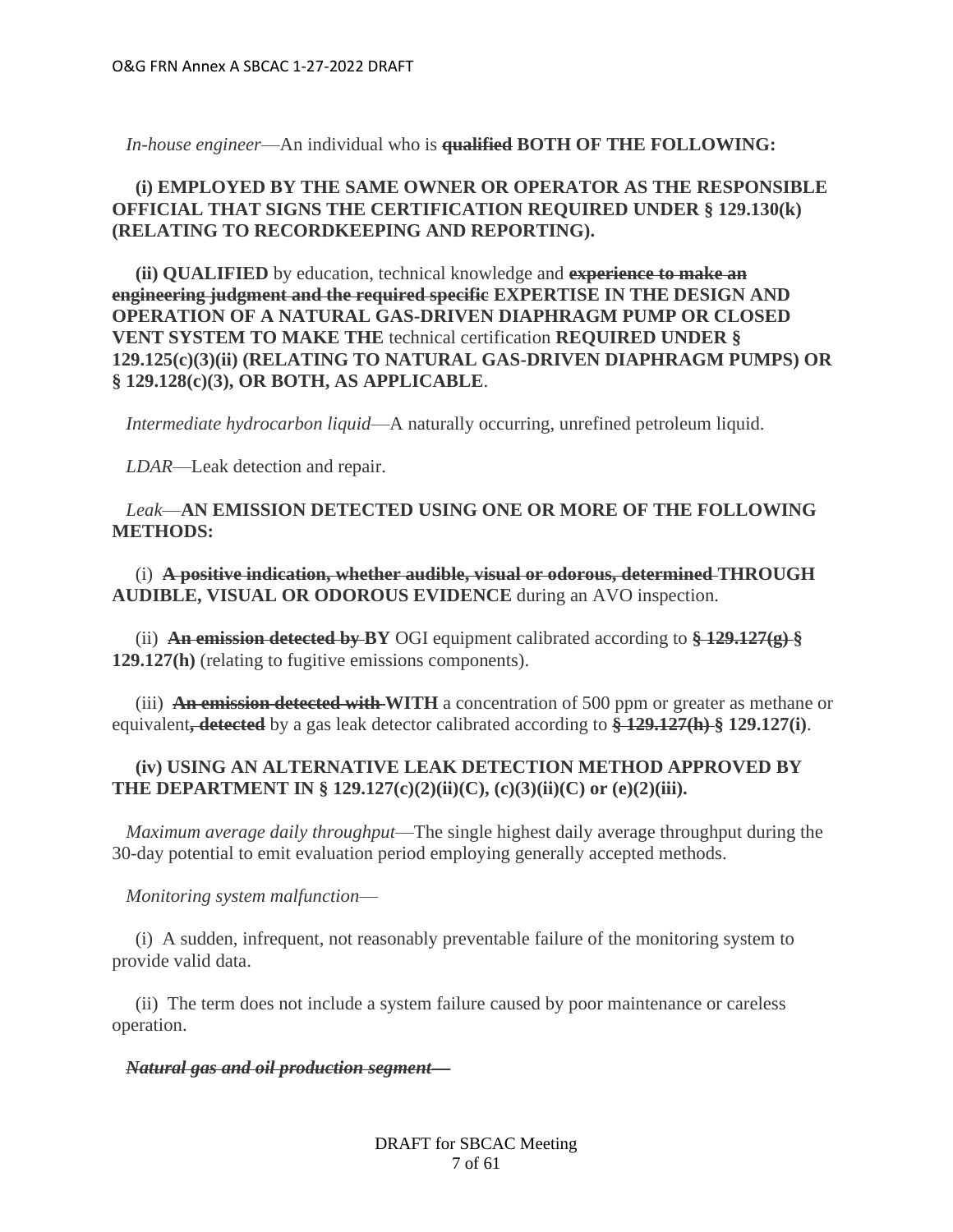*In-house engineer*—An individual who is ~~**qualified**~~ **BOTH OF THE FOLLOWING:**

**(i) EMPLOYED BY THE SAME OWNER OR OPERATOR AS THE RESPONSIBLE OFFICIAL THAT SIGNS THE CERTIFICATION REQUIRED UNDER § 129.130(k) (RELATING TO RECORDKEEPING AND REPORTING).**

**(ii) QUALIFIED** by education, technical knowledge and ~~**experience to make an engineering judgment and the required specific**~~ **EXPERTISE IN THE DESIGN AND OPERATION OF A NATURAL GAS-DRIVEN DIAPHRAGM PUMP OR CLOSED VENT SYSTEM TO MAKE THE** technical certification **REQUIRED UNDER § 129.125(c)(3)(ii) (RELATING TO NATURAL GAS-DRIVEN DIAPHRAGM PUMPS) OR § 129.128(c)(3), OR BOTH, AS APPLICABLE**.

*Intermediate hydrocarbon liquid*—A naturally occurring, unrefined petroleum liquid.

*LDAR*—Leak detection and repair.

*Leak*—**AN EMISSION DETECTED USING ONE OR MORE OF THE FOLLOWING METHODS:**

(i) ~~**A positive indication, whether audible, visual or odorous, determined**~~ **THROUGH AUDIBLE, VISUAL OR ODOROUS EVIDENCE** during an AVO inspection.

(ii) ~~**An emission detected by**~~ **BY** OGI equipment calibrated according to ~~**§ 129.127(g)**~~ **§ 129.127(h)** (relating to fugitive emissions components).

(iii) ~~**An emission detected with**~~ **WITH** a concentration of 500 ppm or greater as methane or equivalent~~**, detected**~~ by a gas leak detector calibrated according to ~~**§ 129.127(h)**~~ **§ 129.127(i)**.

**(iv) USING AN ALTERNATIVE LEAK DETECTION METHOD APPROVED BY THE DEPARTMENT IN § 129.127(c)(2)(ii)(C), (c)(3)(ii)(C) or (e)(2)(iii).**

*Maximum average daily throughput*—The single highest daily average throughput during the 30-day potential to emit evaluation period employing generally accepted methods.

*Monitoring system malfunction*—

(i) A sudden, infrequent, not reasonably preventable failure of the monitoring system to provide valid data.

(ii) The term does not include a system failure caused by poor maintenance or careless operation.

~~***Natural gas and oil production segment—***~~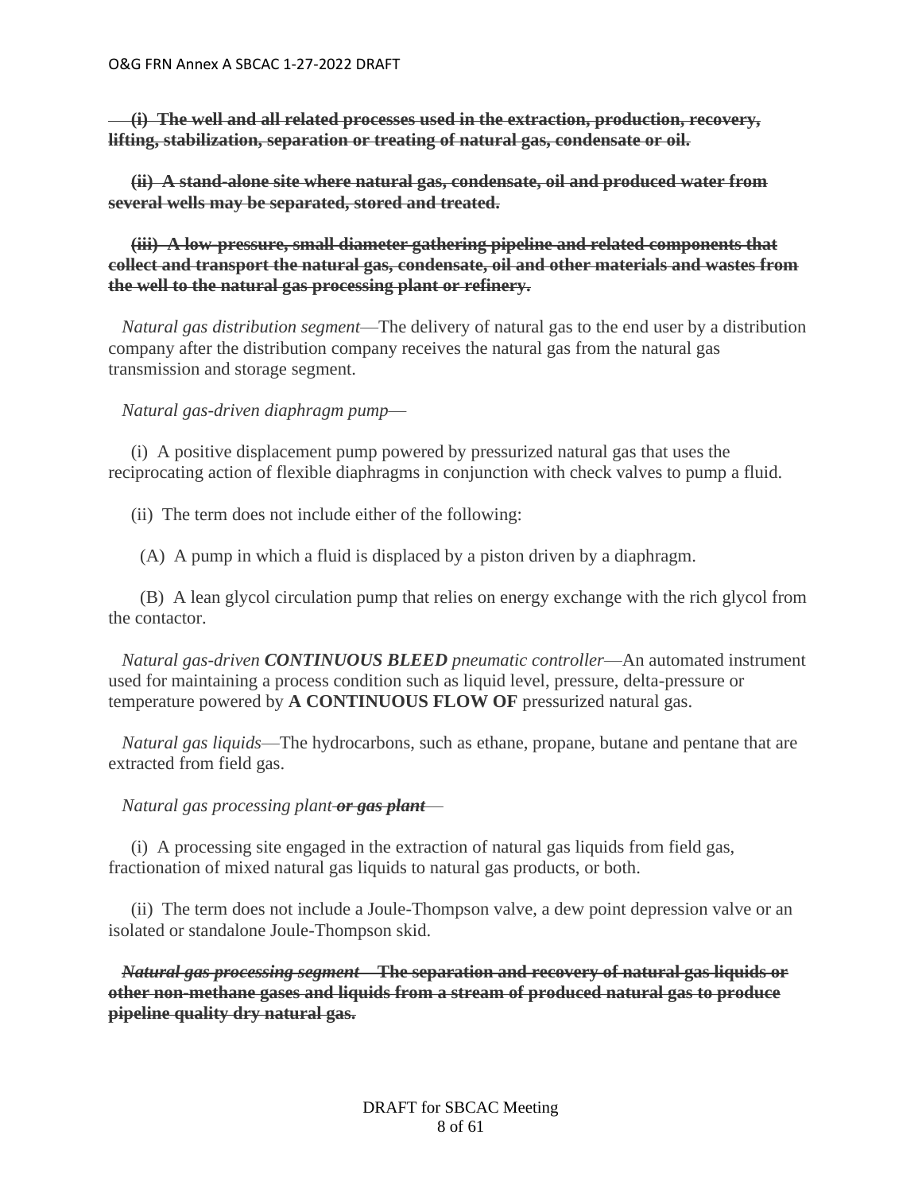~~**(i) The well and all related processes used in the extraction, production, recovery, lifting, stabilization, separation or treating of natural gas, condensate or oil.**~~

~~**(ii) A stand-alone site where natural gas, condensate, oil and produced water from several wells may be separated, stored and treated.**~~

~~**(iii) A low-pressure, small diameter gathering pipeline and related components that collect and transport the natural gas, condensate, oil and other materials and wastes from the well to the natural gas processing plant or refinery.**~~

*Natural gas distribution segment*—The delivery of natural gas to the end user by a distribution company after the distribution company receives the natural gas from the natural gas transmission and storage segment.

*Natural gas-driven diaphragm pump*—

(i) A positive displacement pump powered by pressurized natural gas that uses the reciprocating action of flexible diaphragms in conjunction with check valves to pump a fluid.

(ii) The term does not include either of the following:

(A) A pump in which a fluid is displaced by a piston driven by a diaphragm.

(B) A lean glycol circulation pump that relies on energy exchange with the rich glycol from the contactor.

*Natural gas-driven **CONTINUOUS BLEED** pneumatic controller*—An automated instrument used for maintaining a process condition such as liquid level, pressure, delta-pressure or temperature powered by **A CONTINUOUS FLOW OF** pressurized natural gas.

*Natural gas liquids*—The hydrocarbons, such as ethane, propane, butane and pentane that are extracted from field gas.

*Natural gas processing plant ~~**or gas plant**~~*—

(i) A processing site engaged in the extraction of natural gas liquids from field gas, fractionation of mixed natural gas liquids to natural gas products, or both.

(ii) The term does not include a Joule-Thompson valve, a dew point depression valve or an isolated or standalone Joule-Thompson skid.

~~***Natural gas processing segment*—The separation and recovery of natural gas liquids or other non-methane gases and liquids from a stream of produced natural gas to produce pipeline quality dry natural gas.**~~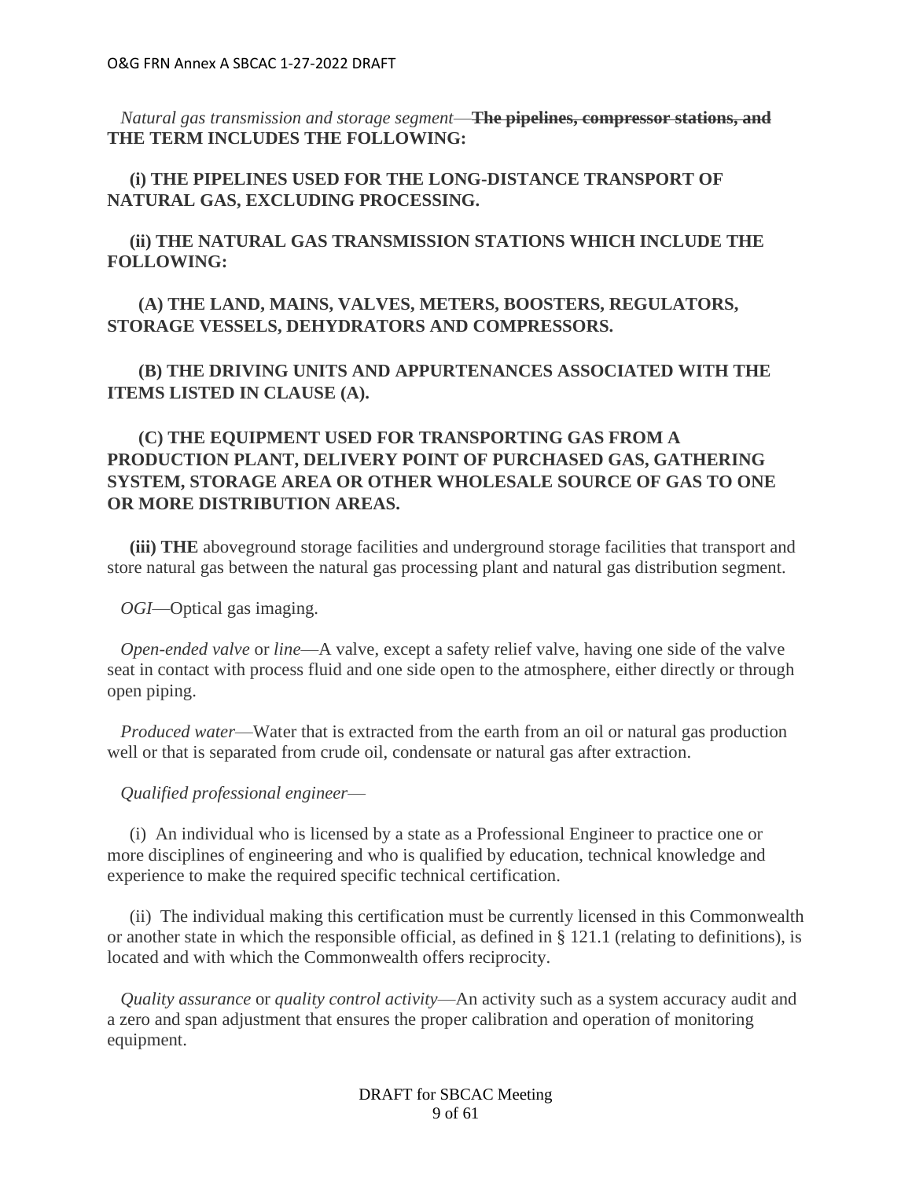*Natural gas transmission and storage segment*—~~**The pipelines, compressor stations, and**~~ **THE TERM INCLUDES THE FOLLOWING:**

**(i) THE PIPELINES USED FOR THE LONG-DISTANCE TRANSPORT OF NATURAL GAS, EXCLUDING PROCESSING.**

**(ii) THE NATURAL GAS TRANSMISSION STATIONS WHICH INCLUDE THE FOLLOWING:**

**(A) THE LAND, MAINS, VALVES, METERS, BOOSTERS, REGULATORS, STORAGE VESSELS, DEHYDRATORS AND COMPRESSORS.**

**(B) THE DRIVING UNITS AND APPURTENANCES ASSOCIATED WITH THE ITEMS LISTED IN CLAUSE (A).**

**(C) THE EQUIPMENT USED FOR TRANSPORTING GAS FROM A PRODUCTION PLANT, DELIVERY POINT OF PURCHASED GAS, GATHERING SYSTEM, STORAGE AREA OR OTHER WHOLESALE SOURCE OF GAS TO ONE OR MORE DISTRIBUTION AREAS.**

**(iii) THE** aboveground storage facilities and underground storage facilities that transport and store natural gas between the natural gas processing plant and natural gas distribution segment.

*OGI*—Optical gas imaging.

*Open-ended valve* or *line*—A valve, except a safety relief valve, having one side of the valve seat in contact with process fluid and one side open to the atmosphere, either directly or through open piping.

*Produced water*—Water that is extracted from the earth from an oil or natural gas production well or that is separated from crude oil, condensate or natural gas after extraction.

*Qualified professional engineer*—

(i) An individual who is licensed by a state as a Professional Engineer to practice one or more disciplines of engineering and who is qualified by education, technical knowledge and experience to make the required specific technical certification.

(ii) The individual making this certification must be currently licensed in this Commonwealth or another state in which the responsible official, as defined in § 121.1 (relating to definitions), is located and with which the Commonwealth offers reciprocity.

*Quality assurance* or *quality control activity*—An activity such as a system accuracy audit and a zero and span adjustment that ensures the proper calibration and operation of monitoring equipment.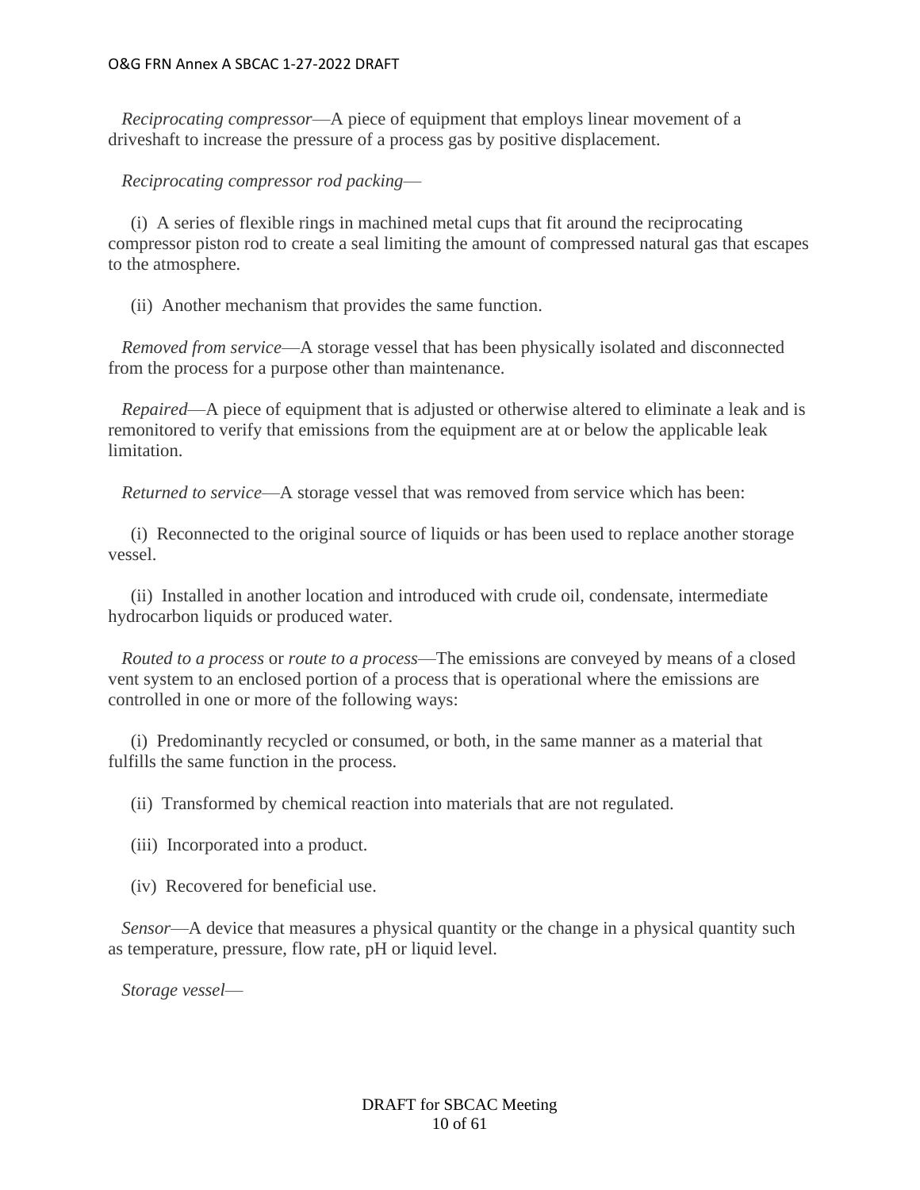*Reciprocating compressor*—A piece of equipment that employs linear movement of a driveshaft to increase the pressure of a process gas by positive displacement.

*Reciprocating compressor rod packing*—

(i) A series of flexible rings in machined metal cups that fit around the reciprocating compressor piston rod to create a seal limiting the amount of compressed natural gas that escapes to the atmosphere.

(ii) Another mechanism that provides the same function.

*Removed from service*—A storage vessel that has been physically isolated and disconnected from the process for a purpose other than maintenance.

*Repaired*—A piece of equipment that is adjusted or otherwise altered to eliminate a leak and is remonitored to verify that emissions from the equipment are at or below the applicable leak limitation.

*Returned to service*—A storage vessel that was removed from service which has been:

(i) Reconnected to the original source of liquids or has been used to replace another storage vessel.

(ii) Installed in another location and introduced with crude oil, condensate, intermediate hydrocarbon liquids or produced water.

*Routed to a process* or *route to a process*—The emissions are conveyed by means of a closed vent system to an enclosed portion of a process that is operational where the emissions are controlled in one or more of the following ways:

(i) Predominantly recycled or consumed, or both, in the same manner as a material that fulfills the same function in the process.

(ii) Transformed by chemical reaction into materials that are not regulated.

(iii) Incorporated into a product.

(iv) Recovered for beneficial use.

*Sensor*—A device that measures a physical quantity or the change in a physical quantity such as temperature, pressure, flow rate, pH or liquid level.

*Storage vessel*—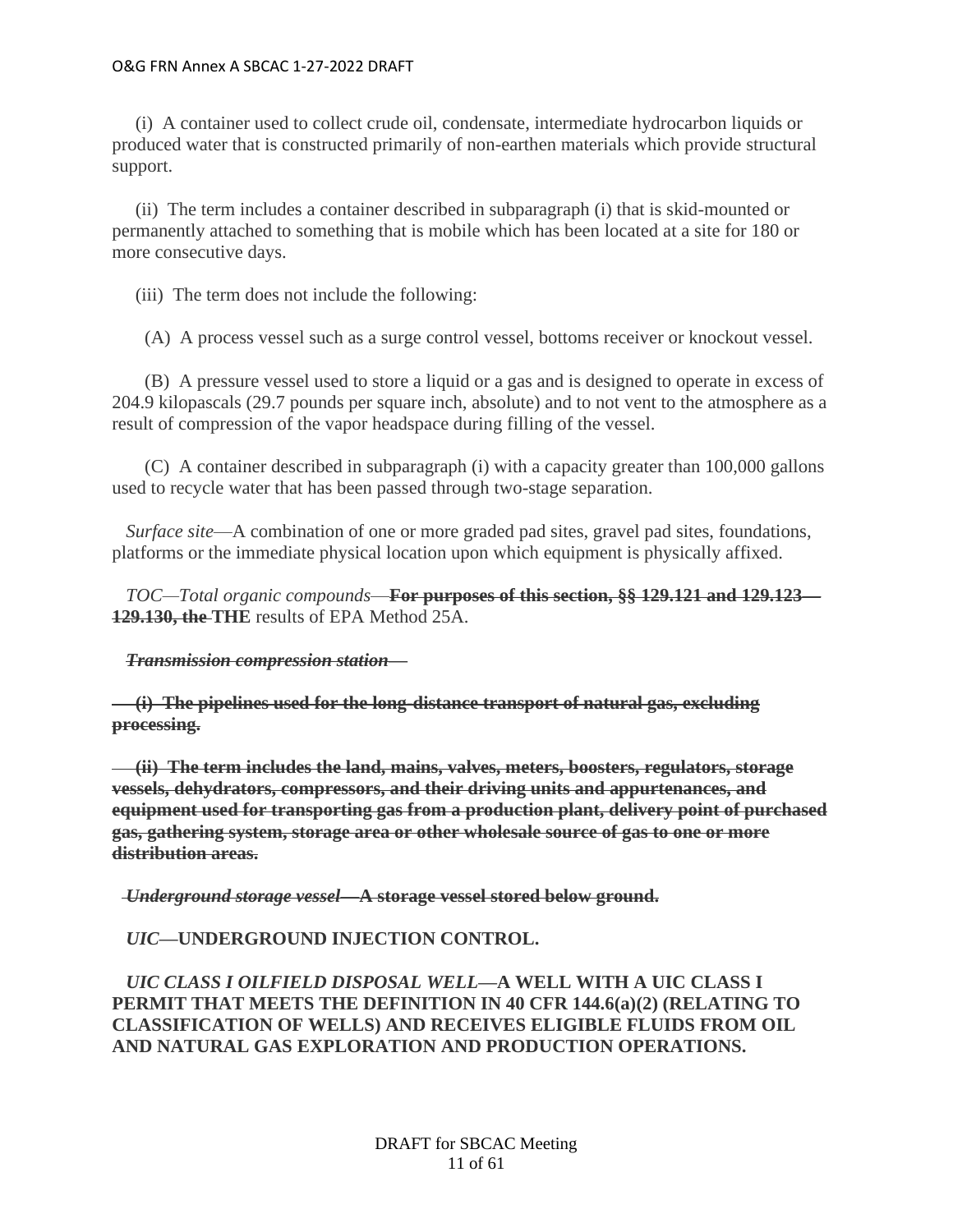(i) A container used to collect crude oil, condensate, intermediate hydrocarbon liquids or produced water that is constructed primarily of non-earthen materials which provide structural support.

(ii) The term includes a container described in subparagraph (i) that is skid-mounted or permanently attached to something that is mobile which has been located at a site for 180 or more consecutive days.

(iii) The term does not include the following:

(A) A process vessel such as a surge control vessel, bottoms receiver or knockout vessel.

(B) A pressure vessel used to store a liquid or a gas and is designed to operate in excess of 204.9 kilopascals (29.7 pounds per square inch, absolute) and to not vent to the atmosphere as a result of compression of the vapor headspace during filling of the vessel.

(C) A container described in subparagraph (i) with a capacity greater than 100,000 gallons used to recycle water that has been passed through two-stage separation.

*Surface site*—A combination of one or more graded pad sites, gravel pad sites, foundations, platforms or the immediate physical location upon which equipment is physically affixed.

*TOC—Total organic compounds*—~~**For purposes of this section, §§ 129.121 and 129.123—129.130, the**~~ **THE** results of EPA Method 25A.

~~***Transmission compression station***—~~

~~**(i) The pipelines used for the long-distance transport of natural gas, excluding processing.**~~

~~**(ii) The term includes the land, mains, valves, meters, boosters, regulators, storage vessels, dehydrators, compressors, and their driving units and appurtenances, and equipment used for transporting gas from a production plant, delivery point of purchased gas, gathering system, storage area or other wholesale source of gas to one or more distribution areas.**~~

~~***Underground storage vessel*—A storage vessel stored below ground.**~~

***UIC*—UNDERGROUND INJECTION CONTROL.**

***UIC CLASS I OILFIELD DISPOSAL WELL*—A WELL WITH A UIC CLASS I PERMIT THAT MEETS THE DEFINITION IN 40 CFR 144.6(a)(2) (RELATING TO CLASSIFICATION OF WELLS) AND RECEIVES ELIGIBLE FLUIDS FROM OIL AND NATURAL GAS EXPLORATION AND PRODUCTION OPERATIONS.**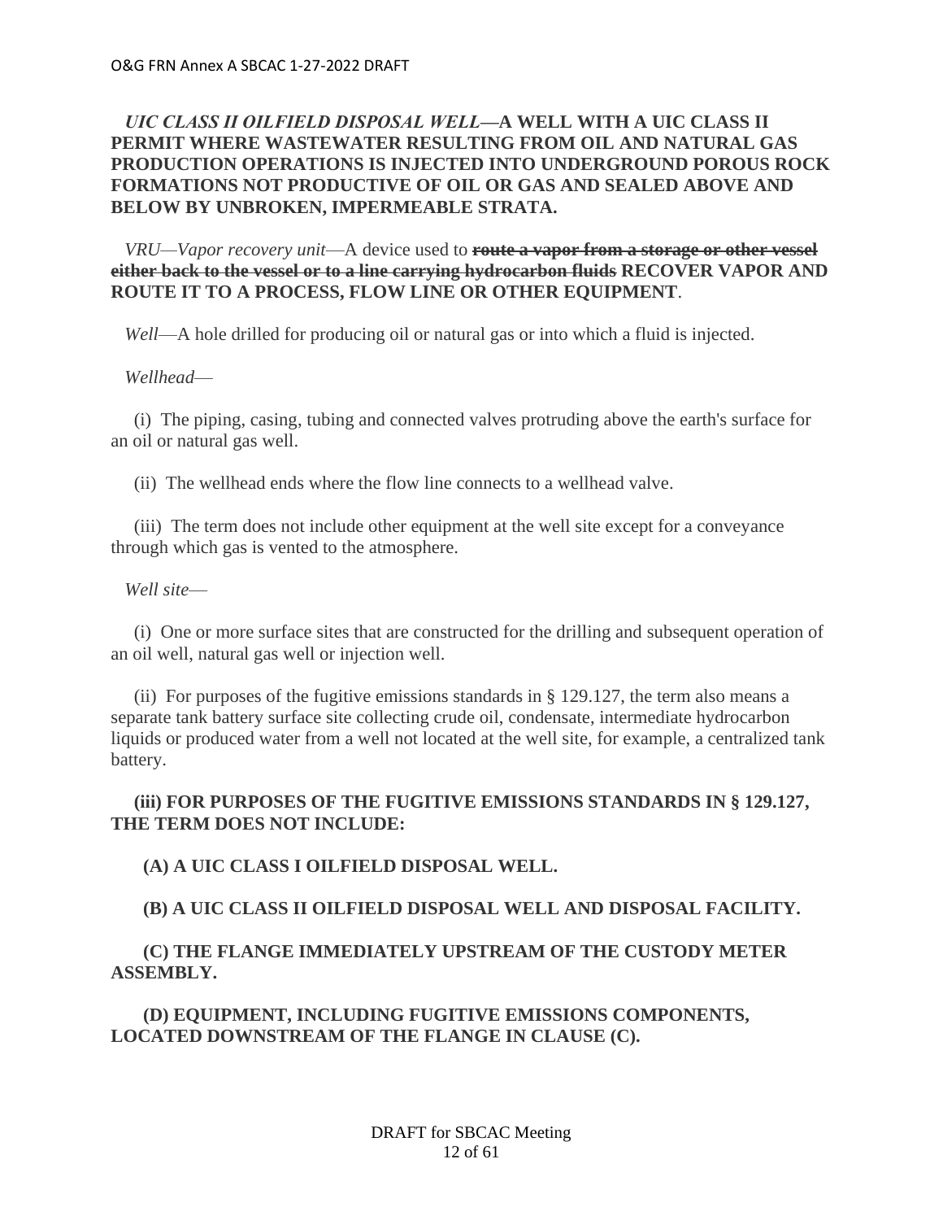*UIC CLASS II OILFIELD DISPOSAL WELL*—**A WELL WITH A UIC CLASS II PERMIT WHERE WASTEWATER RESULTING FROM OIL AND NATURAL GAS PRODUCTION OPERATIONS IS INJECTED INTO UNDERGROUND POROUS ROCK FORMATIONS NOT PRODUCTIVE OF OIL OR GAS AND SEALED ABOVE AND BELOW BY UNBROKEN, IMPERMEABLE STRATA.**

*VRU—Vapor recovery unit*—A device used to ~~**route a vapor from a storage or other vessel either back to the vessel or to a line carrying hydrocarbon fluids**~~ **RECOVER VAPOR AND ROUTE IT TO A PROCESS, FLOW LINE OR OTHER EQUIPMENT**.

*Well*—A hole drilled for producing oil or natural gas or into which a fluid is injected.

*Wellhead*—

(i) The piping, casing, tubing and connected valves protruding above the earth's surface for an oil or natural gas well.

(ii) The wellhead ends where the flow line connects to a wellhead valve.

(iii) The term does not include other equipment at the well site except for a conveyance through which gas is vented to the atmosphere.

*Well site*—

(i) One or more surface sites that are constructed for the drilling and subsequent operation of an oil well, natural gas well or injection well.

(ii) For purposes of the fugitive emissions standards in § 129.127, the term also means a separate tank battery surface site collecting crude oil, condensate, intermediate hydrocarbon liquids or produced water from a well not located at the well site, for example, a centralized tank battery.

**(iii) FOR PURPOSES OF THE FUGITIVE EMISSIONS STANDARDS IN § 129.127, THE TERM DOES NOT INCLUDE:**

**(A) A UIC CLASS I OILFIELD DISPOSAL WELL.**

**(B) A UIC CLASS II OILFIELD DISPOSAL WELL AND DISPOSAL FACILITY.**

**(C) THE FLANGE IMMEDIATELY UPSTREAM OF THE CUSTODY METER ASSEMBLY.**

**(D) EQUIPMENT, INCLUDING FUGITIVE EMISSIONS COMPONENTS, LOCATED DOWNSTREAM OF THE FLANGE IN CLAUSE (C).**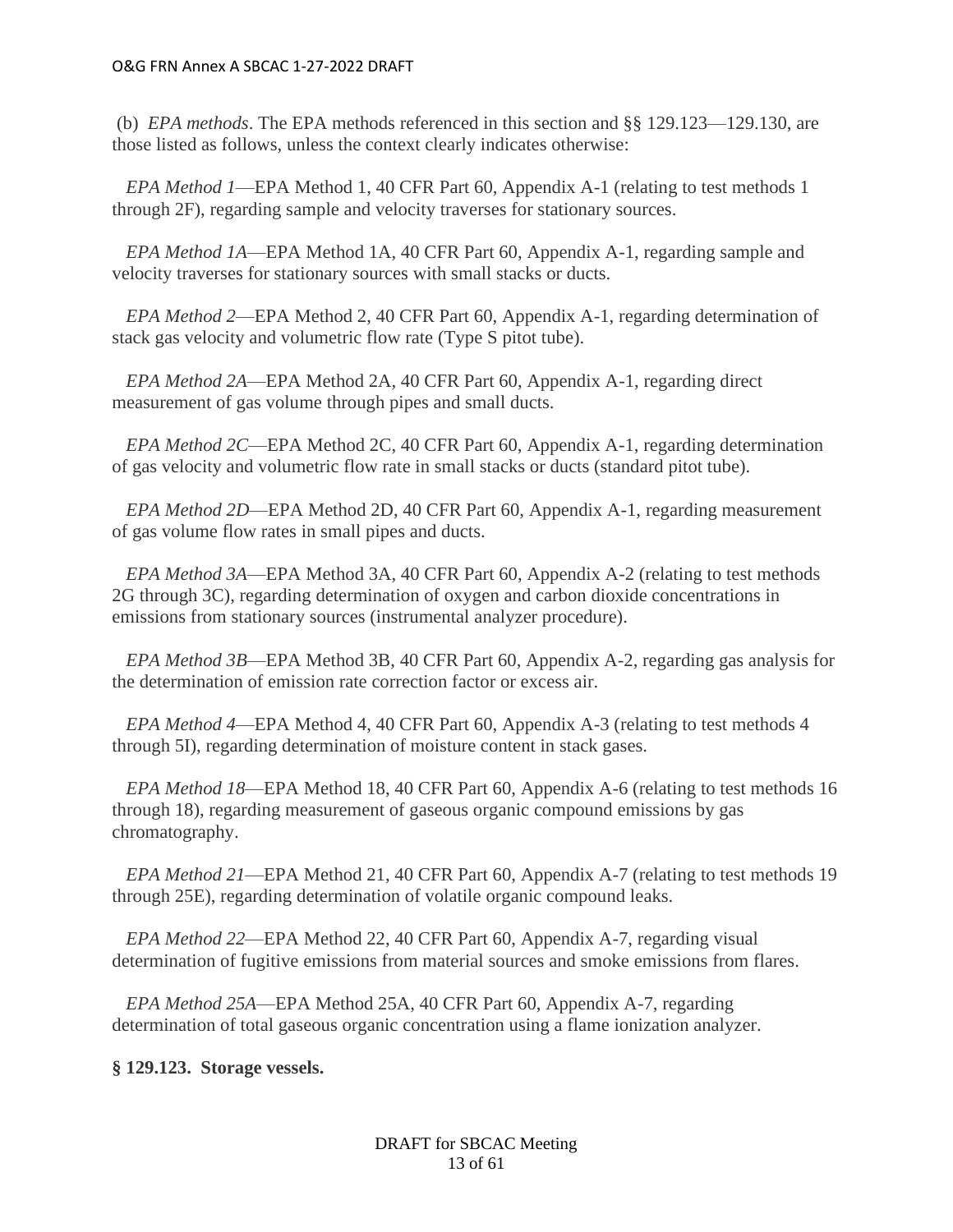(b) *EPA methods*. The EPA methods referenced in this section and §§ 129.123—129.130, are those listed as follows, unless the context clearly indicates otherwise:

*EPA Method 1*—EPA Method 1, 40 CFR Part 60, Appendix A-1 (relating to test methods 1 through 2F), regarding sample and velocity traverses for stationary sources.

*EPA Method 1A*—EPA Method 1A, 40 CFR Part 60, Appendix A-1, regarding sample and velocity traverses for stationary sources with small stacks or ducts.

*EPA Method 2*—EPA Method 2, 40 CFR Part 60, Appendix A-1, regarding determination of stack gas velocity and volumetric flow rate (Type S pitot tube).

*EPA Method 2A*—EPA Method 2A, 40 CFR Part 60, Appendix A-1, regarding direct measurement of gas volume through pipes and small ducts.

*EPA Method 2C*—EPA Method 2C, 40 CFR Part 60, Appendix A-1, regarding determination of gas velocity and volumetric flow rate in small stacks or ducts (standard pitot tube).

*EPA Method 2D*—EPA Method 2D, 40 CFR Part 60, Appendix A-1, regarding measurement of gas volume flow rates in small pipes and ducts.

*EPA Method 3A*—EPA Method 3A, 40 CFR Part 60, Appendix A-2 (relating to test methods 2G through 3C), regarding determination of oxygen and carbon dioxide concentrations in emissions from stationary sources (instrumental analyzer procedure).

*EPA Method 3B*—EPA Method 3B, 40 CFR Part 60, Appendix A-2, regarding gas analysis for the determination of emission rate correction factor or excess air.

*EPA Method 4*—EPA Method 4, 40 CFR Part 60, Appendix A-3 (relating to test methods 4 through 5I), regarding determination of moisture content in stack gases.

*EPA Method 18*—EPA Method 18, 40 CFR Part 60, Appendix A-6 (relating to test methods 16 through 18), regarding measurement of gaseous organic compound emissions by gas chromatography.

*EPA Method 21*—EPA Method 21, 40 CFR Part 60, Appendix A-7 (relating to test methods 19 through 25E), regarding determination of volatile organic compound leaks.

*EPA Method 22*—EPA Method 22, 40 CFR Part 60, Appendix A-7, regarding visual determination of fugitive emissions from material sources and smoke emissions from flares.

*EPA Method 25A*—EPA Method 25A, 40 CFR Part 60, Appendix A-7, regarding determination of total gaseous organic concentration using a flame ionization analyzer.

**§ 129.123. Storage vessels.**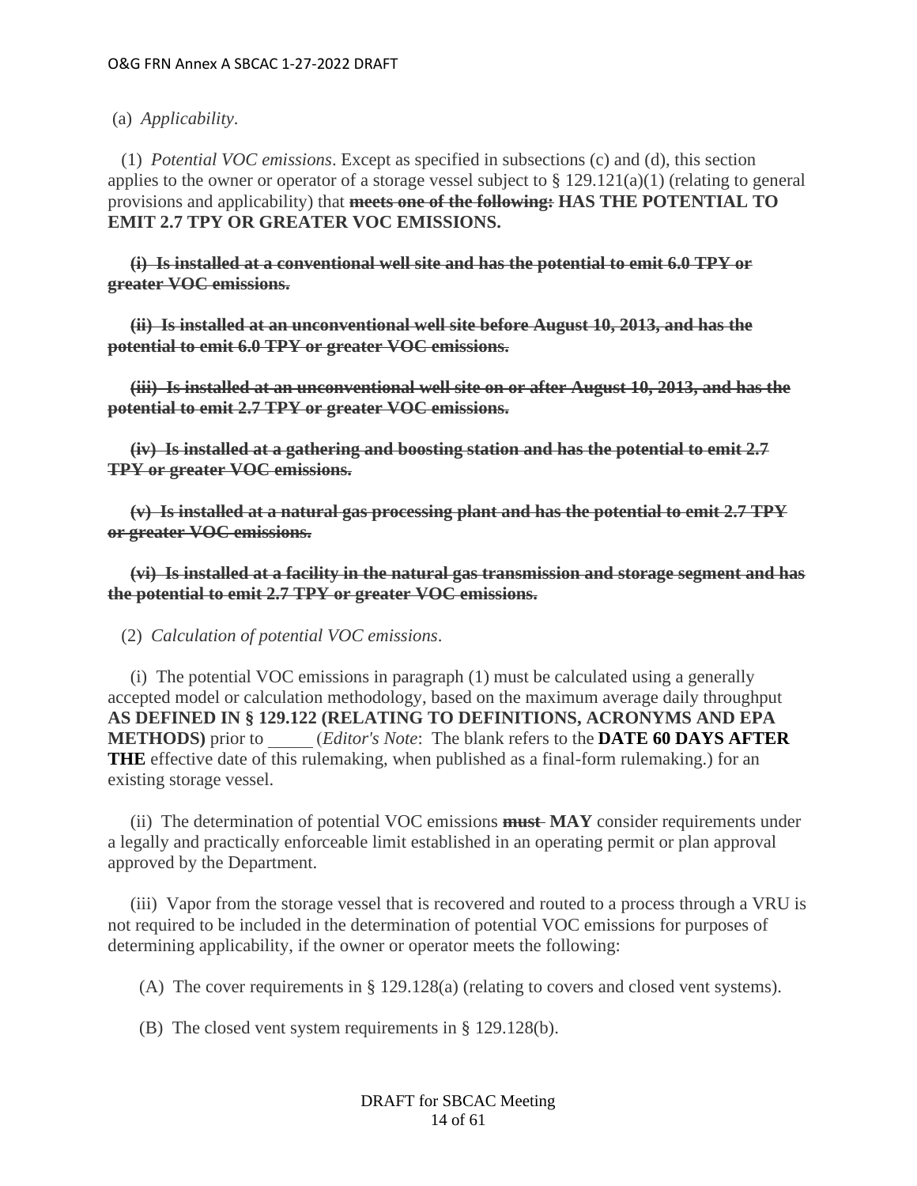(a) *Applicability*.

(1) *Potential VOC emissions*. Except as specified in subsections (c) and (d), this section applies to the owner or operator of a storage vessel subject to § 129.121(a)(1) (relating to general provisions and applicability) that ~~**meets one of the following:**~~ **HAS THE POTENTIAL TO EMIT 2.7 TPY OR GREATER VOC EMISSIONS.**

~~**(i) Is installed at a conventional well site and has the potential to emit 6.0 TPY or greater VOC emissions.**~~

~~**(ii) Is installed at an unconventional well site before August 10, 2013, and has the potential to emit 6.0 TPY or greater VOC emissions.**~~

~~**(iii) Is installed at an unconventional well site on or after August 10, 2013, and has the potential to emit 2.7 TPY or greater VOC emissions.**~~

~~**(iv) Is installed at a gathering and boosting station and has the potential to emit 2.7 TPY or greater VOC emissions.**~~

~~**(v) Is installed at a natural gas processing plant and has the potential to emit 2.7 TPY or greater VOC emissions.**~~

~~**(vi) Is installed at a facility in the natural gas transmission and storage segment and has the potential to emit 2.7 TPY or greater VOC emissions.**~~

(2) *Calculation of potential VOC emissions*.

(i) The potential VOC emissions in paragraph (1) must be calculated using a generally accepted model or calculation methodology, based on the maximum average daily throughput **AS DEFINED IN § 129.122 (RELATING TO DEFINITIONS, ACRONYMS AND EPA METHODS)** prior to _____ (*Editor's Note*: The blank refers to the **DATE 60 DAYS AFTER THE** effective date of this rulemaking, when published as a final-form rulemaking.) for an existing storage vessel.

(ii) The determination of potential VOC emissions ~~**must**~~ **MAY** consider requirements under a legally and practically enforceable limit established in an operating permit or plan approval approved by the Department.

(iii) Vapor from the storage vessel that is recovered and routed to a process through a VRU is not required to be included in the determination of potential VOC emissions for purposes of determining applicability, if the owner or operator meets the following:

(A) The cover requirements in § 129.128(a) (relating to covers and closed vent systems).

(B) The closed vent system requirements in § 129.128(b).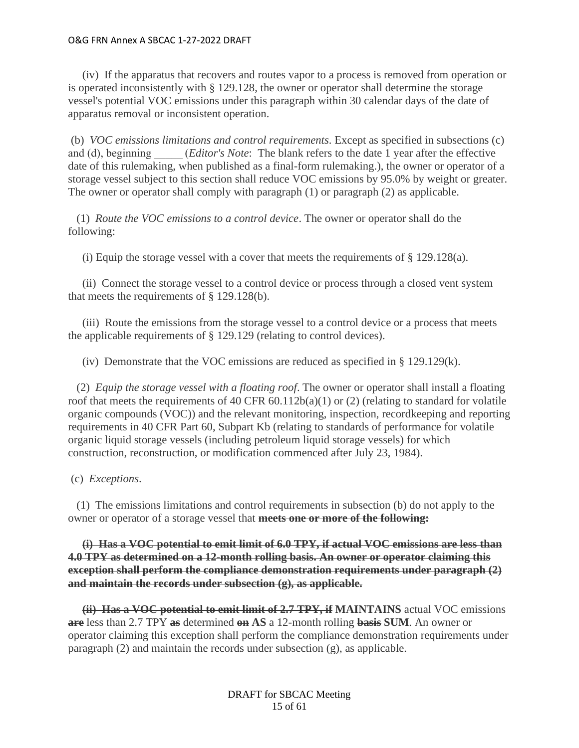(iv) If the apparatus that recovers and routes vapor to a process is removed from operation or is operated inconsistently with § 129.128, the owner or operator shall determine the storage vessel's potential VOC emissions under this paragraph within 30 calendar days of the date of apparatus removal or inconsistent operation.

(b) *VOC emissions limitations and control requirements*. Except as specified in subsections (c) and (d), beginning _____ (*Editor's Note*: The blank refers to the date 1 year after the effective date of this rulemaking, when published as a final-form rulemaking.), the owner or operator of a storage vessel subject to this section shall reduce VOC emissions by 95.0% by weight or greater. The owner or operator shall comply with paragraph (1) or paragraph (2) as applicable.

(1) *Route the VOC emissions to a control device*. The owner or operator shall do the following:

(i) Equip the storage vessel with a cover that meets the requirements of § 129.128(a).

(ii) Connect the storage vessel to a control device or process through a closed vent system that meets the requirements of § 129.128(b).

(iii) Route the emissions from the storage vessel to a control device or a process that meets the applicable requirements of § 129.129 (relating to control devices).

(iv) Demonstrate that the VOC emissions are reduced as specified in § 129.129(k).

(2) *Equip the storage vessel with a floating roof*. The owner or operator shall install a floating roof that meets the requirements of 40 CFR 60.112b(a)(1) or (2) (relating to standard for volatile organic compounds (VOC)) and the relevant monitoring, inspection, recordkeeping and reporting requirements in 40 CFR Part 60, Subpart Kb (relating to standards of performance for volatile organic liquid storage vessels (including petroleum liquid storage vessels) for which construction, reconstruction, or modification commenced after July 23, 1984).

(c) *Exceptions*.

(1) The emissions limitations and control requirements in subsection (b) do not apply to the owner or operator of a storage vessel that ~~**meets one or more of the following:**~~

~~**(i) Has a VOC potential to emit limit of 6.0 TPY, if actual VOC emissions are less than 4.0 TPY as determined on a 12-month rolling basis. An owner or operator claiming this exception shall perform the compliance demonstration requirements under paragraph (2) and maintain the records under subsection (g), as applicable.**~~

~~**(ii) Has a VOC potential to emit limit of 2.7 TPY, if**~~ **MAINTAINS** actual VOC emissions ~~**are**~~ less than 2.7 TPY ~~**as**~~ determined ~~**on**~~ **AS** a 12-month rolling ~~**basis**~~ **SUM**. An owner or operator claiming this exception shall perform the compliance demonstration requirements under paragraph (2) and maintain the records under subsection (g), as applicable.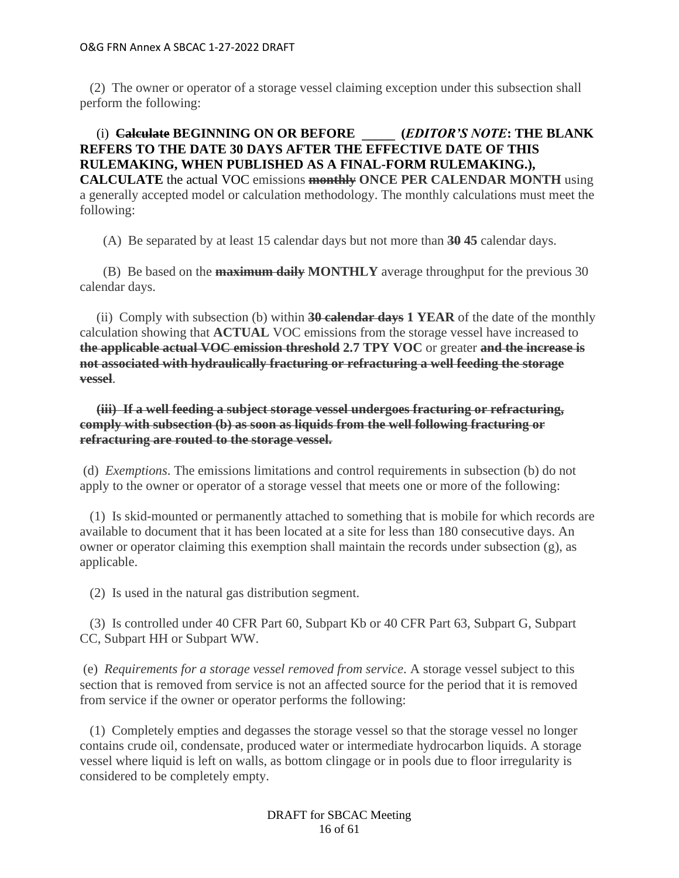(2) The owner or operator of a storage vessel claiming exception under this subsection shall perform the following:

(i) ~~Calculate~~ **BEGINNING ON OR BEFORE _____ (*EDITOR'S NOTE*: THE BLANK REFERS TO THE DATE 30 DAYS AFTER THE EFFECTIVE DATE OF THIS RULEMAKING, WHEN PUBLISHED AS A FINAL-FORM RULEMAKING.), CALCULATE** the actual VOC emissions ~~monthly~~ **ONCE PER CALENDAR MONTH** using a generally accepted model or calculation methodology. The monthly calculations must meet the following:

(A) Be separated by at least 15 calendar days but not more than ~~30~~ **45** calendar days.

(B) Be based on the ~~maximum daily~~ **MONTHLY** average throughput for the previous 30 calendar days.

(ii) Comply with subsection (b) within ~~30 calendar days~~ **1 YEAR** of the date of the monthly calculation showing that **ACTUAL** VOC emissions from the storage vessel have increased to ~~the applicable actual VOC emission threshold~~ **2.7 TPY VOC** or greater ~~and the increase is not associated with hydraulically fracturing or refracturing a well feeding the storage vessel~~.

~~(iii) If a well feeding a subject storage vessel undergoes fracturing or refracturing, comply with subsection (b) as soon as liquids from the well following fracturing or refracturing are routed to the storage vessel.~~

(d) *Exemptions*. The emissions limitations and control requirements in subsection (b) do not apply to the owner or operator of a storage vessel that meets one or more of the following:

(1) Is skid-mounted or permanently attached to something that is mobile for which records are available to document that it has been located at a site for less than 180 consecutive days. An owner or operator claiming this exemption shall maintain the records under subsection (g), as applicable.

(2) Is used in the natural gas distribution segment.

(3) Is controlled under 40 CFR Part 60, Subpart Kb or 40 CFR Part 63, Subpart G, Subpart CC, Subpart HH or Subpart WW.

(e) *Requirements for a storage vessel removed from service*. A storage vessel subject to this section that is removed from service is not an affected source for the period that it is removed from service if the owner or operator performs the following:

(1) Completely empties and degasses the storage vessel so that the storage vessel no longer contains crude oil, condensate, produced water or intermediate hydrocarbon liquids. A storage vessel where liquid is left on walls, as bottom clingage or in pools due to floor irregularity is considered to be completely empty.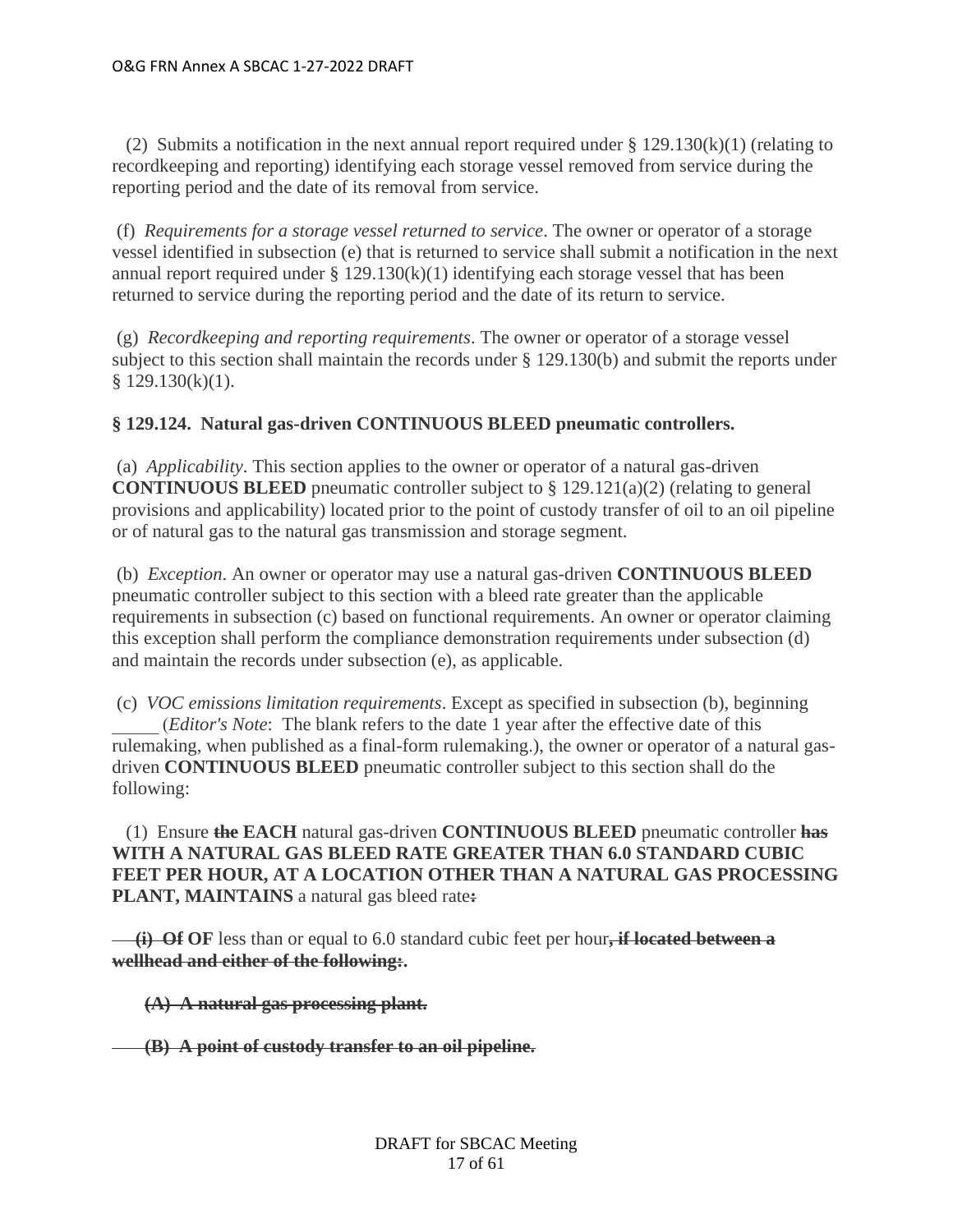(2) Submits a notification in the next annual report required under § 129.130(k)(1) (relating to recordkeeping and reporting) identifying each storage vessel removed from service during the reporting period and the date of its removal from service.

(f) *Requirements for a storage vessel returned to service*. The owner or operator of a storage vessel identified in subsection (e) that is returned to service shall submit a notification in the next annual report required under § 129.130(k)(1) identifying each storage vessel that has been returned to service during the reporting period and the date of its return to service.

(g) *Recordkeeping and reporting requirements*. The owner or operator of a storage vessel subject to this section shall maintain the records under § 129.130(b) and submit the reports under § 129.130(k)(1).

**§ 129.124. Natural gas-driven CONTINUOUS BLEED pneumatic controllers.**

(a) *Applicability*. This section applies to the owner or operator of a natural gas-driven **CONTINUOUS BLEED** pneumatic controller subject to § 129.121(a)(2) (relating to general provisions and applicability) located prior to the point of custody transfer of oil to an oil pipeline or of natural gas to the natural gas transmission and storage segment.

(b) *Exception*. An owner or operator may use a natural gas-driven **CONTINUOUS BLEED** pneumatic controller subject to this section with a bleed rate greater than the applicable requirements in subsection (c) based on functional requirements. An owner or operator claiming this exception shall perform the compliance demonstration requirements under subsection (d) and maintain the records under subsection (e), as applicable.

(c) *VOC emissions limitation requirements*. Except as specified in subsection (b), beginning _____ (*Editor's Note*: The blank refers to the date 1 year after the effective date of this rulemaking, when published as a final-form rulemaking.), the owner or operator of a natural gas-driven **CONTINUOUS BLEED** pneumatic controller subject to this section shall do the following:

(1) Ensure ~~the~~ **EACH** natural gas-driven **CONTINUOUS BLEED** pneumatic controller ~~**has**~~ **WITH A NATURAL GAS BLEED RATE GREATER THAN 6.0 STANDARD CUBIC FEET PER HOUR, AT A LOCATION OTHER THAN A NATURAL GAS PROCESSING PLANT, MAINTAINS** a natural gas bleed rate~~**:**~~

~~**(i) Of**~~ **OF** less than or equal to 6.0 standard cubic feet per hour~~**, if located between a wellhead and either of the following:**~~**.**

~~**(A) A natural gas processing plant.**~~

~~**(B) A point of custody transfer to an oil pipeline.**~~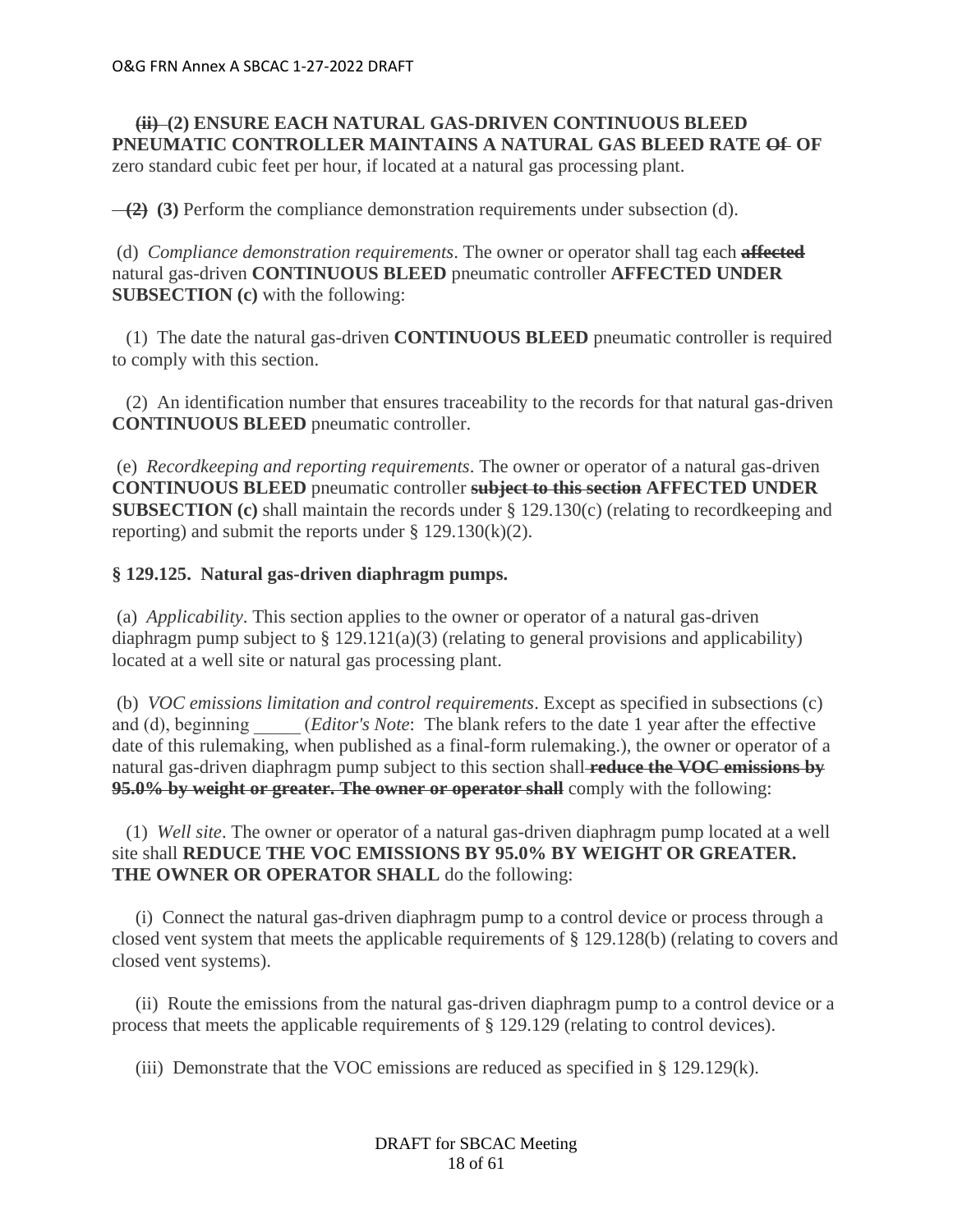~~(ii)~~ **(2) ENSURE EACH NATURAL GAS-DRIVEN CONTINUOUS BLEED PNEUMATIC CONTROLLER MAINTAINS A NATURAL GAS BLEED RATE** ~~Of~~ **OF** zero standard cubic feet per hour, if located at a natural gas processing plant.

~~(2)~~ **(3)** Perform the compliance demonstration requirements under subsection (d).

(d) *Compliance demonstration requirements*. The owner or operator shall tag each ~~**affected**~~ natural gas-driven **CONTINUOUS BLEED** pneumatic controller **AFFECTED UNDER SUBSECTION (c)** with the following:

(1) The date the natural gas-driven **CONTINUOUS BLEED** pneumatic controller is required to comply with this section.

(2) An identification number that ensures traceability to the records for that natural gas-driven **CONTINUOUS BLEED** pneumatic controller.

(e) *Recordkeeping and reporting requirements*. The owner or operator of a natural gas-driven **CONTINUOUS BLEED** pneumatic controller ~~**subject to this section**~~ **AFFECTED UNDER SUBSECTION (c)** shall maintain the records under § 129.130(c) (relating to recordkeeping and reporting) and submit the reports under § 129.130(k)(2).

**§ 129.125. Natural gas-driven diaphragm pumps.**

(a) *Applicability*. This section applies to the owner or operator of a natural gas-driven diaphragm pump subject to § 129.121(a)(3) (relating to general provisions and applicability) located at a well site or natural gas processing plant.

(b) *VOC emissions limitation and control requirements*. Except as specified in subsections (c) and (d), beginning _____ (*Editor's Note*: The blank refers to the date 1 year after the effective date of this rulemaking, when published as a final-form rulemaking.), the owner or operator of a natural gas-driven diaphragm pump subject to this section shall ~~**reduce the VOC emissions by 95.0% by weight or greater. The owner or operator shall**~~ comply with the following:

(1) *Well site*. The owner or operator of a natural gas-driven diaphragm pump located at a well site shall **REDUCE THE VOC EMISSIONS BY 95.0% BY WEIGHT OR GREATER. THE OWNER OR OPERATOR SHALL** do the following:

(i) Connect the natural gas-driven diaphragm pump to a control device or process through a closed vent system that meets the applicable requirements of § 129.128(b) (relating to covers and closed vent systems).

(ii) Route the emissions from the natural gas-driven diaphragm pump to a control device or a process that meets the applicable requirements of § 129.129 (relating to control devices).

(iii) Demonstrate that the VOC emissions are reduced as specified in § 129.129(k).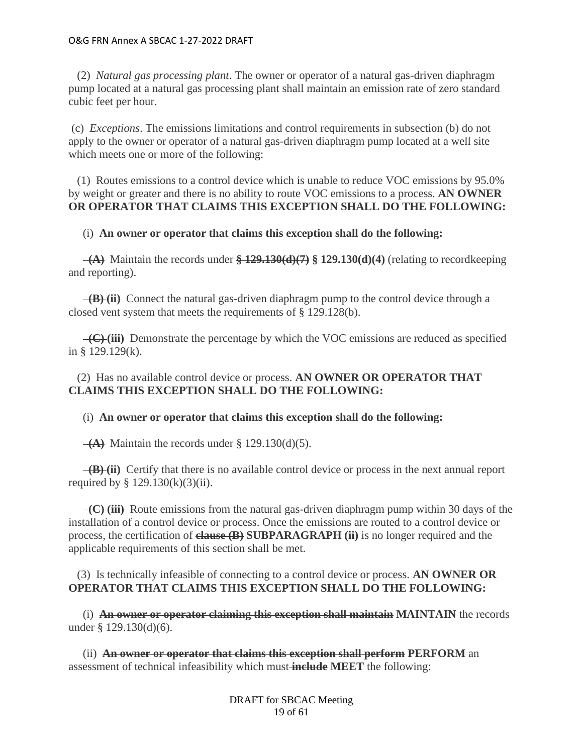(2) *Natural gas processing plant*. The owner or operator of a natural gas-driven diaphragm pump located at a natural gas processing plant shall maintain an emission rate of zero standard cubic feet per hour.

(c) *Exceptions*. The emissions limitations and control requirements in subsection (b) do not apply to the owner or operator of a natural gas-driven diaphragm pump located at a well site which meets one or more of the following:

(1) Routes emissions to a control device which is unable to reduce VOC emissions by 95.0% by weight or greater and there is no ability to route VOC emissions to a process. **AN OWNER OR OPERATOR THAT CLAIMS THIS EXCEPTION SHALL DO THE FOLLOWING:**

(i) ~~**An owner or operator that claims this exception shall do the following:**~~

~~**(A)**~~ Maintain the records under ~~**§ 129.130(d)(7)**~~ **§ 129.130(d)(4)** (relating to recordkeeping and reporting).

~~**(B)**~~ **(ii)** Connect the natural gas-driven diaphragm pump to the control device through a closed vent system that meets the requirements of § 129.128(b).

~~**(C)**~~ **(iii)** Demonstrate the percentage by which the VOC emissions are reduced as specified in § 129.129(k).

(2) Has no available control device or process. **AN OWNER OR OPERATOR THAT CLAIMS THIS EXCEPTION SHALL DO THE FOLLOWING:**

(i) ~~**An owner or operator that claims this exception shall do the following:**~~

~~**(A)**~~ Maintain the records under § 129.130(d)(5).

~~**(B)**~~ **(ii)** Certify that there is no available control device or process in the next annual report required by § 129.130(k)(3)(ii).

~~**(C)**~~ **(iii)** Route emissions from the natural gas-driven diaphragm pump within 30 days of the installation of a control device or process. Once the emissions are routed to a control device or process, the certification of ~~**clause (B)**~~ **SUBPARAGRAPH (ii)** is no longer required and the applicable requirements of this section shall be met.

(3) Is technically infeasible of connecting to a control device or process. **AN OWNER OR OPERATOR THAT CLAIMS THIS EXCEPTION SHALL DO THE FOLLOWING:**

(i) ~~**An owner or operator claiming this exception shall maintain**~~ **MAINTAIN** the records under § 129.130(d)(6).

(ii) ~~**An owner or operator that claims this exception shall perform**~~ **PERFORM** an assessment of technical infeasibility which must ~~**include**~~ **MEET** the following: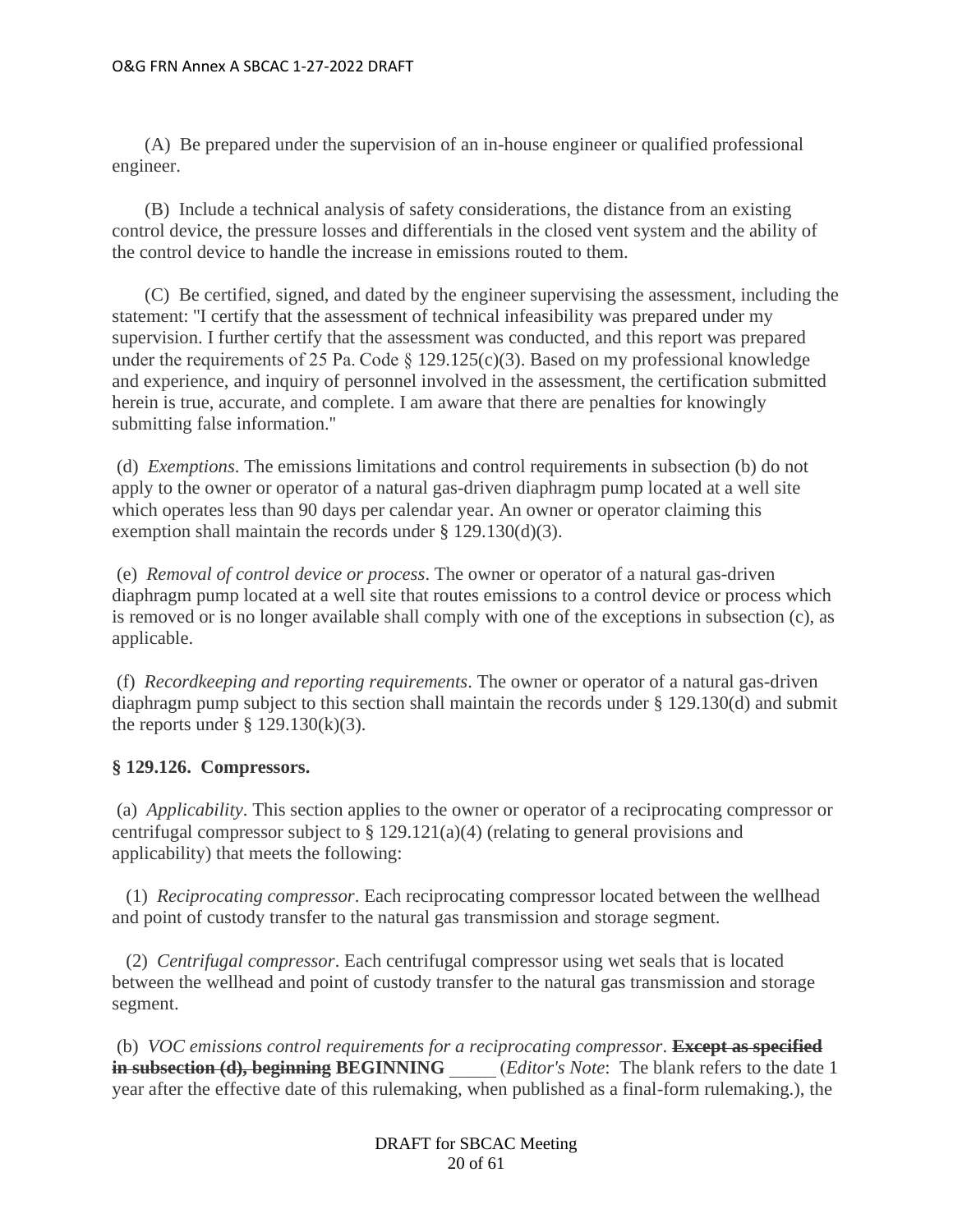(A) Be prepared under the supervision of an in-house engineer or qualified professional engineer.

(B) Include a technical analysis of safety considerations, the distance from an existing control device, the pressure losses and differentials in the closed vent system and the ability of the control device to handle the increase in emissions routed to them.

(C) Be certified, signed, and dated by the engineer supervising the assessment, including the statement: "I certify that the assessment of technical infeasibility was prepared under my supervision. I further certify that the assessment was conducted, and this report was prepared under the requirements of 25 Pa. Code § 129.125(c)(3). Based on my professional knowledge and experience, and inquiry of personnel involved in the assessment, the certification submitted herein is true, accurate, and complete. I am aware that there are penalties for knowingly submitting false information."

(d) *Exemptions*. The emissions limitations and control requirements in subsection (b) do not apply to the owner or operator of a natural gas-driven diaphragm pump located at a well site which operates less than 90 days per calendar year. An owner or operator claiming this exemption shall maintain the records under § 129.130(d)(3).

(e) *Removal of control device or process*. The owner or operator of a natural gas-driven diaphragm pump located at a well site that routes emissions to a control device or process which is removed or is no longer available shall comply with one of the exceptions in subsection (c), as applicable.

(f) *Recordkeeping and reporting requirements*. The owner or operator of a natural gas-driven diaphragm pump subject to this section shall maintain the records under § 129.130(d) and submit the reports under § 129.130(k)(3).

**§ 129.126. Compressors.**

(a) *Applicability*. This section applies to the owner or operator of a reciprocating compressor or centrifugal compressor subject to § 129.121(a)(4) (relating to general provisions and applicability) that meets the following:

(1) *Reciprocating compressor*. Each reciprocating compressor located between the wellhead and point of custody transfer to the natural gas transmission and storage segment.

(2) *Centrifugal compressor*. Each centrifugal compressor using wet seals that is located between the wellhead and point of custody transfer to the natural gas transmission and storage segment.

(b) *VOC emissions control requirements for a reciprocating compressor*. ~~**Except as specified in subsection (d), beginning**~~ **BEGINNING** _____ (*Editor's Note*: The blank refers to the date 1 year after the effective date of this rulemaking, when published as a final-form rulemaking.), the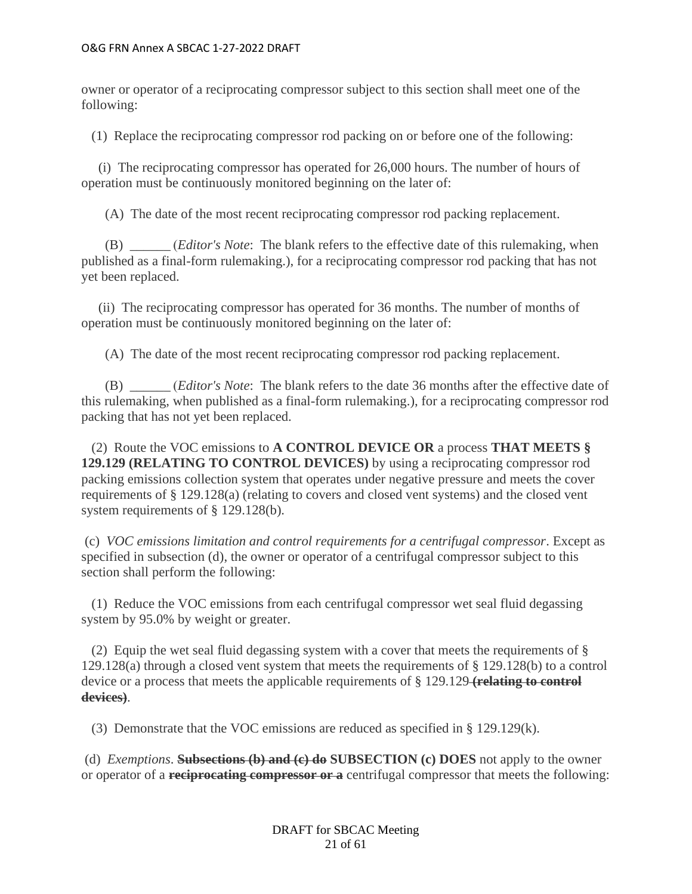owner or operator of a reciprocating compressor subject to this section shall meet one of the following:

(1) Replace the reciprocating compressor rod packing on or before one of the following:

(i) The reciprocating compressor has operated for 26,000 hours. The number of hours of operation must be continuously monitored beginning on the later of:

(A) The date of the most recent reciprocating compressor rod packing replacement.

(B) ______ (*Editor's Note*: The blank refers to the effective date of this rulemaking, when published as a final-form rulemaking.), for a reciprocating compressor rod packing that has not yet been replaced.

(ii) The reciprocating compressor has operated for 36 months. The number of months of operation must be continuously monitored beginning on the later of:

(A) The date of the most recent reciprocating compressor rod packing replacement.

(B) ______ (*Editor's Note*: The blank refers to the date 36 months after the effective date of this rulemaking, when published as a final-form rulemaking.), for a reciprocating compressor rod packing that has not yet been replaced.

(2) Route the VOC emissions to **A CONTROL DEVICE OR** a process **THAT MEETS § 129.129 (RELATING TO CONTROL DEVICES)** by using a reciprocating compressor rod packing emissions collection system that operates under negative pressure and meets the cover requirements of § 129.128(a) (relating to covers and closed vent systems) and the closed vent system requirements of § 129.128(b).

(c) *VOC emissions limitation and control requirements for a centrifugal compressor*. Except as specified in subsection (d), the owner or operator of a centrifugal compressor subject to this section shall perform the following:

(1) Reduce the VOC emissions from each centrifugal compressor wet seal fluid degassing system by 95.0% by weight or greater.

(2) Equip the wet seal fluid degassing system with a cover that meets the requirements of § 129.128(a) through a closed vent system that meets the requirements of § 129.128(b) to a control device or a process that meets the applicable requirements of § 129.129 ~~**(relating to control devices)**~~.

(3) Demonstrate that the VOC emissions are reduced as specified in § 129.129(k).

(d) *Exemptions*. ~~**Subsections (b) and (c) do**~~ **SUBSECTION (c) DOES** not apply to the owner or operator of a ~~**reciprocating compressor or a**~~ centrifugal compressor that meets the following: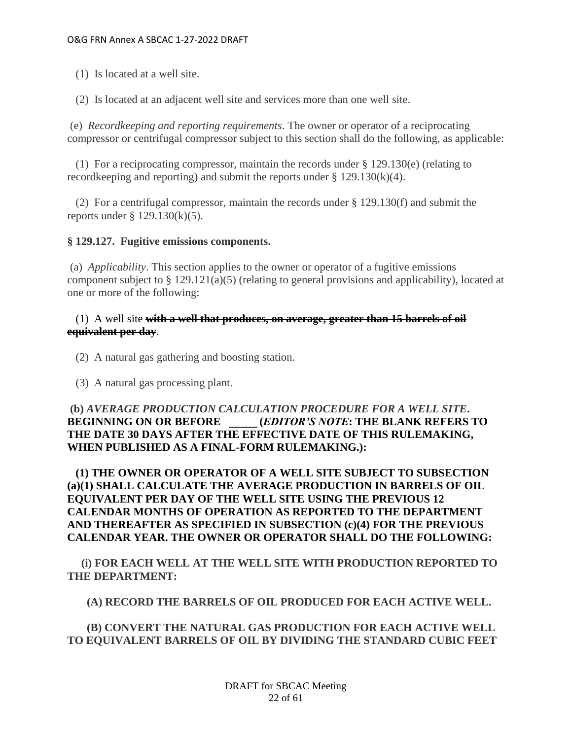(1) Is located at a well site.

(2) Is located at an adjacent well site and services more than one well site.

(e) *Recordkeeping and reporting requirements*. The owner or operator of a reciprocating compressor or centrifugal compressor subject to this section shall do the following, as applicable:

(1) For a reciprocating compressor, maintain the records under § 129.130(e) (relating to recordkeeping and reporting) and submit the reports under § 129.130(k)(4).

(2) For a centrifugal compressor, maintain the records under § 129.130(f) and submit the reports under § 129.130(k)(5).

**§ 129.127. Fugitive emissions components.**

(a) *Applicability*. This section applies to the owner or operator of a fugitive emissions component subject to § 129.121(a)(5) (relating to general provisions and applicability), located at one or more of the following:

(1) A well site ~~**with a well that produces, on average, greater than 15 barrels of oil equivalent per day**~~.

(2) A natural gas gathering and boosting station.

(3) A natural gas processing plant.

**(b) *AVERAGE PRODUCTION CALCULATION PROCEDURE FOR A WELL SITE*. BEGINNING ON OR BEFORE \_\_\_\_\_ (*EDITOR'S NOTE*: THE BLANK REFERS TO THE DATE 30 DAYS AFTER THE EFFECTIVE DATE OF THIS RULEMAKING, WHEN PUBLISHED AS A FINAL-FORM RULEMAKING.):**

**(1) THE OWNER OR OPERATOR OF A WELL SITE SUBJECT TO SUBSECTION (a)(1) SHALL CALCULATE THE AVERAGE PRODUCTION IN BARRELS OF OIL EQUIVALENT PER DAY OF THE WELL SITE USING THE PREVIOUS 12 CALENDAR MONTHS OF OPERATION AS REPORTED TO THE DEPARTMENT AND THEREAFTER AS SPECIFIED IN SUBSECTION (c)(4) FOR THE PREVIOUS CALENDAR YEAR. THE OWNER OR OPERATOR SHALL DO THE FOLLOWING:**

**(i) FOR EACH WELL AT THE WELL SITE WITH PRODUCTION REPORTED TO THE DEPARTMENT:**

**(A) RECORD THE BARRELS OF OIL PRODUCED FOR EACH ACTIVE WELL.**

**(B) CONVERT THE NATURAL GAS PRODUCTION FOR EACH ACTIVE WELL TO EQUIVALENT BARRELS OF OIL BY DIVIDING THE STANDARD CUBIC FEET**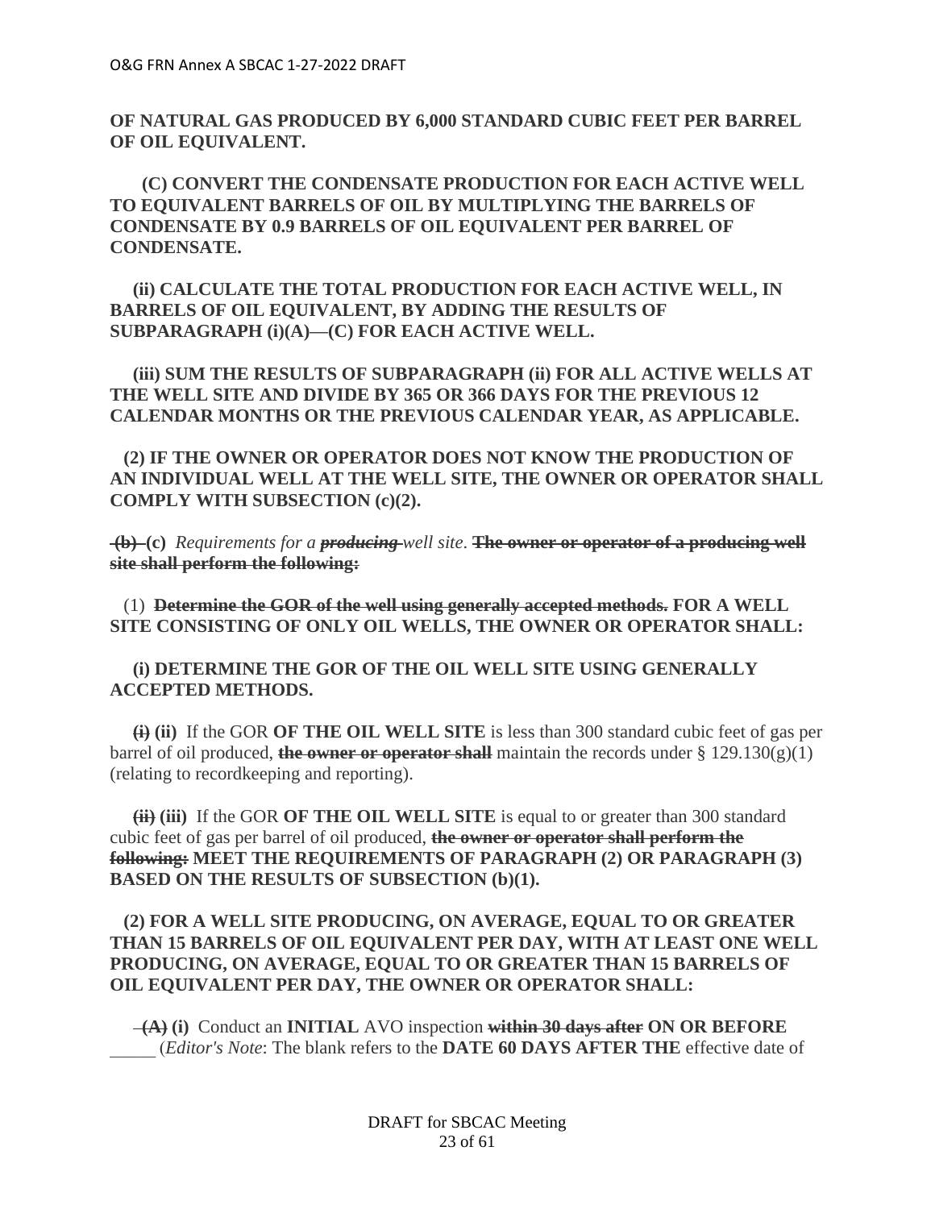**OF NATURAL GAS PRODUCED BY 6,000 STANDARD CUBIC FEET PER BARREL OF OIL EQUIVALENT.**

**(C) CONVERT THE CONDENSATE PRODUCTION FOR EACH ACTIVE WELL TO EQUIVALENT BARRELS OF OIL BY MULTIPLYING THE BARRELS OF CONDENSATE BY 0.9 BARRELS OF OIL EQUIVALENT PER BARREL OF CONDENSATE.**

**(ii) CALCULATE THE TOTAL PRODUCTION FOR EACH ACTIVE WELL, IN BARRELS OF OIL EQUIVALENT, BY ADDING THE RESULTS OF SUBPARAGRAPH (i)(A)—(C) FOR EACH ACTIVE WELL.**

**(iii) SUM THE RESULTS OF SUBPARAGRAPH (ii) FOR ALL ACTIVE WELLS AT THE WELL SITE AND DIVIDE BY 365 OR 366 DAYS FOR THE PREVIOUS 12 CALENDAR MONTHS OR THE PREVIOUS CALENDAR YEAR, AS APPLICABLE.**

**(2) IF THE OWNER OR OPERATOR DOES NOT KNOW THE PRODUCTION OF AN INDIVIDUAL WELL AT THE WELL SITE, THE OWNER OR OPERATOR SHALL COMPLY WITH SUBSECTION (c)(2).**

~~(b)~~ **(c)** *Requirements for a* ~~***producing***~~ *well site*. ~~**The owner or operator of a producing well site shall perform the following:**~~

(1) ~~**Determine the GOR of the well using generally accepted methods.**~~ **FOR A WELL SITE CONSISTING OF ONLY OIL WELLS, THE OWNER OR OPERATOR SHALL:**

**(i) DETERMINE THE GOR OF THE OIL WELL SITE USING GENERALLY ACCEPTED METHODS.**

~~**(i)**~~ **(ii)** If the GOR **OF THE OIL WELL SITE** is less than 300 standard cubic feet of gas per barrel of oil produced, ~~**the owner or operator shall**~~ maintain the records under § 129.130(g)(1) (relating to recordkeeping and reporting).

~~**(ii)**~~ **(iii)** If the GOR **OF THE OIL WELL SITE** is equal to or greater than 300 standard cubic feet of gas per barrel of oil produced, ~~**the owner or operator shall perform the following:**~~ **MEET THE REQUIREMENTS OF PARAGRAPH (2) OR PARAGRAPH (3) BASED ON THE RESULTS OF SUBSECTION (b)(1).**

**(2) FOR A WELL SITE PRODUCING, ON AVERAGE, EQUAL TO OR GREATER THAN 15 BARRELS OF OIL EQUIVALENT PER DAY, WITH AT LEAST ONE WELL PRODUCING, ON AVERAGE, EQUAL TO OR GREATER THAN 15 BARRELS OF OIL EQUIVALENT PER DAY, THE OWNER OR OPERATOR SHALL:**

~~**(A)**~~ **(i)** Conduct an **INITIAL** AVO inspection ~~**within 30 days after**~~ **ON OR BEFORE** _____ (*Editor's Note*: The blank refers to the **DATE 60 DAYS AFTER THE** effective date of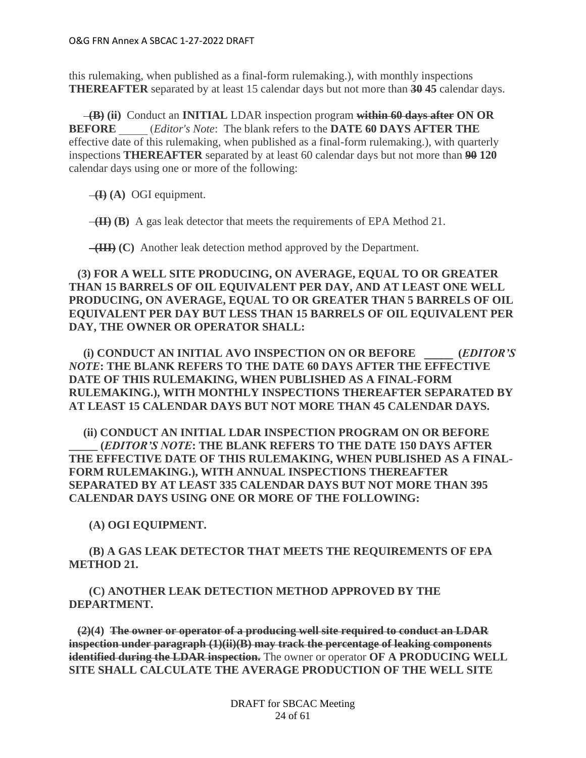this rulemaking, when published as a final-form rulemaking.), with monthly inspections **THEREAFTER** separated by at least 15 calendar days but not more than ~~30~~ **45** calendar days.

~~(B)~~ **(ii)** Conduct an **INITIAL** LDAR inspection program ~~**within 60 days after**~~ **ON OR BEFORE** _____ (*Editor's Note*: The blank refers to the **DATE 60 DAYS AFTER THE** effective date of this rulemaking, when published as a final-form rulemaking.), with quarterly inspections **THEREAFTER** separated by at least 60 calendar days but not more than ~~90~~ **120** calendar days using one or more of the following:

~~(I)~~ **(A)** OGI equipment.

~~(II)~~ **(B)** A gas leak detector that meets the requirements of EPA Method 21.

~~(III)~~ **(C)** Another leak detection method approved by the Department.

**(3) FOR A WELL SITE PRODUCING, ON AVERAGE, EQUAL TO OR GREATER THAN 15 BARRELS OF OIL EQUIVALENT PER DAY, AND AT LEAST ONE WELL PRODUCING, ON AVERAGE, EQUAL TO OR GREATER THAN 5 BARRELS OF OIL EQUIVALENT PER DAY BUT LESS THAN 15 BARRELS OF OIL EQUIVALENT PER DAY, THE OWNER OR OPERATOR SHALL:**

**(i) CONDUCT AN INITIAL AVO INSPECTION ON OR BEFORE _____ (*EDITOR'S NOTE*: THE BLANK REFERS TO THE DATE 60 DAYS AFTER THE EFFECTIVE DATE OF THIS RULEMAKING, WHEN PUBLISHED AS A FINAL-FORM RULEMAKING.), WITH MONTHLY INSPECTIONS THEREAFTER SEPARATED BY AT LEAST 15 CALENDAR DAYS BUT NOT MORE THAN 45 CALENDAR DAYS.**

**(ii) CONDUCT AN INITIAL LDAR INSPECTION PROGRAM ON OR BEFORE _____ (*EDITOR'S NOTE*: THE BLANK REFERS TO THE DATE 150 DAYS AFTER THE EFFECTIVE DATE OF THIS RULEMAKING, WHEN PUBLISHED AS A FINAL-FORM RULEMAKING.), WITH ANNUAL INSPECTIONS THEREAFTER SEPARATED BY AT LEAST 335 CALENDAR DAYS BUT NOT MORE THAN 395 CALENDAR DAYS USING ONE OR MORE OF THE FOLLOWING:**

**(A) OGI EQUIPMENT.**

**(B) A GAS LEAK DETECTOR THAT MEETS THE REQUIREMENTS OF EPA METHOD 21.**

**(C) ANOTHER LEAK DETECTION METHOD APPROVED BY THE DEPARTMENT.**

~~(2)~~**(4)** ~~**The owner or operator of a producing well site required to conduct an LDAR inspection under paragraph (1)(ii)(B) may track the percentage of leaking components identified during the LDAR inspection.**~~ The owner or operator **OF A PRODUCING WELL SITE SHALL CALCULATE THE AVERAGE PRODUCTION OF THE WELL SITE**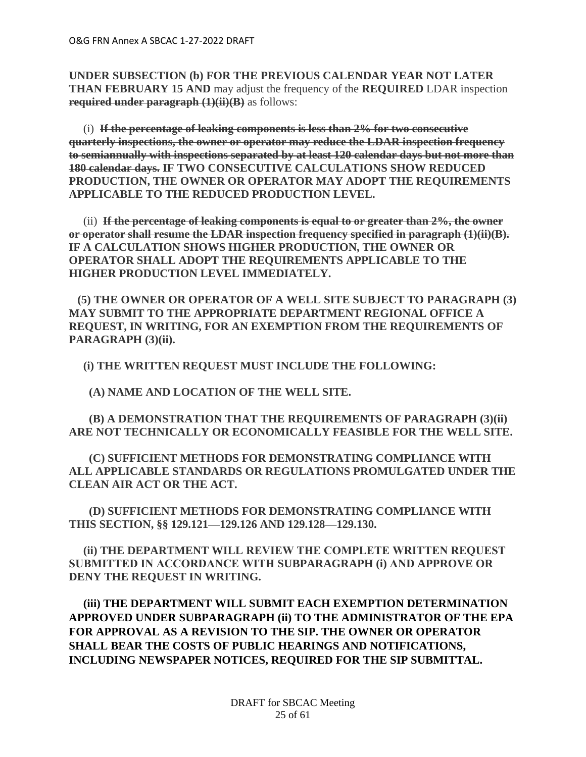**UNDER SUBSECTION (b) FOR THE PREVIOUS CALENDAR YEAR NOT LATER THAN FEBRUARY 15 AND** may adjust the frequency of the **REQUIRED** LDAR inspection ~~**required under paragraph (1)(ii)(B)**~~ as follows:

(i) ~~**If the percentage of leaking components is less than 2% for two consecutive quarterly inspections, the owner or operator may reduce the LDAR inspection frequency to semiannually with inspections separated by at least 120 calendar days but not more than 180 calendar days.**~~ **IF TWO CONSECUTIVE CALCULATIONS SHOW REDUCED PRODUCTION, THE OWNER OR OPERATOR MAY ADOPT THE REQUIREMENTS APPLICABLE TO THE REDUCED PRODUCTION LEVEL.**

(ii) ~~**If the percentage of leaking components is equal to or greater than 2%, the owner or operator shall resume the LDAR inspection frequency specified in paragraph (1)(ii)(B).**~~ **IF A CALCULATION SHOWS HIGHER PRODUCTION, THE OWNER OR OPERATOR SHALL ADOPT THE REQUIREMENTS APPLICABLE TO THE HIGHER PRODUCTION LEVEL IMMEDIATELY.**

**(5) THE OWNER OR OPERATOR OF A WELL SITE SUBJECT TO PARAGRAPH (3) MAY SUBMIT TO THE APPROPRIATE DEPARTMENT REGIONAL OFFICE A REQUEST, IN WRITING, FOR AN EXEMPTION FROM THE REQUIREMENTS OF PARAGRAPH (3)(ii).**

**(i) THE WRITTEN REQUEST MUST INCLUDE THE FOLLOWING:**

**(A) NAME AND LOCATION OF THE WELL SITE.**

**(B) A DEMONSTRATION THAT THE REQUIREMENTS OF PARAGRAPH (3)(ii) ARE NOT TECHNICALLY OR ECONOMICALLY FEASIBLE FOR THE WELL SITE.**

**(C) SUFFICIENT METHODS FOR DEMONSTRATING COMPLIANCE WITH ALL APPLICABLE STANDARDS OR REGULATIONS PROMULGATED UNDER THE CLEAN AIR ACT OR THE ACT.**

**(D) SUFFICIENT METHODS FOR DEMONSTRATING COMPLIANCE WITH THIS SECTION, §§ 129.121—129.126 AND 129.128—129.130.**

**(ii) THE DEPARTMENT WILL REVIEW THE COMPLETE WRITTEN REQUEST SUBMITTED IN ACCORDANCE WITH SUBPARAGRAPH (i) AND APPROVE OR DENY THE REQUEST IN WRITING.**

**(iii) THE DEPARTMENT WILL SUBMIT EACH EXEMPTION DETERMINATION APPROVED UNDER SUBPARAGRAPH (ii) TO THE ADMINISTRATOR OF THE EPA FOR APPROVAL AS A REVISION TO THE SIP. THE OWNER OR OPERATOR SHALL BEAR THE COSTS OF PUBLIC HEARINGS AND NOTIFICATIONS, INCLUDING NEWSPAPER NOTICES, REQUIRED FOR THE SIP SUBMITTAL.**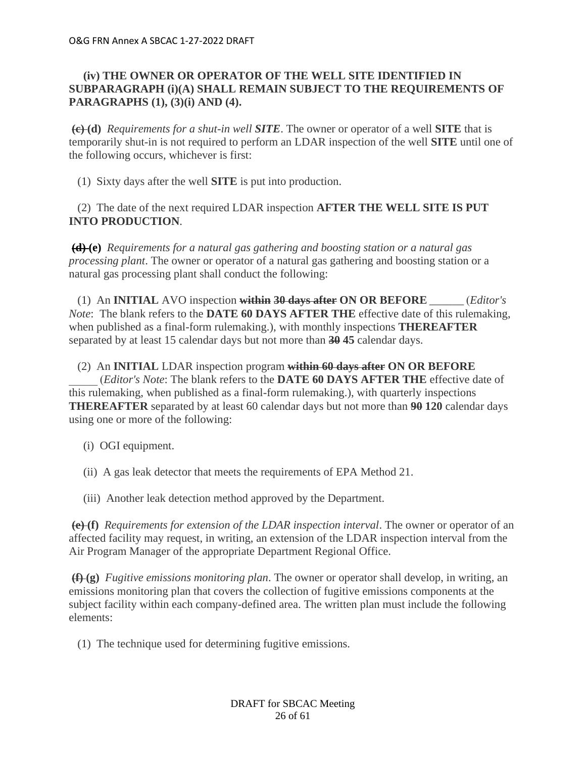**(iv) THE OWNER OR OPERATOR OF THE WELL SITE IDENTIFIED IN SUBPARAGRAPH (i)(A) SHALL REMAIN SUBJECT TO THE REQUIREMENTS OF PARAGRAPHS (1), (3)(i) AND (4).**

~~(c)~~ **(d)** *Requirements for a shut-in well **SITE***. The owner or operator of a well **SITE** that is temporarily shut-in is not required to perform an LDAR inspection of the well **SITE** until one of the following occurs, whichever is first:

(1) Sixty days after the well **SITE** is put into production.

(2) The date of the next required LDAR inspection **AFTER THE WELL SITE IS PUT INTO PRODUCTION**.

~~(d)~~ **(e)** *Requirements for a natural gas gathering and boosting station or a natural gas processing plant*. The owner or operator of a natural gas gathering and boosting station or a natural gas processing plant shall conduct the following:

(1) An **INITIAL** AVO inspection ~~**within 30 days after**~~ **ON OR BEFORE** ______ (*Editor's Note*: The blank refers to the **DATE 60 DAYS AFTER THE** effective date of this rulemaking, when published as a final-form rulemaking.), with monthly inspections **THEREAFTER** separated by at least 15 calendar days but not more than ~~**30**~~ **45** calendar days.

(2) An **INITIAL** LDAR inspection program ~~**within 60 days after**~~ **ON OR BEFORE** _____ (*Editor's Note*: The blank refers to the **DATE 60 DAYS AFTER THE** effective date of this rulemaking, when published as a final-form rulemaking.), with quarterly inspections **THEREAFTER** separated by at least 60 calendar days but not more than ~~**90**~~ **120** calendar days using one or more of the following:

(i) OGI equipment.

(ii) A gas leak detector that meets the requirements of EPA Method 21.

(iii) Another leak detection method approved by the Department.

~~(e)~~ **(f)** *Requirements for extension of the LDAR inspection interval*. The owner or operator of an affected facility may request, in writing, an extension of the LDAR inspection interval from the Air Program Manager of the appropriate Department Regional Office.

~~(f)~~ **(g)** *Fugitive emissions monitoring plan*. The owner or operator shall develop, in writing, an emissions monitoring plan that covers the collection of fugitive emissions components at the subject facility within each company-defined area. The written plan must include the following elements:

(1) The technique used for determining fugitive emissions.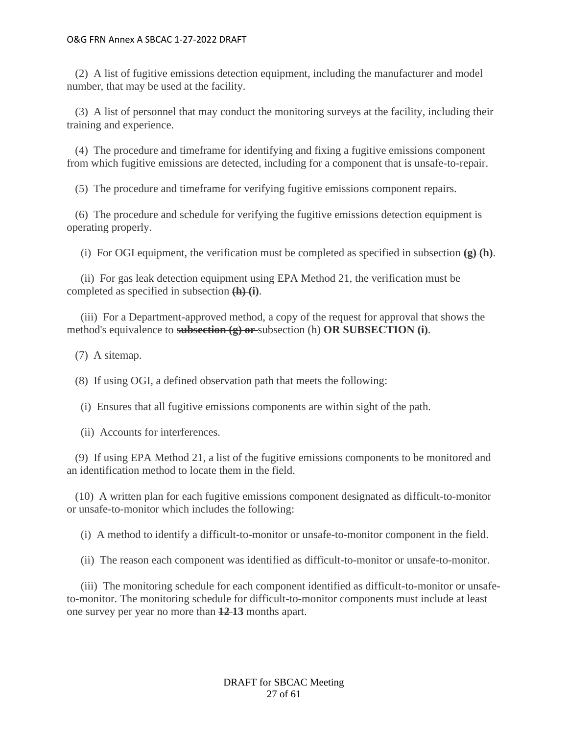(2) A list of fugitive emissions detection equipment, including the manufacturer and model number, that may be used at the facility.

(3) A list of personnel that may conduct the monitoring surveys at the facility, including their training and experience.

(4) The procedure and timeframe for identifying and fixing a fugitive emissions component from which fugitive emissions are detected, including for a component that is unsafe-to-repair.

(5) The procedure and timeframe for verifying fugitive emissions component repairs.

(6) The procedure and schedule for verifying the fugitive emissions detection equipment is operating properly.

(i) For OGI equipment, the verification must be completed as specified in subsection ~~**(g)**~~ **(h)**.

(ii) For gas leak detection equipment using EPA Method 21, the verification must be completed as specified in subsection ~~**(h)**~~ **(i)**.

(iii) For a Department-approved method, a copy of the request for approval that shows the method's equivalence to ~~**subsection (g) or**~~ subsection (h) **OR SUBSECTION (i)**.

(7) A sitemap.

(8) If using OGI, a defined observation path that meets the following:

(i) Ensures that all fugitive emissions components are within sight of the path.

(ii) Accounts for interferences.

(9) If using EPA Method 21, a list of the fugitive emissions components to be monitored and an identification method to locate them in the field.

(10) A written plan for each fugitive emissions component designated as difficult-to-monitor or unsafe-to-monitor which includes the following:

(i) A method to identify a difficult-to-monitor or unsafe-to-monitor component in the field.

(ii) The reason each component was identified as difficult-to-monitor or unsafe-to-monitor.

(iii) The monitoring schedule for each component identified as difficult-to-monitor or unsafe-to-monitor. The monitoring schedule for difficult-to-monitor components must include at least one survey per year no more than ~~**12**~~ **13** months apart.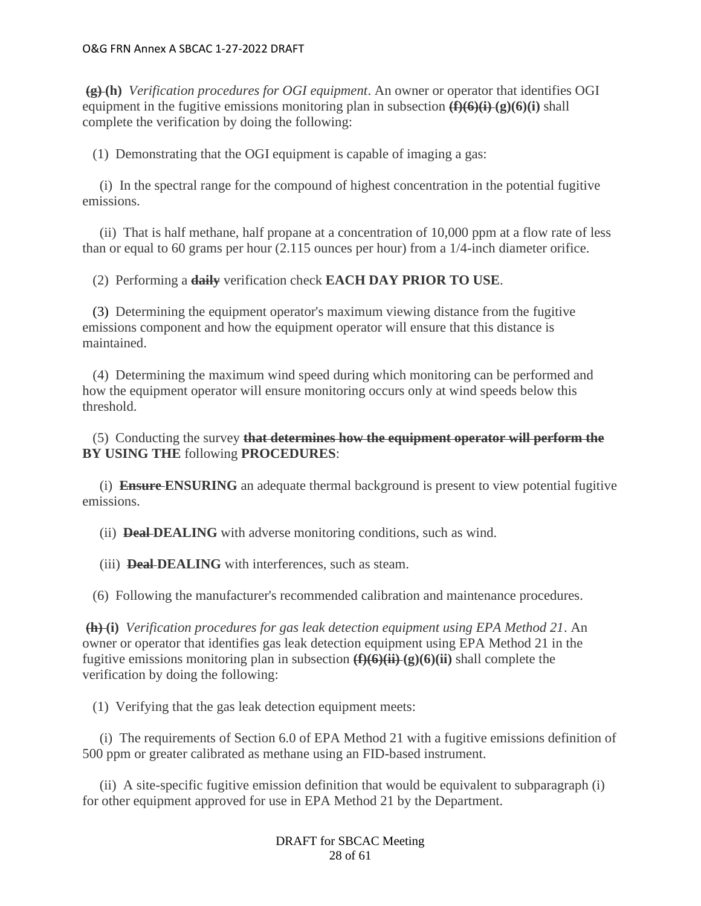~~**(g)**~~ **(h)** *Verification procedures for OGI equipment*. An owner or operator that identifies OGI equipment in the fugitive emissions monitoring plan in subsection ~~**(f)(6)(i)**~~ **(g)(6)(i)** shall complete the verification by doing the following:

(1) Demonstrating that the OGI equipment is capable of imaging a gas:

(i) In the spectral range for the compound of highest concentration in the potential fugitive emissions.

(ii) That is half methane, half propane at a concentration of 10,000 ppm at a flow rate of less than or equal to 60 grams per hour (2.115 ounces per hour) from a 1/4-inch diameter orifice.

(2) Performing a ~~**daily**~~ verification check **EACH DAY PRIOR TO USE**.

(3) Determining the equipment operator's maximum viewing distance from the fugitive emissions component and how the equipment operator will ensure that this distance is maintained.

(4) Determining the maximum wind speed during which monitoring can be performed and how the equipment operator will ensure monitoring occurs only at wind speeds below this threshold.

(5) Conducting the survey ~~**that determines how the equipment operator will perform the**~~ **BY USING THE** following **PROCEDURES**:

(i) ~~**Ensure**~~ **ENSURING** an adequate thermal background is present to view potential fugitive emissions.

(ii) ~~**Deal**~~ **DEALING** with adverse monitoring conditions, such as wind.

(iii) ~~**Deal**~~ **DEALING** with interferences, such as steam.

(6) Following the manufacturer's recommended calibration and maintenance procedures.

~~**(h)**~~ **(i)** *Verification procedures for gas leak detection equipment using EPA Method 21*. An owner or operator that identifies gas leak detection equipment using EPA Method 21 in the fugitive emissions monitoring plan in subsection ~~**(f)(6)(ii)**~~ **(g)(6)(ii)** shall complete the verification by doing the following:

(1) Verifying that the gas leak detection equipment meets:

(i) The requirements of Section 6.0 of EPA Method 21 with a fugitive emissions definition of 500 ppm or greater calibrated as methane using an FID-based instrument.

(ii) A site-specific fugitive emission definition that would be equivalent to subparagraph (i) for other equipment approved for use in EPA Method 21 by the Department.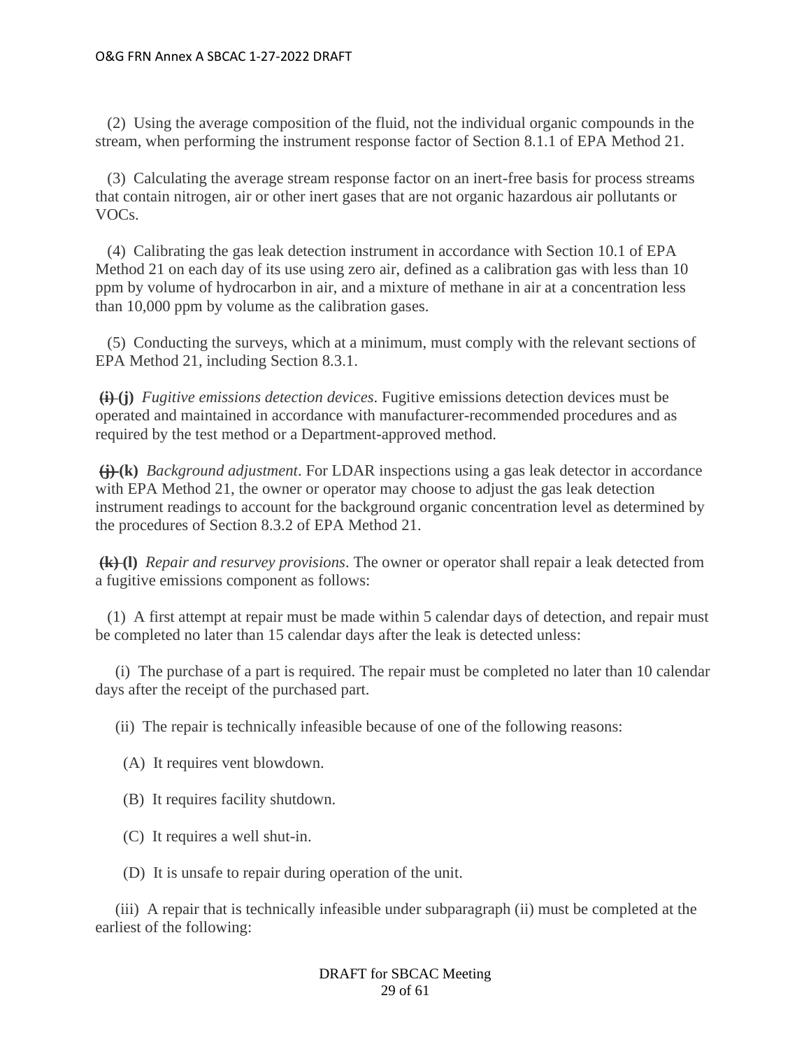(2) Using the average composition of the fluid, not the individual organic compounds in the stream, when performing the instrument response factor of Section 8.1.1 of EPA Method 21.

(3) Calculating the average stream response factor on an inert-free basis for process streams that contain nitrogen, air or other inert gases that are not organic hazardous air pollutants or VOCs.

(4) Calibrating the gas leak detection instrument in accordance with Section 10.1 of EPA Method 21 on each day of its use using zero air, defined as a calibration gas with less than 10 ppm by volume of hydrocarbon in air, and a mixture of methane in air at a concentration less than 10,000 ppm by volume as the calibration gases.

(5) Conducting the surveys, which at a minimum, must comply with the relevant sections of EPA Method 21, including Section 8.3.1.

~~**(i)**~~ **(j)** *Fugitive emissions detection devices*. Fugitive emissions detection devices must be operated and maintained in accordance with manufacturer-recommended procedures and as required by the test method or a Department-approved method.

~~**(j)**~~ **(k)** *Background adjustment*. For LDAR inspections using a gas leak detector in accordance with EPA Method 21, the owner or operator may choose to adjust the gas leak detection instrument readings to account for the background organic concentration level as determined by the procedures of Section 8.3.2 of EPA Method 21.

~~**(k)**~~ **(l)** *Repair and resurvey provisions*. The owner or operator shall repair a leak detected from a fugitive emissions component as follows:

(1) A first attempt at repair must be made within 5 calendar days of detection, and repair must be completed no later than 15 calendar days after the leak is detected unless:

(i) The purchase of a part is required. The repair must be completed no later than 10 calendar days after the receipt of the purchased part.

(ii) The repair is technically infeasible because of one of the following reasons:

(A) It requires vent blowdown.

(B) It requires facility shutdown.

(C) It requires a well shut-in.

(D) It is unsafe to repair during operation of the unit.

(iii) A repair that is technically infeasible under subparagraph (ii) must be completed at the earliest of the following: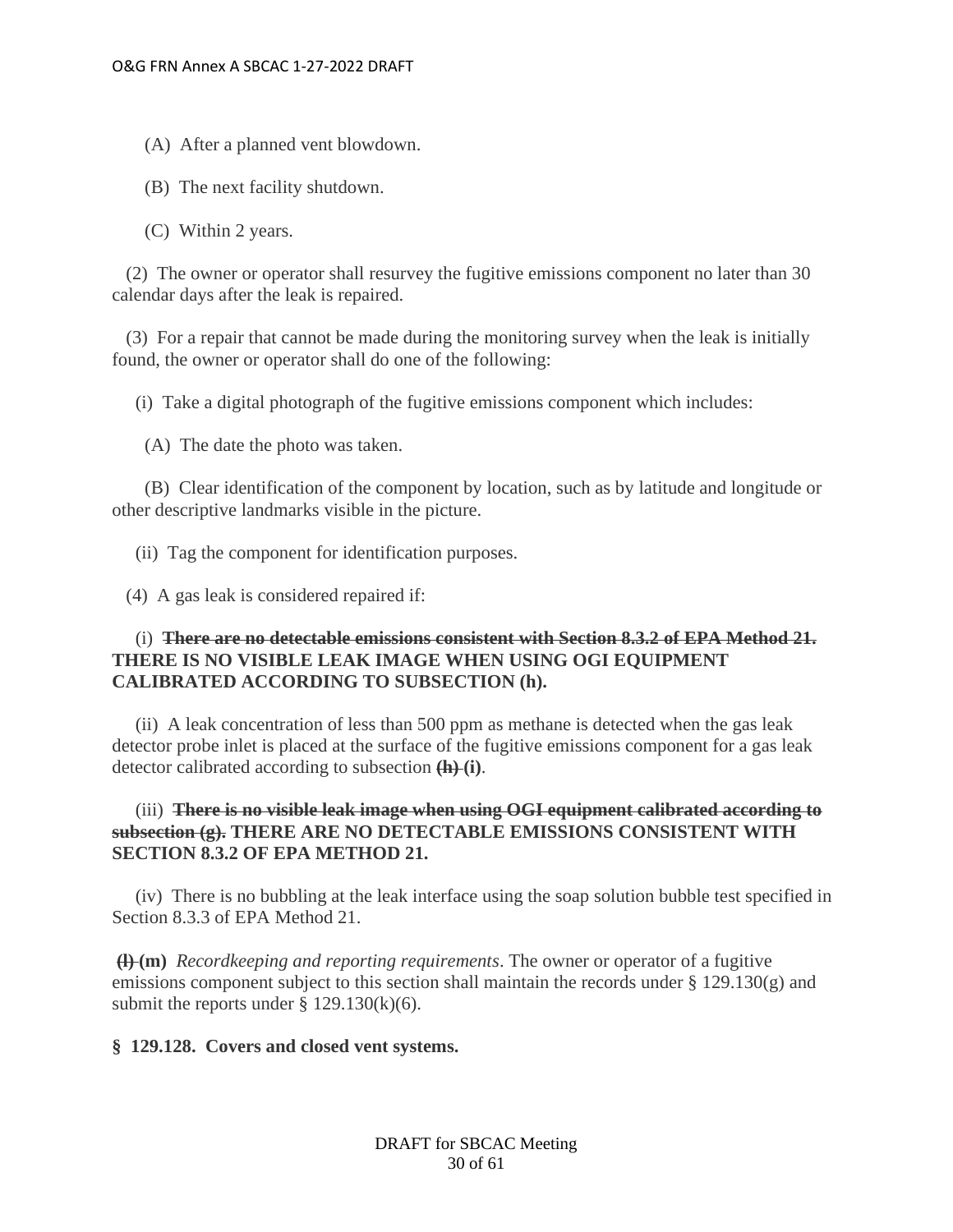(A) After a planned vent blowdown.

(B) The next facility shutdown.

(C) Within 2 years.

(2) The owner or operator shall resurvey the fugitive emissions component no later than 30 calendar days after the leak is repaired.

(3) For a repair that cannot be made during the monitoring survey when the leak is initially found, the owner or operator shall do one of the following:

(i) Take a digital photograph of the fugitive emissions component which includes:

(A) The date the photo was taken.

(B) Clear identification of the component by location, such as by latitude and longitude or other descriptive landmarks visible in the picture.

(ii) Tag the component for identification purposes.

(4) A gas leak is considered repaired if:

(i) ~~**There are no detectable emissions consistent with Section 8.3.2 of EPA Method 21.**~~ **THERE IS NO VISIBLE LEAK IMAGE WHEN USING OGI EQUIPMENT CALIBRATED ACCORDING TO SUBSECTION (h).**

(ii) A leak concentration of less than 500 ppm as methane is detected when the gas leak detector probe inlet is placed at the surface of the fugitive emissions component for a gas leak detector calibrated according to subsection ~~**(h)**~~ **(i)**.

(iii) ~~**There is no visible leak image when using OGI equipment calibrated according to subsection (g).**~~ **THERE ARE NO DETECTABLE EMISSIONS CONSISTENT WITH SECTION 8.3.2 OF EPA METHOD 21.**

(iv) There is no bubbling at the leak interface using the soap solution bubble test specified in Section 8.3.3 of EPA Method 21.

~~**(l)**~~ **(m)** *Recordkeeping and reporting requirements*. The owner or operator of a fugitive emissions component subject to this section shall maintain the records under § 129.130(g) and submit the reports under § 129.130(k)(6).

**§ 129.128. Covers and closed vent systems.**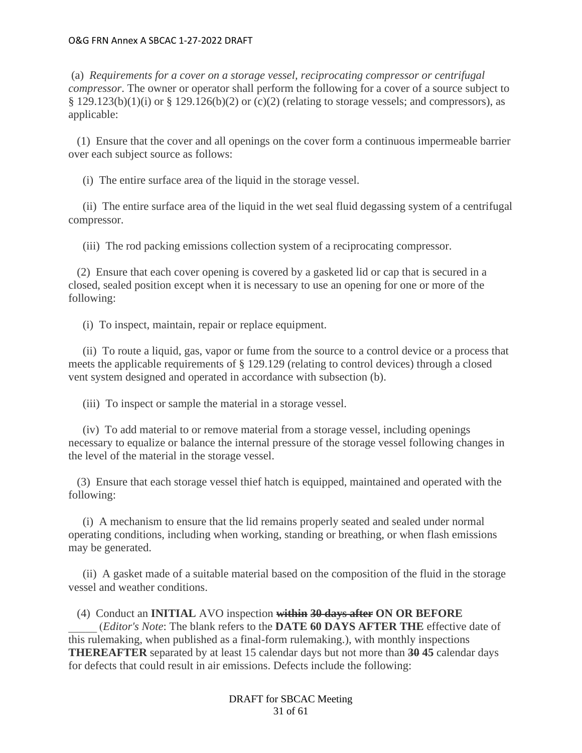(a) *Requirements for a cover on a storage vessel, reciprocating compressor or centrifugal compressor*. The owner or operator shall perform the following for a cover of a source subject to § 129.123(b)(1)(i) or § 129.126(b)(2) or (c)(2) (relating to storage vessels; and compressors), as applicable:

(1) Ensure that the cover and all openings on the cover form a continuous impermeable barrier over each subject source as follows:

(i) The entire surface area of the liquid in the storage vessel.

(ii) The entire surface area of the liquid in the wet seal fluid degassing system of a centrifugal compressor.

(iii) The rod packing emissions collection system of a reciprocating compressor.

(2) Ensure that each cover opening is covered by a gasketed lid or cap that is secured in a closed, sealed position except when it is necessary to use an opening for one or more of the following:

(i) To inspect, maintain, repair or replace equipment.

(ii) To route a liquid, gas, vapor or fume from the source to a control device or a process that meets the applicable requirements of § 129.129 (relating to control devices) through a closed vent system designed and operated in accordance with subsection (b).

(iii) To inspect or sample the material in a storage vessel.

(iv) To add material to or remove material from a storage vessel, including openings necessary to equalize or balance the internal pressure of the storage vessel following changes in the level of the material in the storage vessel.

(3) Ensure that each storage vessel thief hatch is equipped, maintained and operated with the following:

(i) A mechanism to ensure that the lid remains properly seated and sealed under normal operating conditions, including when working, standing or breathing, or when flash emissions may be generated.

(ii) A gasket made of a suitable material based on the composition of the fluid in the storage vessel and weather conditions.

(4) Conduct an **INITIAL** AVO inspection ~~**within 30 days after**~~ **ON OR BEFORE** _____ (*Editor's Note*: The blank refers to the **DATE 60 DAYS AFTER THE** effective date of this rulemaking, when published as a final-form rulemaking.), with monthly inspections **THEREAFTER** separated by at least 15 calendar days but not more than ~~**30**~~ **45** calendar days for defects that could result in air emissions. Defects include the following: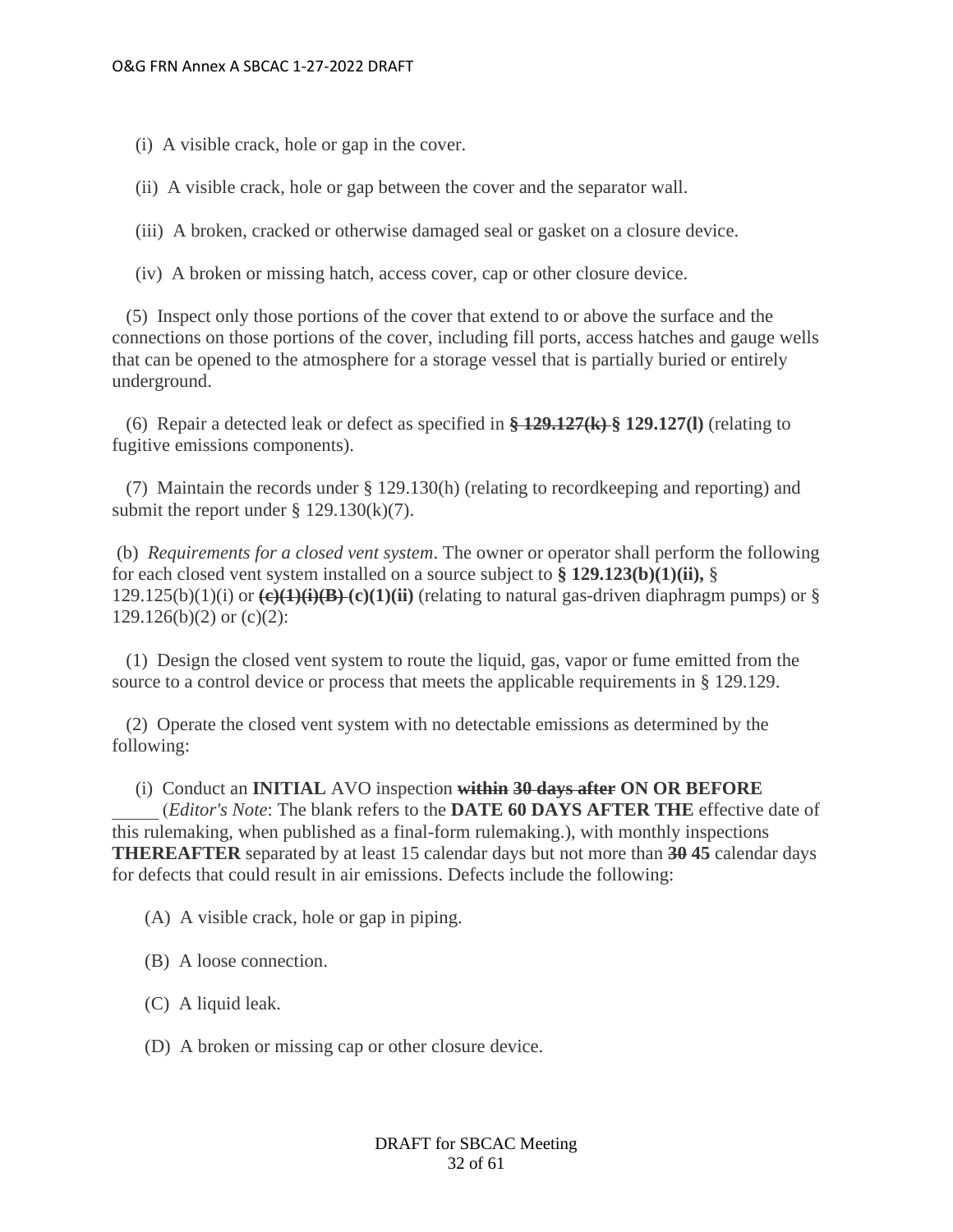(i) A visible crack, hole or gap in the cover.

(ii) A visible crack, hole or gap between the cover and the separator wall.

(iii) A broken, cracked or otherwise damaged seal or gasket on a closure device.

(iv) A broken or missing hatch, access cover, cap or other closure device.

(5) Inspect only those portions of the cover that extend to or above the surface and the connections on those portions of the cover, including fill ports, access hatches and gauge wells that can be opened to the atmosphere for a storage vessel that is partially buried or entirely underground.

(6) Repair a detected leak or defect as specified in ~~**§ 129.127(k)**~~ **§ 129.127(l)** (relating to fugitive emissions components).

(7) Maintain the records under § 129.130(h) (relating to recordkeeping and reporting) and submit the report under § 129.130(k)(7).

(b) *Requirements for a closed vent system*. The owner or operator shall perform the following for each closed vent system installed on a source subject to **§ 129.123(b)(1)(ii),** § 129.125(b)(1)(i) or ~~**(c)(1)(i)(B)**~~ **(c)(1)(ii)** (relating to natural gas-driven diaphragm pumps) or § 129.126(b)(2) or (c)(2):

(1) Design the closed vent system to route the liquid, gas, vapor or fume emitted from the source to a control device or process that meets the applicable requirements in § 129.129.

(2) Operate the closed vent system with no detectable emissions as determined by the following:

(i) Conduct an **INITIAL** AVO inspection ~~**within 30 days after**~~ **ON OR BEFORE** _____ (*Editor's Note*: The blank refers to the **DATE 60 DAYS AFTER THE** effective date of this rulemaking, when published as a final-form rulemaking.), with monthly inspections **THEREAFTER** separated by at least 15 calendar days but not more than ~~**30**~~ **45** calendar days for defects that could result in air emissions. Defects include the following:

(A) A visible crack, hole or gap in piping.

(B) A loose connection.

(C) A liquid leak.

(D) A broken or missing cap or other closure device.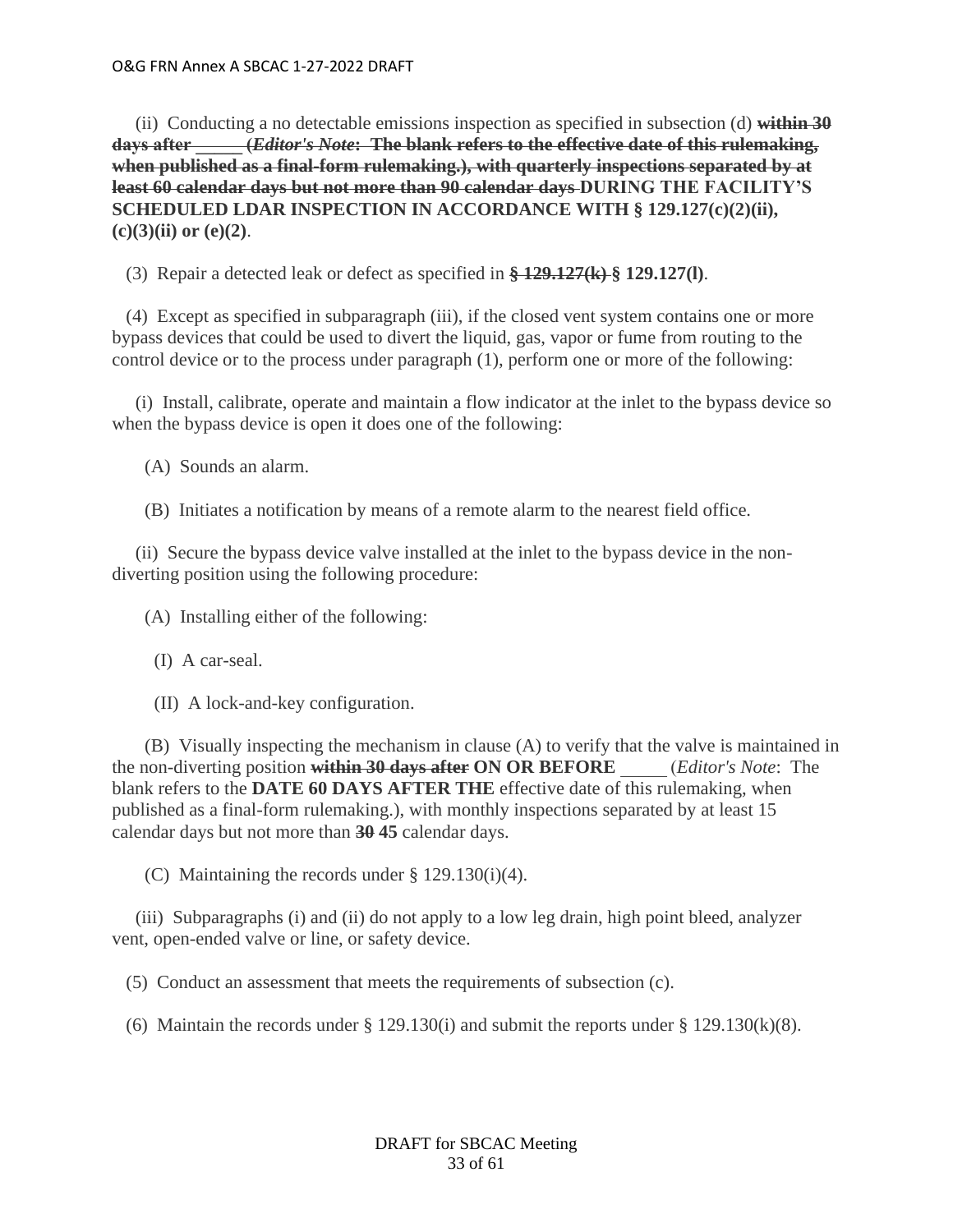(ii) Conducting a no detectable emissions inspection as specified in subsection (d) ~~**within 30 days after _____ (*Editor's Note*: The blank refers to the effective date of this rulemaking, when published as a final-form rulemaking.), with quarterly inspections separated by at least 60 calendar days but not more than 90 calendar days**~~ **DURING THE FACILITY'S SCHEDULED LDAR INSPECTION IN ACCORDANCE WITH § 129.127(c)(2)(ii), (c)(3)(ii) or (e)(2)**.

(3) Repair a detected leak or defect as specified in ~~**§ 129.127(k)**~~ **§ 129.127(l)**.

(4) Except as specified in subparagraph (iii), if the closed vent system contains one or more bypass devices that could be used to divert the liquid, gas, vapor or fume from routing to the control device or to the process under paragraph (1), perform one or more of the following:

(i) Install, calibrate, operate and maintain a flow indicator at the inlet to the bypass device so when the bypass device is open it does one of the following:

(A) Sounds an alarm.

(B) Initiates a notification by means of a remote alarm to the nearest field office.

(ii) Secure the bypass device valve installed at the inlet to the bypass device in the non-diverting position using the following procedure:

(A) Installing either of the following:

(I) A car-seal.

(II) A lock-and-key configuration.

(B) Visually inspecting the mechanism in clause (A) to verify that the valve is maintained in the non-diverting position ~~**within 30 days after**~~ **ON OR BEFORE** _____ (*Editor's Note*: The blank refers to the **DATE 60 DAYS AFTER THE** effective date of this rulemaking, when published as a final-form rulemaking.), with monthly inspections separated by at least 15 calendar days but not more than ~~**30**~~ **45** calendar days.

(C) Maintaining the records under § 129.130(i)(4).

(iii) Subparagraphs (i) and (ii) do not apply to a low leg drain, high point bleed, analyzer vent, open-ended valve or line, or safety device.

(5) Conduct an assessment that meets the requirements of subsection (c).

(6) Maintain the records under § 129.130(i) and submit the reports under § 129.130(k)(8).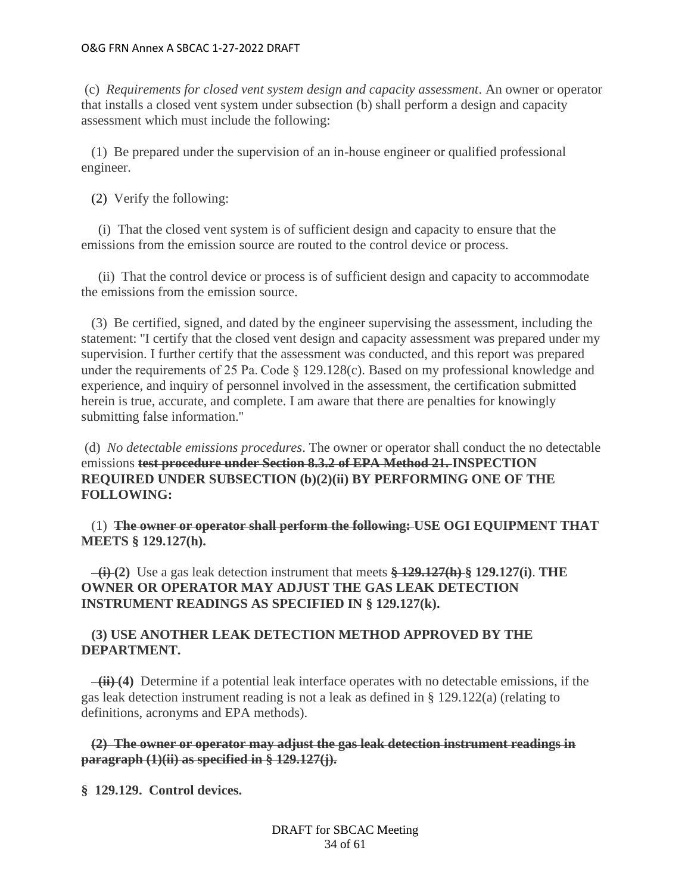(c) *Requirements for closed vent system design and capacity assessment*. An owner or operator that installs a closed vent system under subsection (b) shall perform a design and capacity assessment which must include the following:

(1) Be prepared under the supervision of an in-house engineer or qualified professional engineer.

(2) Verify the following:

(i) That the closed vent system is of sufficient design and capacity to ensure that the emissions from the emission source are routed to the control device or process.

(ii) That the control device or process is of sufficient design and capacity to accommodate the emissions from the emission source.

(3) Be certified, signed, and dated by the engineer supervising the assessment, including the statement: "I certify that the closed vent design and capacity assessment was prepared under my supervision. I further certify that the assessment was conducted, and this report was prepared under the requirements of 25 Pa. Code § 129.128(c). Based on my professional knowledge and experience, and inquiry of personnel involved in the assessment, the certification submitted herein is true, accurate, and complete. I am aware that there are penalties for knowingly submitting false information."

(d) *No detectable emissions procedures*. The owner or operator shall conduct the no detectable emissions ~~**test procedure under Section 8.3.2 of EPA Method 21.**~~ **INSPECTION REQUIRED UNDER SUBSECTION (b)(2)(ii) BY PERFORMING ONE OF THE FOLLOWING:**

(1) ~~**The owner or operator shall perform the following:**~~ **USE OGI EQUIPMENT THAT MEETS § 129.127(h).**

~~**(i)**~~ **(2)** Use a gas leak detection instrument that meets ~~**§ 129.127(h)**~~ **§ 129.127(i)**. **THE OWNER OR OPERATOR MAY ADJUST THE GAS LEAK DETECTION INSTRUMENT READINGS AS SPECIFIED IN § 129.127(k).**

**(3) USE ANOTHER LEAK DETECTION METHOD APPROVED BY THE DEPARTMENT.**

~~**(ii)**~~ **(4)** Determine if a potential leak interface operates with no detectable emissions, if the gas leak detection instrument reading is not a leak as defined in § 129.122(a) (relating to definitions, acronyms and EPA methods).

~~**(2) The owner or operator may adjust the gas leak detection instrument readings in paragraph (1)(ii) as specified in § 129.127(j).**~~

**§ 129.129. Control devices.**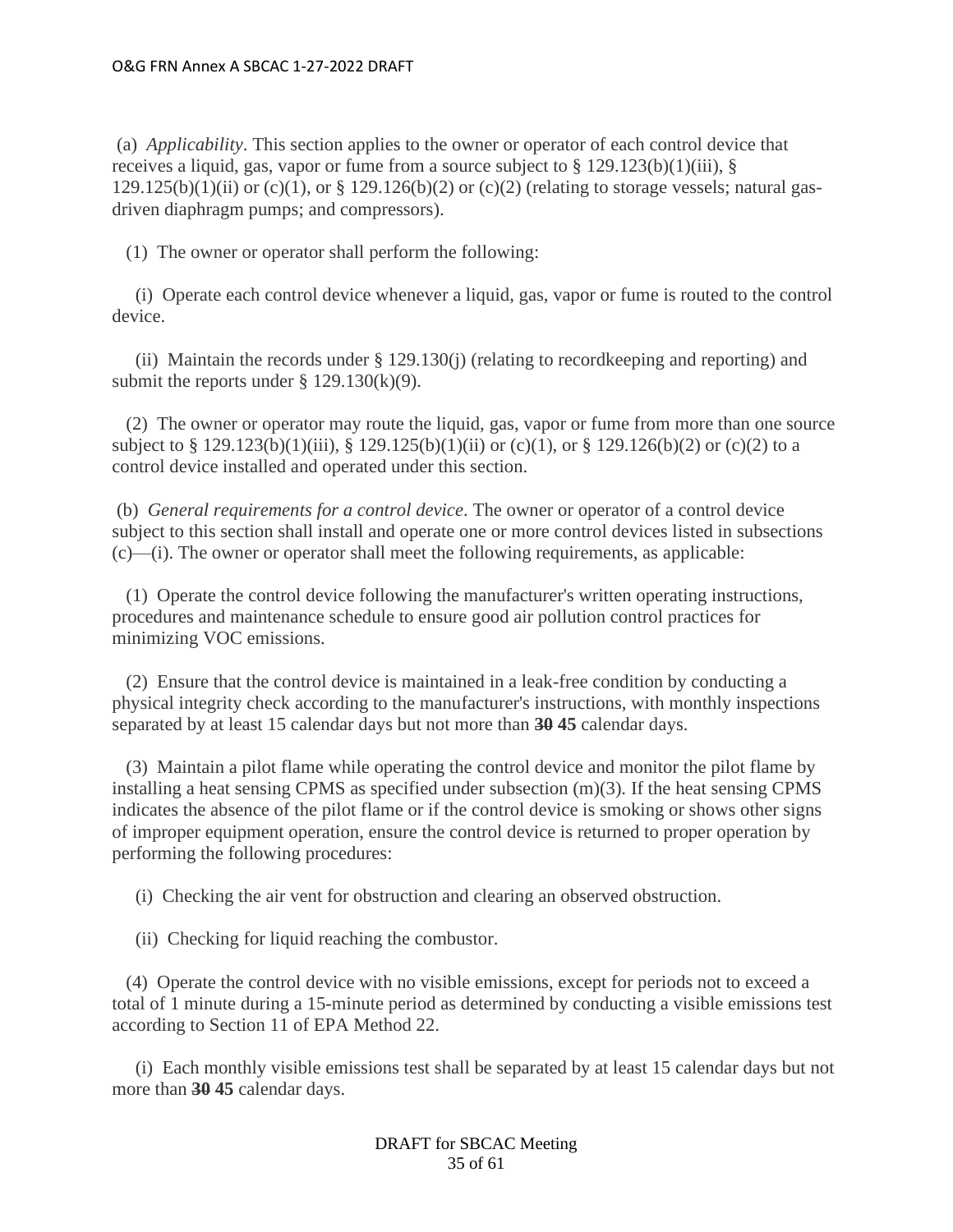(a) *Applicability*. This section applies to the owner or operator of each control device that receives a liquid, gas, vapor or fume from a source subject to § 129.123(b)(1)(iii), § 129.125(b)(1)(ii) or (c)(1), or § 129.126(b)(2) or (c)(2) (relating to storage vessels; natural gas-driven diaphragm pumps; and compressors).

(1) The owner or operator shall perform the following:

(i) Operate each control device whenever a liquid, gas, vapor or fume is routed to the control device.

(ii) Maintain the records under § 129.130(j) (relating to recordkeeping and reporting) and submit the reports under § 129.130(k)(9).

(2) The owner or operator may route the liquid, gas, vapor or fume from more than one source subject to § 129.123(b)(1)(iii), § 129.125(b)(1)(ii) or (c)(1), or § 129.126(b)(2) or (c)(2) to a control device installed and operated under this section.

(b) *General requirements for a control device*. The owner or operator of a control device subject to this section shall install and operate one or more control devices listed in subsections (c)—(i). The owner or operator shall meet the following requirements, as applicable:

(1) Operate the control device following the manufacturer's written operating instructions, procedures and maintenance schedule to ensure good air pollution control practices for minimizing VOC emissions.

(2) Ensure that the control device is maintained in a leak-free condition by conducting a physical integrity check according to the manufacturer's instructions, with monthly inspections separated by at least 15 calendar days but not more than ~~**30**~~ **45** calendar days.

(3) Maintain a pilot flame while operating the control device and monitor the pilot flame by installing a heat sensing CPMS as specified under subsection (m)(3). If the heat sensing CPMS indicates the absence of the pilot flame or if the control device is smoking or shows other signs of improper equipment operation, ensure the control device is returned to proper operation by performing the following procedures:

(i) Checking the air vent for obstruction and clearing an observed obstruction.

(ii) Checking for liquid reaching the combustor.

(4) Operate the control device with no visible emissions, except for periods not to exceed a total of 1 minute during a 15-minute period as determined by conducting a visible emissions test according to Section 11 of EPA Method 22.

(i) Each monthly visible emissions test shall be separated by at least 15 calendar days but not more than ~~**30**~~ **45** calendar days.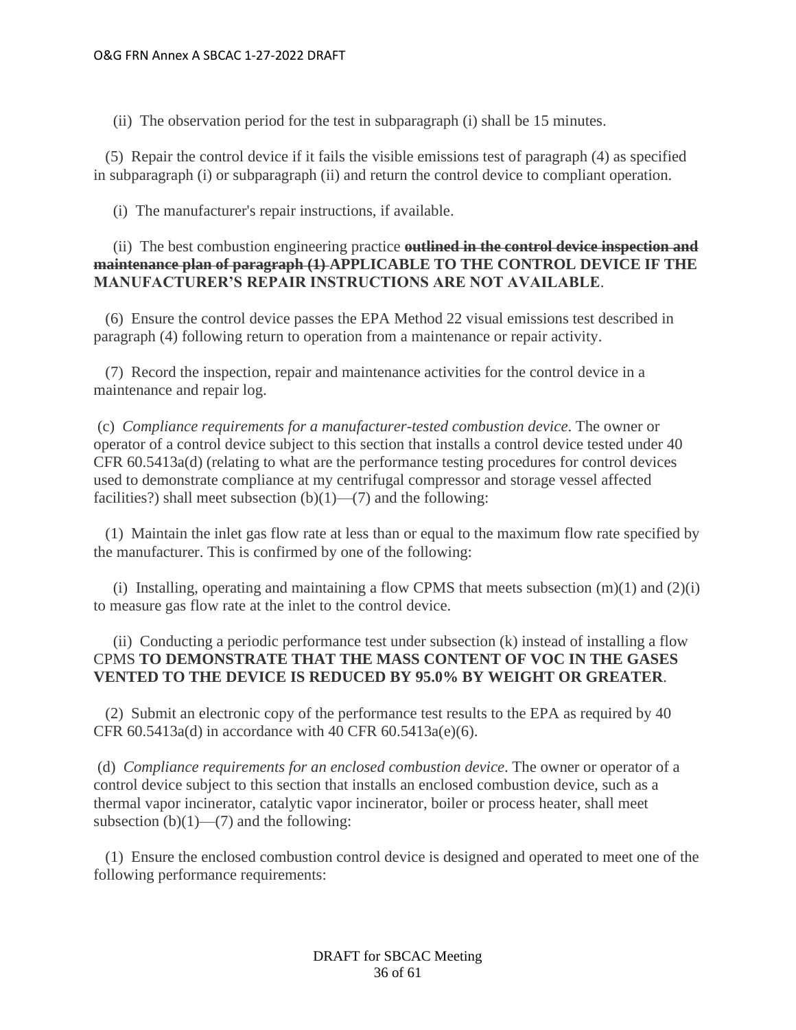(ii) The observation period for the test in subparagraph (i) shall be 15 minutes.

(5) Repair the control device if it fails the visible emissions test of paragraph (4) as specified in subparagraph (i) or subparagraph (ii) and return the control device to compliant operation.

(i) The manufacturer's repair instructions, if available.

(ii) The best combustion engineering practice ~~**outlined in the control device inspection and maintenance plan of paragraph (1)**~~ **APPLICABLE TO THE CONTROL DEVICE IF THE MANUFACTURER'S REPAIR INSTRUCTIONS ARE NOT AVAILABLE**.

(6) Ensure the control device passes the EPA Method 22 visual emissions test described in paragraph (4) following return to operation from a maintenance or repair activity.

(7) Record the inspection, repair and maintenance activities for the control device in a maintenance and repair log.

(c) *Compliance requirements for a manufacturer-tested combustion device*. The owner or operator of a control device subject to this section that installs a control device tested under 40 CFR 60.5413a(d) (relating to what are the performance testing procedures for control devices used to demonstrate compliance at my centrifugal compressor and storage vessel affected facilities?) shall meet subsection (b)(1)—(7) and the following:

(1) Maintain the inlet gas flow rate at less than or equal to the maximum flow rate specified by the manufacturer. This is confirmed by one of the following:

(i) Installing, operating and maintaining a flow CPMS that meets subsection (m)(1) and (2)(i) to measure gas flow rate at the inlet to the control device.

(ii) Conducting a periodic performance test under subsection (k) instead of installing a flow CPMS **TO DEMONSTRATE THAT THE MASS CONTENT OF VOC IN THE GASES VENTED TO THE DEVICE IS REDUCED BY 95.0% BY WEIGHT OR GREATER**.

(2) Submit an electronic copy of the performance test results to the EPA as required by 40 CFR 60.5413a(d) in accordance with 40 CFR 60.5413a(e)(6).

(d) *Compliance requirements for an enclosed combustion device*. The owner or operator of a control device subject to this section that installs an enclosed combustion device, such as a thermal vapor incinerator, catalytic vapor incinerator, boiler or process heater, shall meet subsection (b)(1)—(7) and the following:

(1) Ensure the enclosed combustion control device is designed and operated to meet one of the following performance requirements: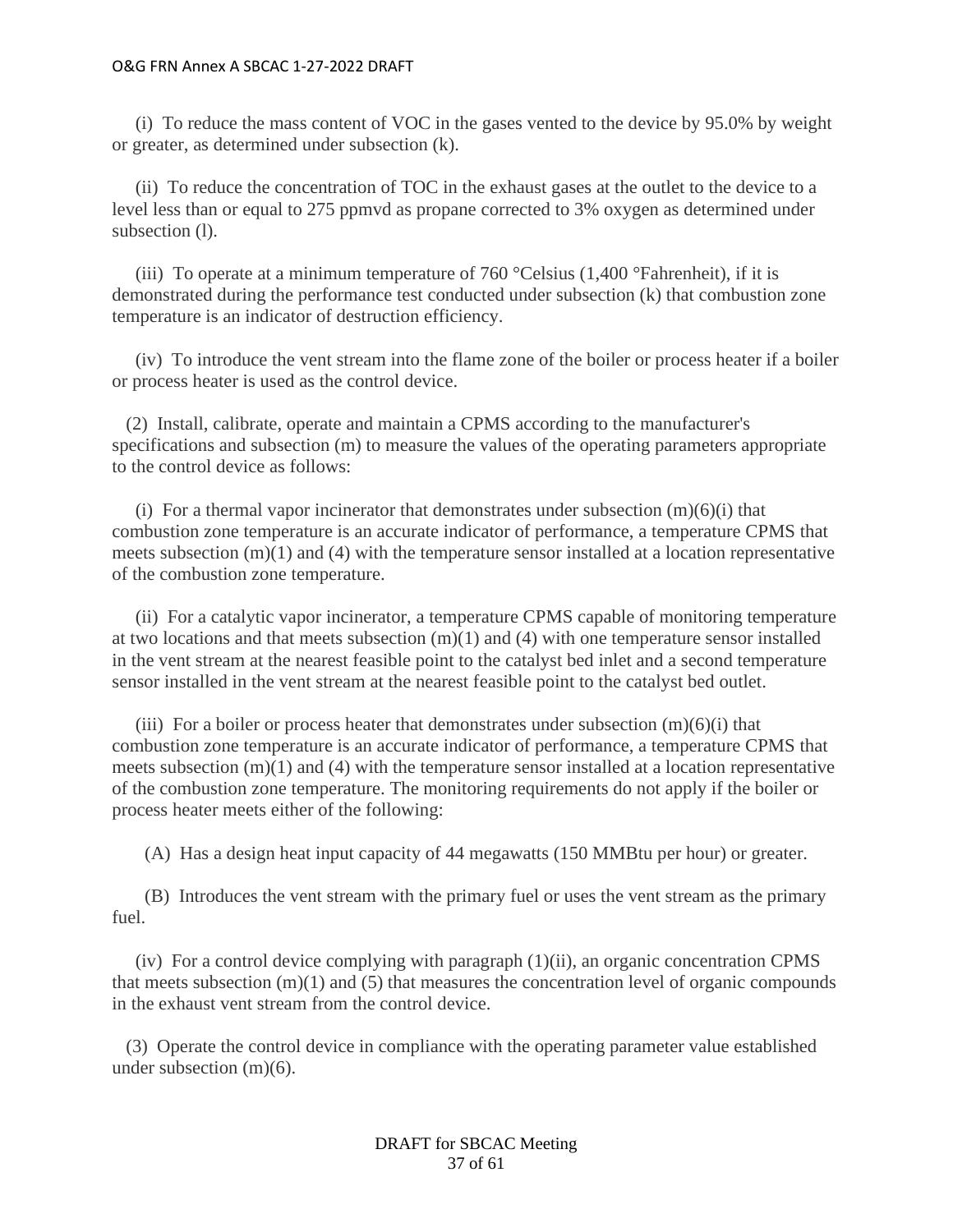(i) To reduce the mass content of VOC in the gases vented to the device by 95.0% by weight or greater, as determined under subsection (k).

(ii) To reduce the concentration of TOC in the exhaust gases at the outlet to the device to a level less than or equal to 275 ppmvd as propane corrected to 3% oxygen as determined under subsection (l).

(iii) To operate at a minimum temperature of 760 °Celsius (1,400 °Fahrenheit), if it is demonstrated during the performance test conducted under subsection (k) that combustion zone temperature is an indicator of destruction efficiency.

(iv) To introduce the vent stream into the flame zone of the boiler or process heater if a boiler or process heater is used as the control device.

(2) Install, calibrate, operate and maintain a CPMS according to the manufacturer's specifications and subsection (m) to measure the values of the operating parameters appropriate to the control device as follows:

(i) For a thermal vapor incinerator that demonstrates under subsection (m)(6)(i) that combustion zone temperature is an accurate indicator of performance, a temperature CPMS that meets subsection (m)(1) and (4) with the temperature sensor installed at a location representative of the combustion zone temperature.

(ii) For a catalytic vapor incinerator, a temperature CPMS capable of monitoring temperature at two locations and that meets subsection (m)(1) and (4) with one temperature sensor installed in the vent stream at the nearest feasible point to the catalyst bed inlet and a second temperature sensor installed in the vent stream at the nearest feasible point to the catalyst bed outlet.

(iii) For a boiler or process heater that demonstrates under subsection (m)(6)(i) that combustion zone temperature is an accurate indicator of performance, a temperature CPMS that meets subsection (m)(1) and (4) with the temperature sensor installed at a location representative of the combustion zone temperature. The monitoring requirements do not apply if the boiler or process heater meets either of the following:

(A) Has a design heat input capacity of 44 megawatts (150 MMBtu per hour) or greater.

(B) Introduces the vent stream with the primary fuel or uses the vent stream as the primary fuel.

(iv) For a control device complying with paragraph (1)(ii), an organic concentration CPMS that meets subsection (m)(1) and (5) that measures the concentration level of organic compounds in the exhaust vent stream from the control device.

(3) Operate the control device in compliance with the operating parameter value established under subsection (m)(6).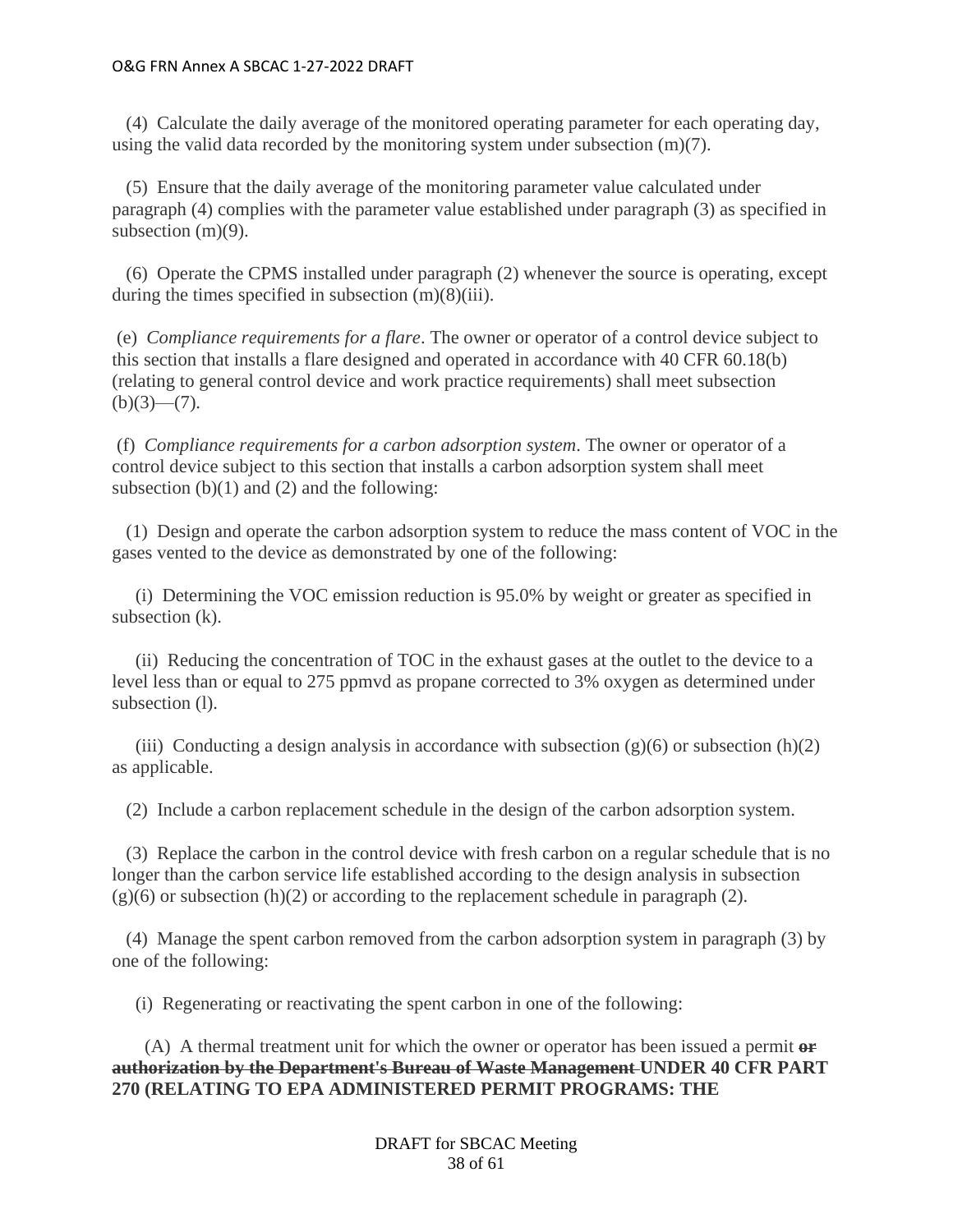(4) Calculate the daily average of the monitored operating parameter for each operating day, using the valid data recorded by the monitoring system under subsection (m)(7).

(5) Ensure that the daily average of the monitoring parameter value calculated under paragraph (4) complies with the parameter value established under paragraph (3) as specified in subsection (m)(9).

(6) Operate the CPMS installed under paragraph (2) whenever the source is operating, except during the times specified in subsection (m)(8)(iii).

(e) *Compliance requirements for a flare*. The owner or operator of a control device subject to this section that installs a flare designed and operated in accordance with 40 CFR 60.18(b) (relating to general control device and work practice requirements) shall meet subsection (b)(3)—(7).

(f) *Compliance requirements for a carbon adsorption system*. The owner or operator of a control device subject to this section that installs a carbon adsorption system shall meet subsection (b)(1) and (2) and the following:

(1) Design and operate the carbon adsorption system to reduce the mass content of VOC in the gases vented to the device as demonstrated by one of the following:

(i) Determining the VOC emission reduction is 95.0% by weight or greater as specified in subsection (k).

(ii) Reducing the concentration of TOC in the exhaust gases at the outlet to the device to a level less than or equal to 275 ppmvd as propane corrected to 3% oxygen as determined under subsection (l).

(iii) Conducting a design analysis in accordance with subsection (g)(6) or subsection (h)(2) as applicable.

(2) Include a carbon replacement schedule in the design of the carbon adsorption system.

(3) Replace the carbon in the control device with fresh carbon on a regular schedule that is no longer than the carbon service life established according to the design analysis in subsection (g)(6) or subsection (h)(2) or according to the replacement schedule in paragraph (2).

(4) Manage the spent carbon removed from the carbon adsorption system in paragraph (3) by one of the following:

(i) Regenerating or reactivating the spent carbon in one of the following:

(A) A thermal treatment unit for which the owner or operator has been issued a permit ~~**or authorization by the Department's Bureau of Waste Management**~~ **UNDER 40 CFR PART 270 (RELATING TO EPA ADMINISTERED PERMIT PROGRAMS: THE**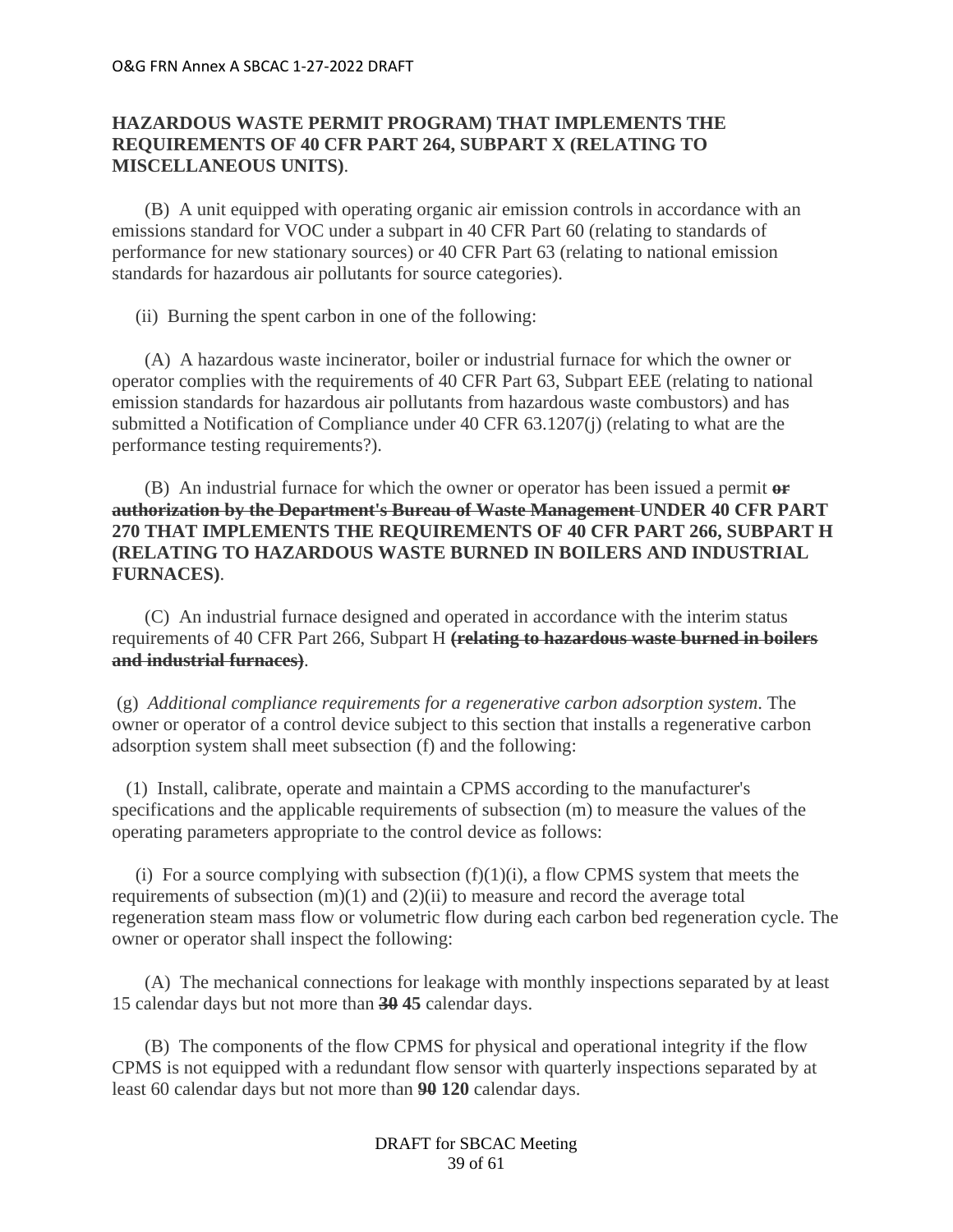**HAZARDOUS WASTE PERMIT PROGRAM) THAT IMPLEMENTS THE REQUIREMENTS OF 40 CFR PART 264, SUBPART X (RELATING TO MISCELLANEOUS UNITS)**.

(B) A unit equipped with operating organic air emission controls in accordance with an emissions standard for VOC under a subpart in 40 CFR Part 60 (relating to standards of performance for new stationary sources) or 40 CFR Part 63 (relating to national emission standards for hazardous air pollutants for source categories).

(ii) Burning the spent carbon in one of the following:

(A) A hazardous waste incinerator, boiler or industrial furnace for which the owner or operator complies with the requirements of 40 CFR Part 63, Subpart EEE (relating to national emission standards for hazardous air pollutants from hazardous waste combustors) and has submitted a Notification of Compliance under 40 CFR 63.1207(j) (relating to what are the performance testing requirements?).

(B) An industrial furnace for which the owner or operator has been issued a permit ~~**or authorization by the Department's Bureau of Waste Management**~~ **UNDER 40 CFR PART 270 THAT IMPLEMENTS THE REQUIREMENTS OF 40 CFR PART 266, SUBPART H (RELATING TO HAZARDOUS WASTE BURNED IN BOILERS AND INDUSTRIAL FURNACES)**.

(C) An industrial furnace designed and operated in accordance with the interim status requirements of 40 CFR Part 266, Subpart H ~~**(relating to hazardous waste burned in boilers and industrial furnaces)**~~.

(g) *Additional compliance requirements for a regenerative carbon adsorption system.* The owner or operator of a control device subject to this section that installs a regenerative carbon adsorption system shall meet subsection (f) and the following:

(1) Install, calibrate, operate and maintain a CPMS according to the manufacturer's specifications and the applicable requirements of subsection (m) to measure the values of the operating parameters appropriate to the control device as follows:

(i) For a source complying with subsection (f)(1)(i), a flow CPMS system that meets the requirements of subsection (m)(1) and (2)(ii) to measure and record the average total regeneration steam mass flow or volumetric flow during each carbon bed regeneration cycle. The owner or operator shall inspect the following:

(A) The mechanical connections for leakage with monthly inspections separated by at least 15 calendar days but not more than ~~**30**~~ **45** calendar days.

(B) The components of the flow CPMS for physical and operational integrity if the flow CPMS is not equipped with a redundant flow sensor with quarterly inspections separated by at least 60 calendar days but not more than ~~**90**~~ **120** calendar days.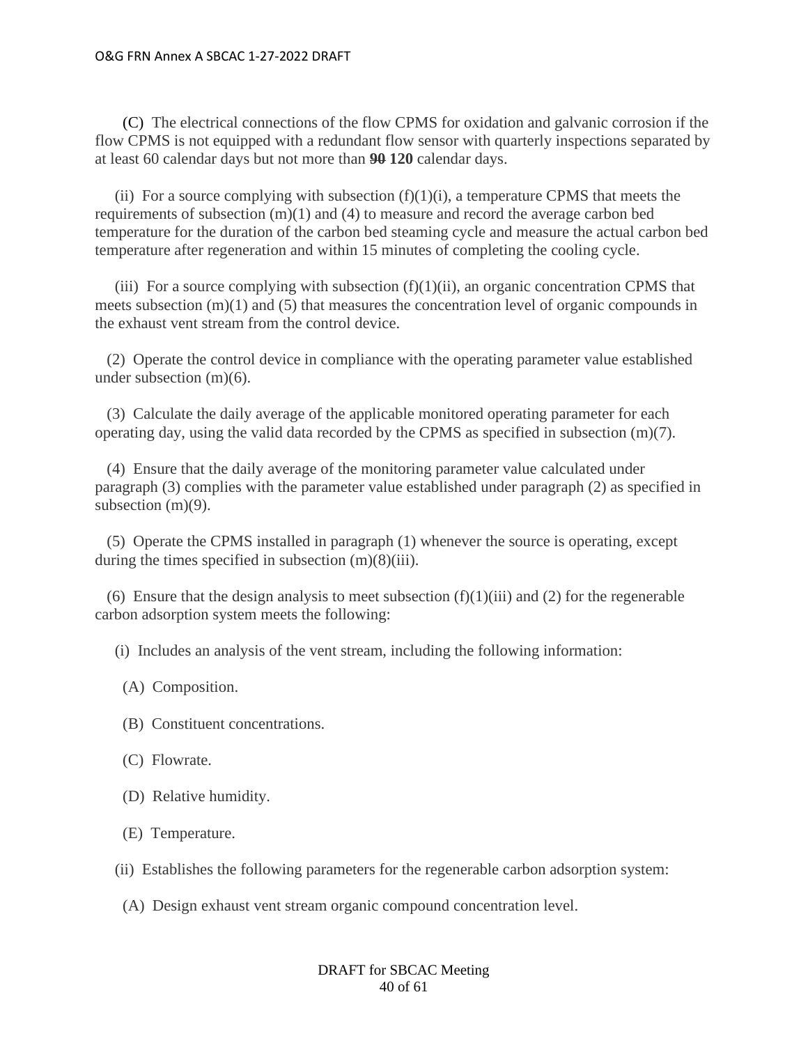(C) The electrical connections of the flow CPMS for oxidation and galvanic corrosion if the flow CPMS is not equipped with a redundant flow sensor with quarterly inspections separated by at least 60 calendar days but not more than ~~90~~ **120** calendar days.

(ii) For a source complying with subsection (f)(1)(i), a temperature CPMS that meets the requirements of subsection (m)(1) and (4) to measure and record the average carbon bed temperature for the duration of the carbon bed steaming cycle and measure the actual carbon bed temperature after regeneration and within 15 minutes of completing the cooling cycle.

(iii) For a source complying with subsection (f)(1)(ii), an organic concentration CPMS that meets subsection (m)(1) and (5) that measures the concentration level of organic compounds in the exhaust vent stream from the control device.

(2) Operate the control device in compliance with the operating parameter value established under subsection (m)(6).

(3) Calculate the daily average of the applicable monitored operating parameter for each operating day, using the valid data recorded by the CPMS as specified in subsection (m)(7).

(4) Ensure that the daily average of the monitoring parameter value calculated under paragraph (3) complies with the parameter value established under paragraph (2) as specified in subsection (m)(9).

(5) Operate the CPMS installed in paragraph (1) whenever the source is operating, except during the times specified in subsection (m)(8)(iii).

(6) Ensure that the design analysis to meet subsection (f)(1)(iii) and (2) for the regenerable carbon adsorption system meets the following:

(i) Includes an analysis of the vent stream, including the following information:

(A) Composition.

(B) Constituent concentrations.

(C) Flowrate.

(D) Relative humidity.

(E) Temperature.

(ii) Establishes the following parameters for the regenerable carbon adsorption system:

(A) Design exhaust vent stream organic compound concentration level.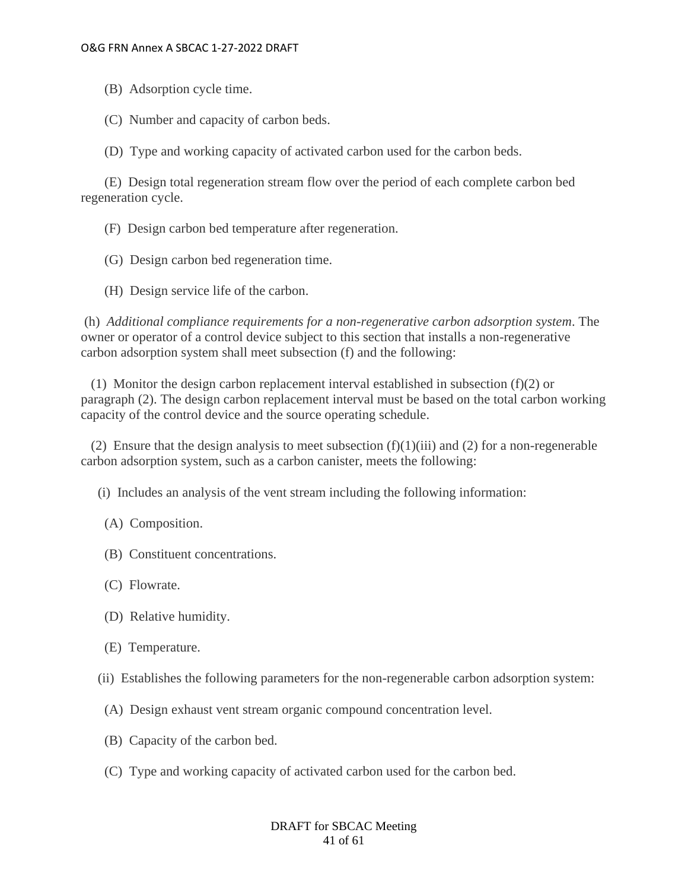(B) Adsorption cycle time.

(C) Number and capacity of carbon beds.

(D) Type and working capacity of activated carbon used for the carbon beds.

(E) Design total regeneration stream flow over the period of each complete carbon bed regeneration cycle.

(F) Design carbon bed temperature after regeneration.

(G) Design carbon bed regeneration time.

(H) Design service life of the carbon.

(h) *Additional compliance requirements for a non-regenerative carbon adsorption system*. The owner or operator of a control device subject to this section that installs a non-regenerative carbon adsorption system shall meet subsection (f) and the following:

(1) Monitor the design carbon replacement interval established in subsection (f)(2) or paragraph (2). The design carbon replacement interval must be based on the total carbon working capacity of the control device and the source operating schedule.

(2) Ensure that the design analysis to meet subsection (f)(1)(iii) and (2) for a non-regenerable carbon adsorption system, such as a carbon canister, meets the following:

(i) Includes an analysis of the vent stream including the following information:

(A) Composition.

(B) Constituent concentrations.

(C) Flowrate.

(D) Relative humidity.

(E) Temperature.

(ii) Establishes the following parameters for the non-regenerable carbon adsorption system:

(A) Design exhaust vent stream organic compound concentration level.

(B) Capacity of the carbon bed.

(C) Type and working capacity of activated carbon used for the carbon bed.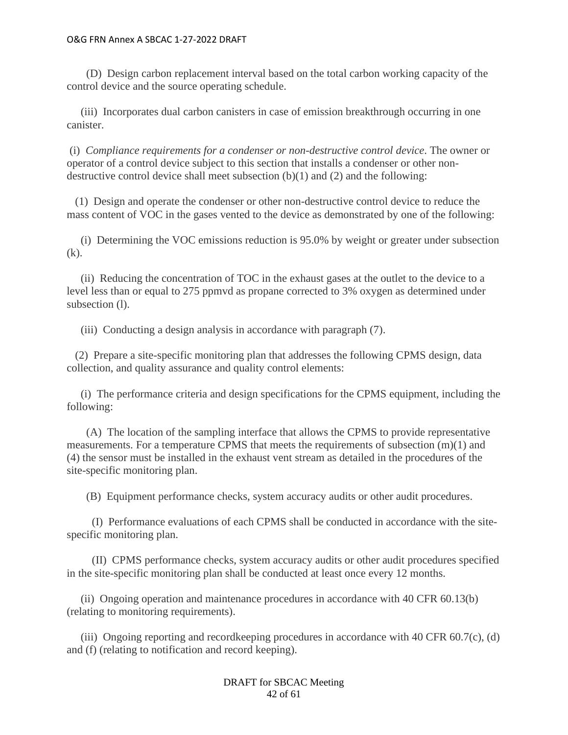(D) Design carbon replacement interval based on the total carbon working capacity of the control device and the source operating schedule.

(iii) Incorporates dual carbon canisters in case of emission breakthrough occurring in one canister.

(i) *Compliance requirements for a condenser or non-destructive control device*. The owner or operator of a control device subject to this section that installs a condenser or other non-destructive control device shall meet subsection (b)(1) and (2) and the following:

(1) Design and operate the condenser or other non-destructive control device to reduce the mass content of VOC in the gases vented to the device as demonstrated by one of the following:

(i) Determining the VOC emissions reduction is 95.0% by weight or greater under subsection (k).

(ii) Reducing the concentration of TOC in the exhaust gases at the outlet to the device to a level less than or equal to 275 ppmvd as propane corrected to 3% oxygen as determined under subsection (l).

(iii) Conducting a design analysis in accordance with paragraph (7).

(2) Prepare a site-specific monitoring plan that addresses the following CPMS design, data collection, and quality assurance and quality control elements:

(i) The performance criteria and design specifications for the CPMS equipment, including the following:

(A) The location of the sampling interface that allows the CPMS to provide representative measurements. For a temperature CPMS that meets the requirements of subsection (m)(1) and (4) the sensor must be installed in the exhaust vent stream as detailed in the procedures of the site-specific monitoring plan.

(B) Equipment performance checks, system accuracy audits or other audit procedures.

(I) Performance evaluations of each CPMS shall be conducted in accordance with the site-specific monitoring plan.

(II) CPMS performance checks, system accuracy audits or other audit procedures specified in the site-specific monitoring plan shall be conducted at least once every 12 months.

(ii) Ongoing operation and maintenance procedures in accordance with 40 CFR 60.13(b) (relating to monitoring requirements).

(iii) Ongoing reporting and recordkeeping procedures in accordance with 40 CFR 60.7(c), (d) and (f) (relating to notification and record keeping).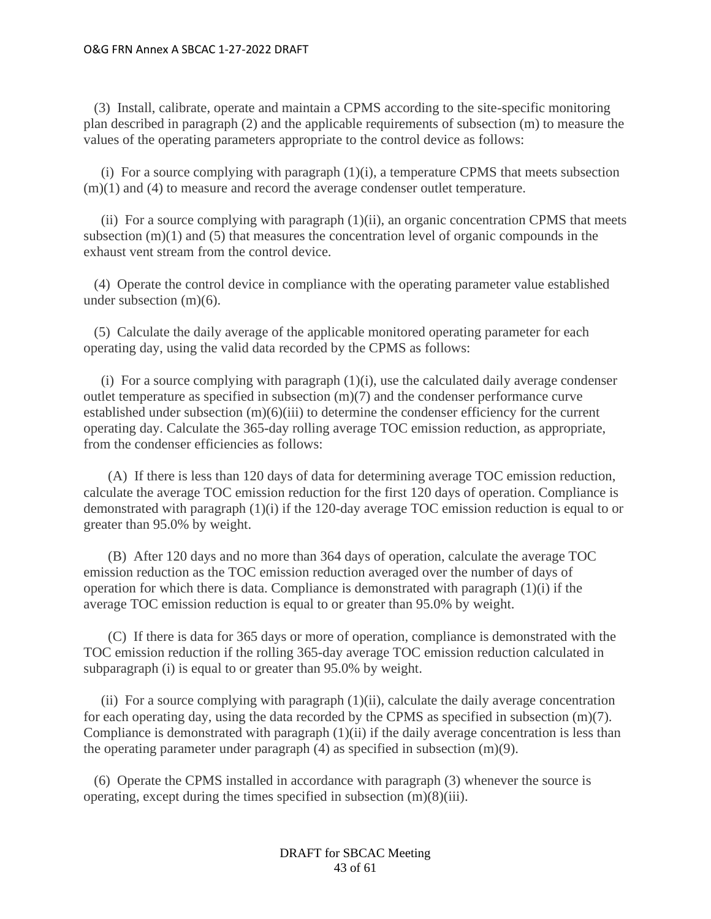(3) Install, calibrate, operate and maintain a CPMS according to the site-specific monitoring plan described in paragraph (2) and the applicable requirements of subsection (m) to measure the values of the operating parameters appropriate to the control device as follows:

(i) For a source complying with paragraph (1)(i), a temperature CPMS that meets subsection (m)(1) and (4) to measure and record the average condenser outlet temperature.

(ii) For a source complying with paragraph (1)(ii), an organic concentration CPMS that meets subsection (m)(1) and (5) that measures the concentration level of organic compounds in the exhaust vent stream from the control device.

(4) Operate the control device in compliance with the operating parameter value established under subsection (m)(6).

(5) Calculate the daily average of the applicable monitored operating parameter for each operating day, using the valid data recorded by the CPMS as follows:

(i) For a source complying with paragraph (1)(i), use the calculated daily average condenser outlet temperature as specified in subsection (m)(7) and the condenser performance curve established under subsection (m)(6)(iii) to determine the condenser efficiency for the current operating day. Calculate the 365-day rolling average TOC emission reduction, as appropriate, from the condenser efficiencies as follows:

(A) If there is less than 120 days of data for determining average TOC emission reduction, calculate the average TOC emission reduction for the first 120 days of operation. Compliance is demonstrated with paragraph (1)(i) if the 120-day average TOC emission reduction is equal to or greater than 95.0% by weight.

(B) After 120 days and no more than 364 days of operation, calculate the average TOC emission reduction as the TOC emission reduction averaged over the number of days of operation for which there is data. Compliance is demonstrated with paragraph (1)(i) if the average TOC emission reduction is equal to or greater than 95.0% by weight.

(C) If there is data for 365 days or more of operation, compliance is demonstrated with the TOC emission reduction if the rolling 365-day average TOC emission reduction calculated in subparagraph (i) is equal to or greater than 95.0% by weight.

(ii) For a source complying with paragraph (1)(ii), calculate the daily average concentration for each operating day, using the data recorded by the CPMS as specified in subsection (m)(7). Compliance is demonstrated with paragraph (1)(ii) if the daily average concentration is less than the operating parameter under paragraph (4) as specified in subsection (m)(9).

(6) Operate the CPMS installed in accordance with paragraph (3) whenever the source is operating, except during the times specified in subsection (m)(8)(iii).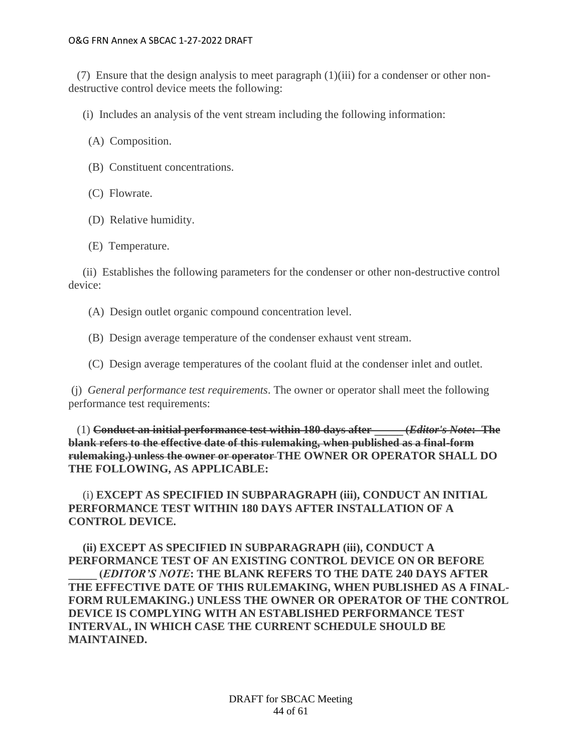(7) Ensure that the design analysis to meet paragraph (1)(iii) for a condenser or other non-destructive control device meets the following:

(i) Includes an analysis of the vent stream including the following information:

(A) Composition.

(B) Constituent concentrations.

(C) Flowrate.

(D) Relative humidity.

(E) Temperature.

(ii) Establishes the following parameters for the condenser or other non-destructive control device:

(A) Design outlet organic compound concentration level.

(B) Design average temperature of the condenser exhaust vent stream.

(C) Design average temperatures of the coolant fluid at the condenser inlet and outlet.

(j) *General performance test requirements*. The owner or operator shall meet the following performance test requirements:

(1) ~~**Conduct an initial performance test within 180 days after _____ (*Editor's Note:* The blank refers to the effective date of this rulemaking, when published as a final-form rulemaking.) unless the owner or operator**~~ **THE OWNER OR OPERATOR SHALL DO THE FOLLOWING, AS APPLICABLE:**

(i) **EXCEPT AS SPECIFIED IN SUBPARAGRAPH (iii), CONDUCT AN INITIAL PERFORMANCE TEST WITHIN 180 DAYS AFTER INSTALLATION OF A CONTROL DEVICE.**

**(ii) EXCEPT AS SPECIFIED IN SUBPARAGRAPH (iii), CONDUCT A PERFORMANCE TEST OF AN EXISTING CONTROL DEVICE ON OR BEFORE _____ (*EDITOR'S NOTE*: THE BLANK REFERS TO THE DATE 240 DAYS AFTER THE EFFECTIVE DATE OF THIS RULEMAKING, WHEN PUBLISHED AS A FINAL-FORM RULEMAKING.) UNLESS THE OWNER OR OPERATOR OF THE CONTROL DEVICE IS COMPLYING WITH AN ESTABLISHED PERFORMANCE TEST INTERVAL, IN WHICH CASE THE CURRENT SCHEDULE SHOULD BE MAINTAINED.**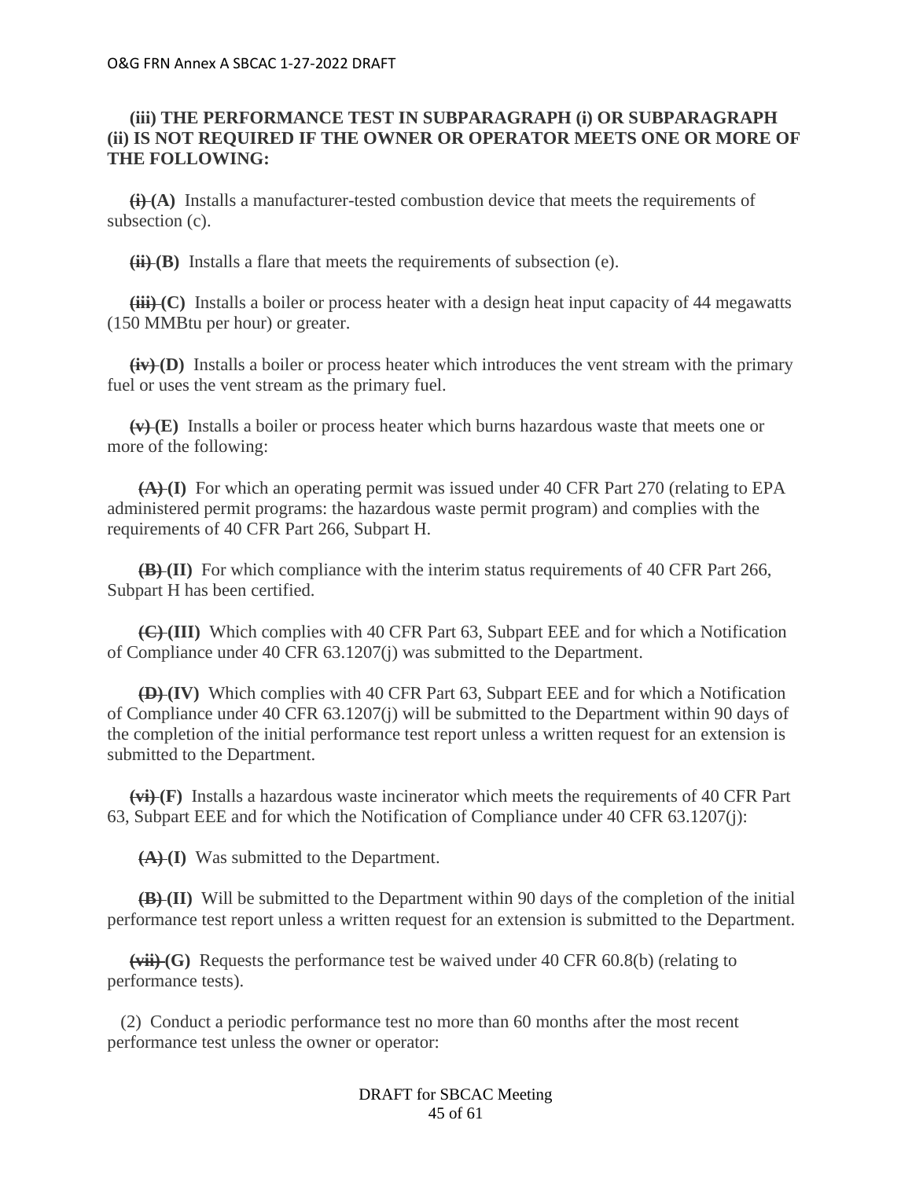**(iii) THE PERFORMANCE TEST IN SUBPARAGRAPH (i) OR SUBPARAGRAPH (ii) IS NOT REQUIRED IF THE OWNER OR OPERATOR MEETS ONE OR MORE OF THE FOLLOWING:**

~~(i)~~ **(A)** Installs a manufacturer-tested combustion device that meets the requirements of subsection (c).

~~(ii)~~ **(B)** Installs a flare that meets the requirements of subsection (e).

~~(iii)~~ **(C)** Installs a boiler or process heater with a design heat input capacity of 44 megawatts (150 MMBtu per hour) or greater.

~~(iv)~~ **(D)** Installs a boiler or process heater which introduces the vent stream with the primary fuel or uses the vent stream as the primary fuel.

~~(v)~~ **(E)** Installs a boiler or process heater which burns hazardous waste that meets one or more of the following:

~~(A)~~ **(I)** For which an operating permit was issued under 40 CFR Part 270 (relating to EPA administered permit programs: the hazardous waste permit program) and complies with the requirements of 40 CFR Part 266, Subpart H.

~~(B)~~ **(II)** For which compliance with the interim status requirements of 40 CFR Part 266, Subpart H has been certified.

~~(C)~~ **(III)** Which complies with 40 CFR Part 63, Subpart EEE and for which a Notification of Compliance under 40 CFR 63.1207(j) was submitted to the Department.

~~(D)~~ **(IV)** Which complies with 40 CFR Part 63, Subpart EEE and for which a Notification of Compliance under 40 CFR 63.1207(j) will be submitted to the Department within 90 days of the completion of the initial performance test report unless a written request for an extension is submitted to the Department.

~~(vi)~~ **(F)** Installs a hazardous waste incinerator which meets the requirements of 40 CFR Part 63, Subpart EEE and for which the Notification of Compliance under 40 CFR 63.1207(j):

~~(A)~~ **(I)** Was submitted to the Department.

~~(B)~~ **(II)** Will be submitted to the Department within 90 days of the completion of the initial performance test report unless a written request for an extension is submitted to the Department.

~~(vii)~~ **(G)** Requests the performance test be waived under 40 CFR 60.8(b) (relating to performance tests).

(2) Conduct a periodic performance test no more than 60 months after the most recent performance test unless the owner or operator: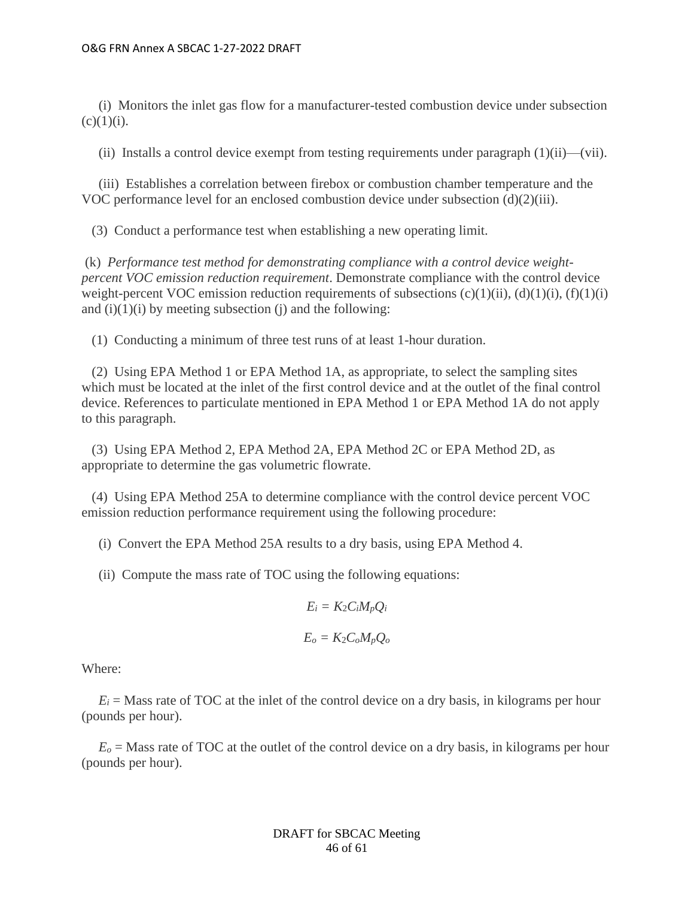(i) Monitors the inlet gas flow for a manufacturer-tested combustion device under subsection (c)(1)(i).

(ii) Installs a control device exempt from testing requirements under paragraph (1)(ii)—(vii).

(iii) Establishes a correlation between firebox or combustion chamber temperature and the VOC performance level for an enclosed combustion device under subsection (d)(2)(iii).

(3) Conduct a performance test when establishing a new operating limit.

(k) *Performance test method for demonstrating compliance with a control device weight-percent VOC emission reduction requirement*. Demonstrate compliance with the control device weight-percent VOC emission reduction requirements of subsections (c)(1)(ii), (d)(1)(i), (f)(1)(i) and (i)(1)(i) by meeting subsection (j) and the following:

(1) Conducting a minimum of three test runs of at least 1-hour duration.

(2) Using EPA Method 1 or EPA Method 1A, as appropriate, to select the sampling sites which must be located at the inlet of the first control device and at the outlet of the final control device. References to particulate mentioned in EPA Method 1 or EPA Method 1A do not apply to this paragraph.

(3) Using EPA Method 2, EPA Method 2A, EPA Method 2C or EPA Method 2D, as appropriate to determine the gas volumetric flowrate.

(4) Using EPA Method 25A to determine compliance with the control device percent VOC emission reduction performance requirement using the following procedure:

(i) Convert the EPA Method 25A results to a dry basis, using EPA Method 4.

(ii) Compute the mass rate of TOC using the following equations:

$$E_i = K_2 C_i M_p Q_i$$

$$E_o = K_2 C_o M_p Q_o$$

Where:

$E_i$ = Mass rate of TOC at the inlet of the control device on a dry basis, in kilograms per hour (pounds per hour).

$E_o$ = Mass rate of TOC at the outlet of the control device on a dry basis, in kilograms per hour (pounds per hour).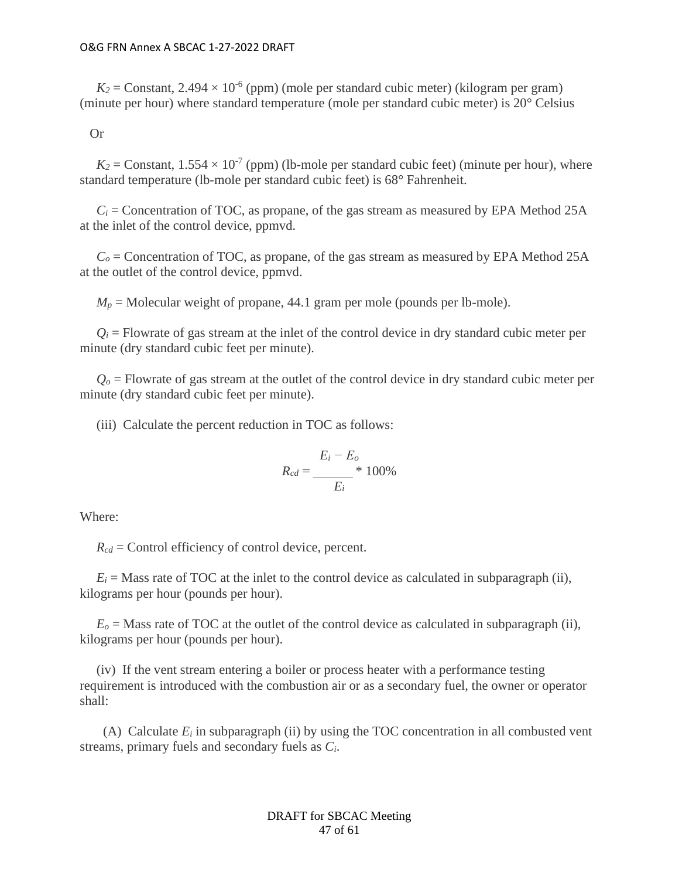$K_2$ = Constant, $2.494 \times 10^{-6}$ (ppm) (mole per standard cubic meter) (kilogram per gram) (minute per hour) where standard temperature (mole per standard cubic meter) is 20° Celsius

Or

$K_2$ = Constant, $1.554 \times 10^{-7}$ (ppm) (lb-mole per standard cubic feet) (minute per hour), where standard temperature (lb-mole per standard cubic feet) is 68° Fahrenheit.

$C_i$ = Concentration of TOC, as propane, of the gas stream as measured by EPA Method 25A at the inlet of the control device, ppmvd.

$C_o$ = Concentration of TOC, as propane, of the gas stream as measured by EPA Method 25A at the outlet of the control device, ppmvd.

$M_p$ = Molecular weight of propane, 44.1 gram per mole (pounds per lb-mole).

$Q_i$ = Flowrate of gas stream at the inlet of the control device in dry standard cubic meter per minute (dry standard cubic feet per minute).

$Q_o$ = Flowrate of gas stream at the outlet of the control device in dry standard cubic meter per minute (dry standard cubic feet per minute).

(iii) Calculate the percent reduction in TOC as follows:

$$R_{cd} = \frac{E_i - E_o}{E_i} * 100\%$$

Where:

$R_{cd}$ = Control efficiency of control device, percent.

$E_i$ = Mass rate of TOC at the inlet to the control device as calculated in subparagraph (ii), kilograms per hour (pounds per hour).

$E_o$ = Mass rate of TOC at the outlet of the control device as calculated in subparagraph (ii), kilograms per hour (pounds per hour).

(iv) If the vent stream entering a boiler or process heater with a performance testing requirement is introduced with the combustion air or as a secondary fuel, the owner or operator shall:

(A) Calculate $E_i$ in subparagraph (ii) by using the TOC concentration in all combusted vent streams, primary fuels and secondary fuels as $C_i$.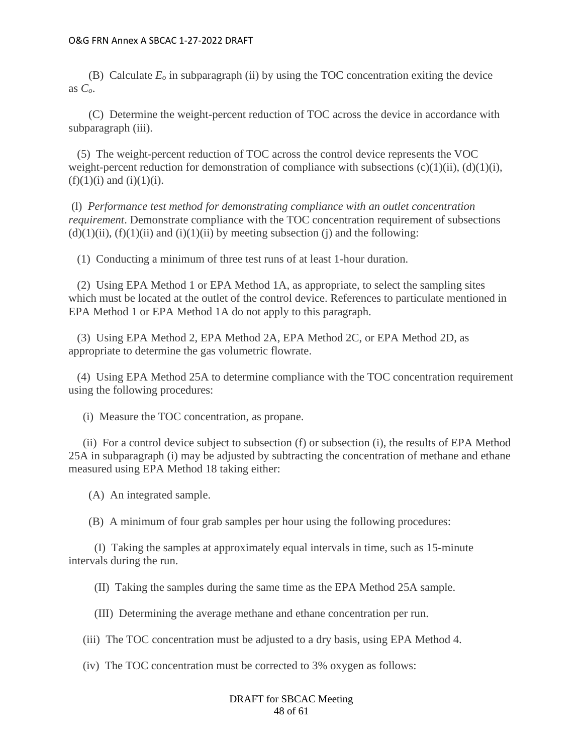(B) Calculate $E_o$ in subparagraph (ii) by using the TOC concentration exiting the device as $C_o$.

(C) Determine the weight-percent reduction of TOC across the device in accordance with subparagraph (iii).

(5) The weight-percent reduction of TOC across the control device represents the VOC weight-percent reduction for demonstration of compliance with subsections (c)(1)(ii), (d)(1)(i), (f)(1)(i) and (i)(1)(i).

(l) *Performance test method for demonstrating compliance with an outlet concentration requirement*. Demonstrate compliance with the TOC concentration requirement of subsections (d)(1)(ii), (f)(1)(ii) and (i)(1)(ii) by meeting subsection (j) and the following:

(1) Conducting a minimum of three test runs of at least 1-hour duration.

(2) Using EPA Method 1 or EPA Method 1A, as appropriate, to select the sampling sites which must be located at the outlet of the control device. References to particulate mentioned in EPA Method 1 or EPA Method 1A do not apply to this paragraph.

(3) Using EPA Method 2, EPA Method 2A, EPA Method 2C, or EPA Method 2D, as appropriate to determine the gas volumetric flowrate.

(4) Using EPA Method 25A to determine compliance with the TOC concentration requirement using the following procedures:

(i) Measure the TOC concentration, as propane.

(ii) For a control device subject to subsection (f) or subsection (i), the results of EPA Method 25A in subparagraph (i) may be adjusted by subtracting the concentration of methane and ethane measured using EPA Method 18 taking either:

(A) An integrated sample.

(B) A minimum of four grab samples per hour using the following procedures:

(I) Taking the samples at approximately equal intervals in time, such as 15-minute intervals during the run.

(II) Taking the samples during the same time as the EPA Method 25A sample.

(III) Determining the average methane and ethane concentration per run.

(iii) The TOC concentration must be adjusted to a dry basis, using EPA Method 4.

(iv) The TOC concentration must be corrected to 3% oxygen as follows: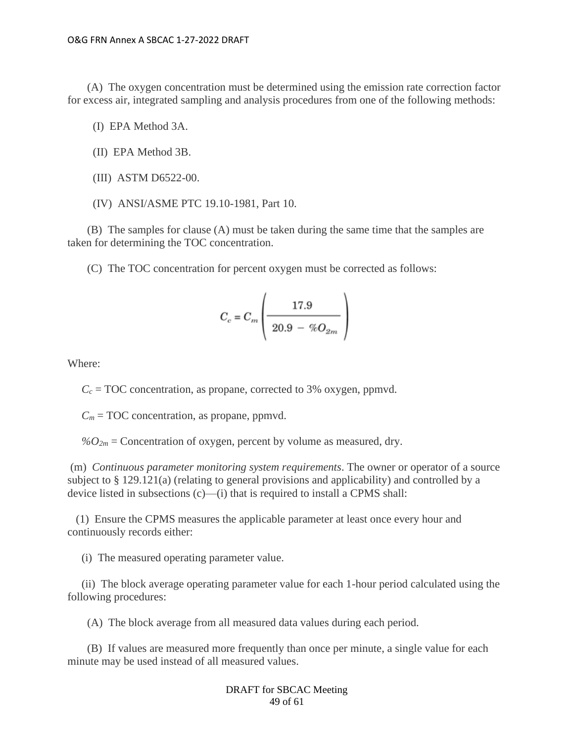(A) The oxygen concentration must be determined using the emission rate correction factor for excess air, integrated sampling and analysis procedures from one of the following methods:

(I) EPA Method 3A.

(II) EPA Method 3B.

(III) ASTM D6522-00.

(IV) ANSI/ASME PTC 19.10-1981, Part 10.

(B) The samples for clause (A) must be taken during the same time that the samples are taken for determining the TOC concentration.

(C) The TOC concentration for percent oxygen must be corrected as follows:

$$C_c = C_m \left( \frac{17.9}{20.9 - \%O_{2m}} \right)$$

Where:

$C_c$ = TOC concentration, as propane, corrected to 3% oxygen, ppmvd.

$C_m$ = TOC concentration, as propane, ppmvd.

$\%O_{2m}$ = Concentration of oxygen, percent by volume as measured, dry.

(m) *Continuous parameter monitoring system requirements*. The owner or operator of a source subject to § 129.121(a) (relating to general provisions and applicability) and controlled by a device listed in subsections (c)—(i) that is required to install a CPMS shall:

(1) Ensure the CPMS measures the applicable parameter at least once every hour and continuously records either:

(i) The measured operating parameter value.

(ii) The block average operating parameter value for each 1-hour period calculated using the following procedures:

(A) The block average from all measured data values during each period.

(B) If values are measured more frequently than once per minute, a single value for each minute may be used instead of all measured values.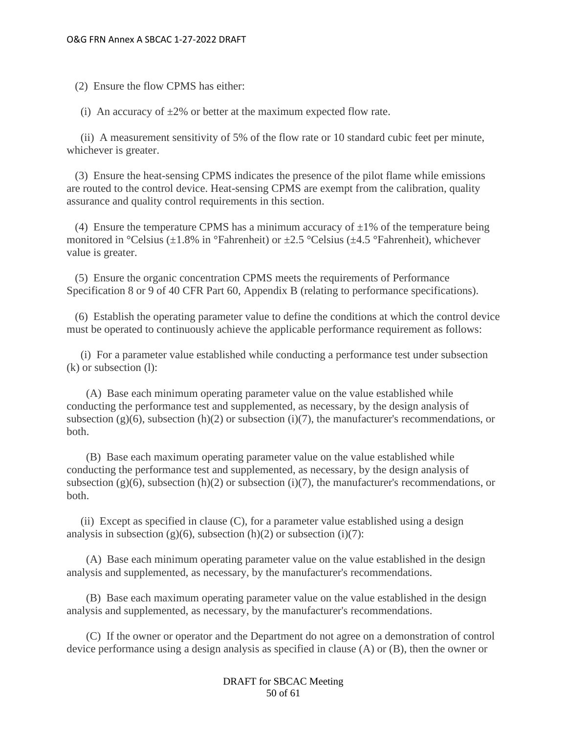(2) Ensure the flow CPMS has either:

(i) An accuracy of ±2% or better at the maximum expected flow rate.

(ii) A measurement sensitivity of 5% of the flow rate or 10 standard cubic feet per minute, whichever is greater.

(3) Ensure the heat-sensing CPMS indicates the presence of the pilot flame while emissions are routed to the control device. Heat-sensing CPMS are exempt from the calibration, quality assurance and quality control requirements in this section.

(4) Ensure the temperature CPMS has a minimum accuracy of ±1% of the temperature being monitored in °Celsius (±1.8% in °Fahrenheit) or ±2.5 °Celsius (±4.5 °Fahrenheit), whichever value is greater.

(5) Ensure the organic concentration CPMS meets the requirements of Performance Specification 8 or 9 of 40 CFR Part 60, Appendix B (relating to performance specifications).

(6) Establish the operating parameter value to define the conditions at which the control device must be operated to continuously achieve the applicable performance requirement as follows:

(i) For a parameter value established while conducting a performance test under subsection (k) or subsection (l):

(A) Base each minimum operating parameter value on the value established while conducting the performance test and supplemented, as necessary, by the design analysis of subsection (g)(6), subsection (h)(2) or subsection (i)(7), the manufacturer's recommendations, or both.

(B) Base each maximum operating parameter value on the value established while conducting the performance test and supplemented, as necessary, by the design analysis of subsection (g)(6), subsection (h)(2) or subsection (i)(7), the manufacturer's recommendations, or both.

(ii) Except as specified in clause (C), for a parameter value established using a design analysis in subsection (g)(6), subsection (h)(2) or subsection (i)(7):

(A) Base each minimum operating parameter value on the value established in the design analysis and supplemented, as necessary, by the manufacturer's recommendations.

(B) Base each maximum operating parameter value on the value established in the design analysis and supplemented, as necessary, by the manufacturer's recommendations.

(C) If the owner or operator and the Department do not agree on a demonstration of control device performance using a design analysis as specified in clause (A) or (B), then the owner or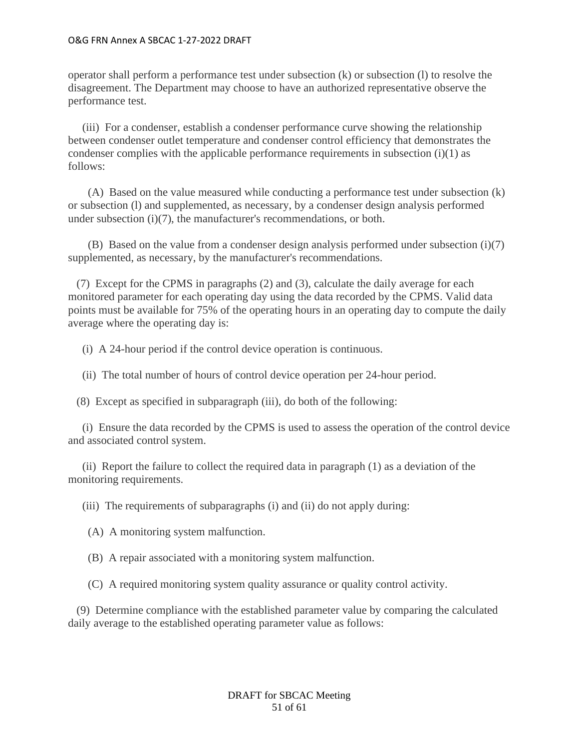operator shall perform a performance test under subsection (k) or subsection (l) to resolve the disagreement. The Department may choose to have an authorized representative observe the performance test.

(iii) For a condenser, establish a condenser performance curve showing the relationship between condenser outlet temperature and condenser control efficiency that demonstrates the condenser complies with the applicable performance requirements in subsection (i)(1) as follows:

(A) Based on the value measured while conducting a performance test under subsection (k) or subsection (l) and supplemented, as necessary, by a condenser design analysis performed under subsection (i)(7), the manufacturer's recommendations, or both.

(B) Based on the value from a condenser design analysis performed under subsection (i)(7) supplemented, as necessary, by the manufacturer's recommendations.

(7) Except for the CPMS in paragraphs (2) and (3), calculate the daily average for each monitored parameter for each operating day using the data recorded by the CPMS. Valid data points must be available for 75% of the operating hours in an operating day to compute the daily average where the operating day is:

(i) A 24-hour period if the control device operation is continuous.

(ii) The total number of hours of control device operation per 24-hour period.

(8) Except as specified in subparagraph (iii), do both of the following:

(i) Ensure the data recorded by the CPMS is used to assess the operation of the control device and associated control system.

(ii) Report the failure to collect the required data in paragraph (1) as a deviation of the monitoring requirements.

(iii) The requirements of subparagraphs (i) and (ii) do not apply during:

(A) A monitoring system malfunction.

(B) A repair associated with a monitoring system malfunction.

(C) A required monitoring system quality assurance or quality control activity.

(9) Determine compliance with the established parameter value by comparing the calculated daily average to the established operating parameter value as follows: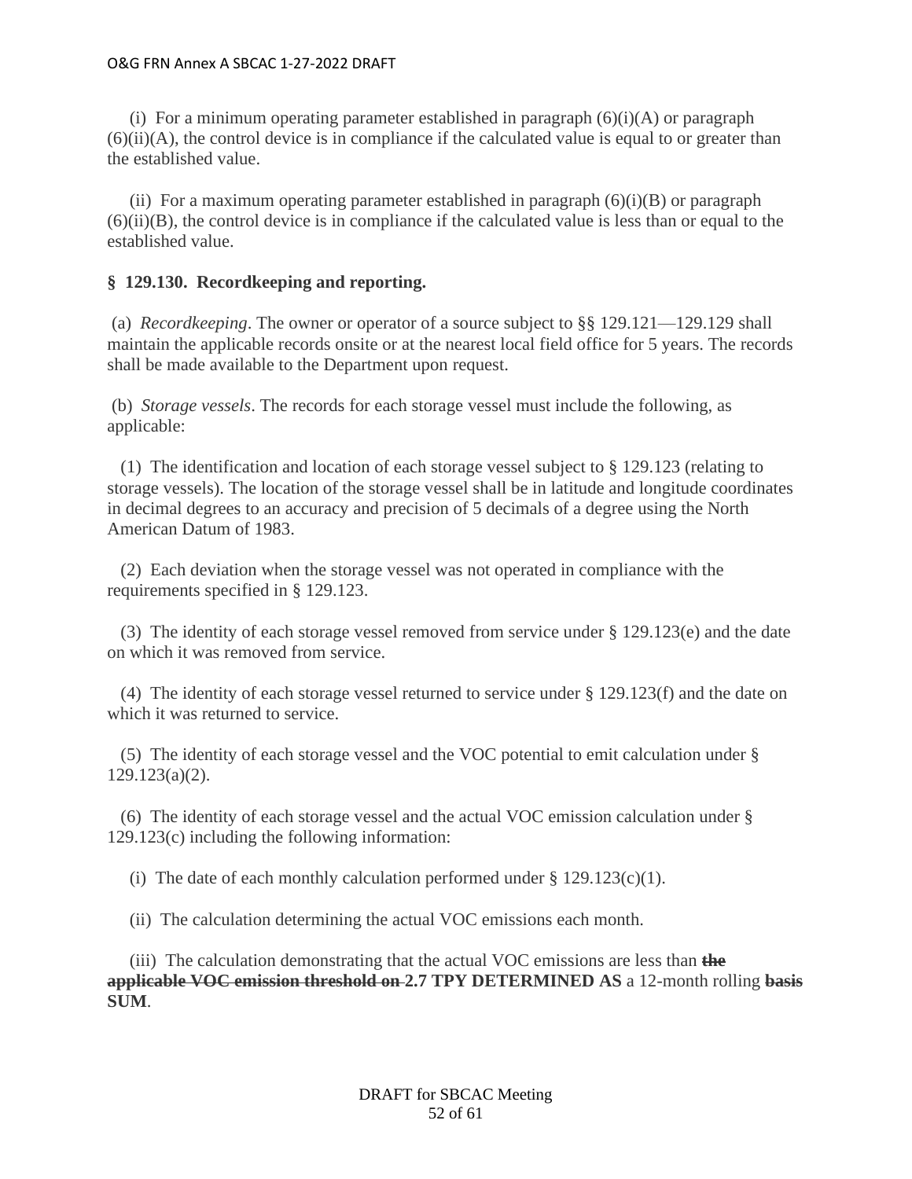(i) For a minimum operating parameter established in paragraph (6)(i)(A) or paragraph (6)(ii)(A), the control device is in compliance if the calculated value is equal to or greater than the established value.

(ii) For a maximum operating parameter established in paragraph (6)(i)(B) or paragraph (6)(ii)(B), the control device is in compliance if the calculated value is less than or equal to the established value.

**§ 129.130. Recordkeeping and reporting.**

(a) *Recordkeeping*. The owner or operator of a source subject to §§ 129.121—129.129 shall maintain the applicable records onsite or at the nearest local field office for 5 years. The records shall be made available to the Department upon request.

(b) *Storage vessels*. The records for each storage vessel must include the following, as applicable:

(1) The identification and location of each storage vessel subject to § 129.123 (relating to storage vessels). The location of the storage vessel shall be in latitude and longitude coordinates in decimal degrees to an accuracy and precision of 5 decimals of a degree using the North American Datum of 1983.

(2) Each deviation when the storage vessel was not operated in compliance with the requirements specified in § 129.123.

(3) The identity of each storage vessel removed from service under § 129.123(e) and the date on which it was removed from service.

(4) The identity of each storage vessel returned to service under § 129.123(f) and the date on which it was returned to service.

(5) The identity of each storage vessel and the VOC potential to emit calculation under § 129.123(a)(2).

(6) The identity of each storage vessel and the actual VOC emission calculation under § 129.123(c) including the following information:

(i) The date of each monthly calculation performed under § 129.123(c)(1).

(ii) The calculation determining the actual VOC emissions each month.

(iii) The calculation demonstrating that the actual VOC emissions are less than ~~**the applicable VOC emission threshold on**~~ **2.7 TPY DETERMINED AS** a 12-month rolling ~~**basis**~~ **SUM**.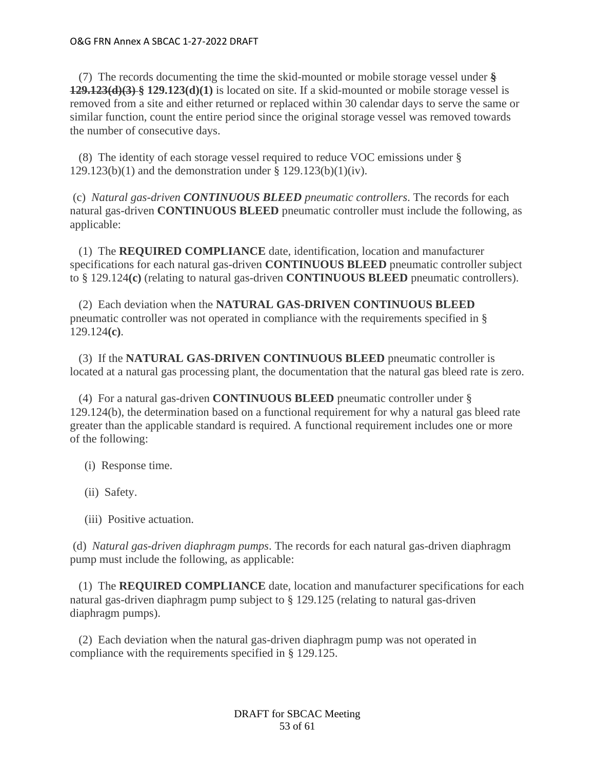(7) The records documenting the time the skid-mounted or mobile storage vessel under ~~§ 129.123(d)(3)~~ **§ 129.123(d)(1)** is located on site. If a skid-mounted or mobile storage vessel is removed from a site and either returned or replaced within 30 calendar days to serve the same or similar function, count the entire period since the original storage vessel was removed towards the number of consecutive days.

(8) The identity of each storage vessel required to reduce VOC emissions under § 129.123(b)(1) and the demonstration under § 129.123(b)(1)(iv).

(c) *Natural gas-driven* ***CONTINUOUS BLEED*** *pneumatic controllers*. The records for each natural gas-driven **CONTINUOUS BLEED** pneumatic controller must include the following, as applicable:

(1) The **REQUIRED COMPLIANCE** date, identification, location and manufacturer specifications for each natural gas-driven **CONTINUOUS BLEED** pneumatic controller subject to § 129.124**(c)** (relating to natural gas-driven **CONTINUOUS BLEED** pneumatic controllers).

(2) Each deviation when the **NATURAL GAS-DRIVEN CONTINUOUS BLEED** pneumatic controller was not operated in compliance with the requirements specified in § 129.124**(c)**.

(3) If the **NATURAL GAS-DRIVEN CONTINUOUS BLEED** pneumatic controller is located at a natural gas processing plant, the documentation that the natural gas bleed rate is zero.

(4) For a natural gas-driven **CONTINUOUS BLEED** pneumatic controller under § 129.124(b), the determination based on a functional requirement for why a natural gas bleed rate greater than the applicable standard is required. A functional requirement includes one or more of the following:

(i) Response time.

(ii) Safety.

(iii) Positive actuation.

(d) *Natural gas-driven diaphragm pumps*. The records for each natural gas-driven diaphragm pump must include the following, as applicable:

(1) The **REQUIRED COMPLIANCE** date, location and manufacturer specifications for each natural gas-driven diaphragm pump subject to § 129.125 (relating to natural gas-driven diaphragm pumps).

(2) Each deviation when the natural gas-driven diaphragm pump was not operated in compliance with the requirements specified in § 129.125.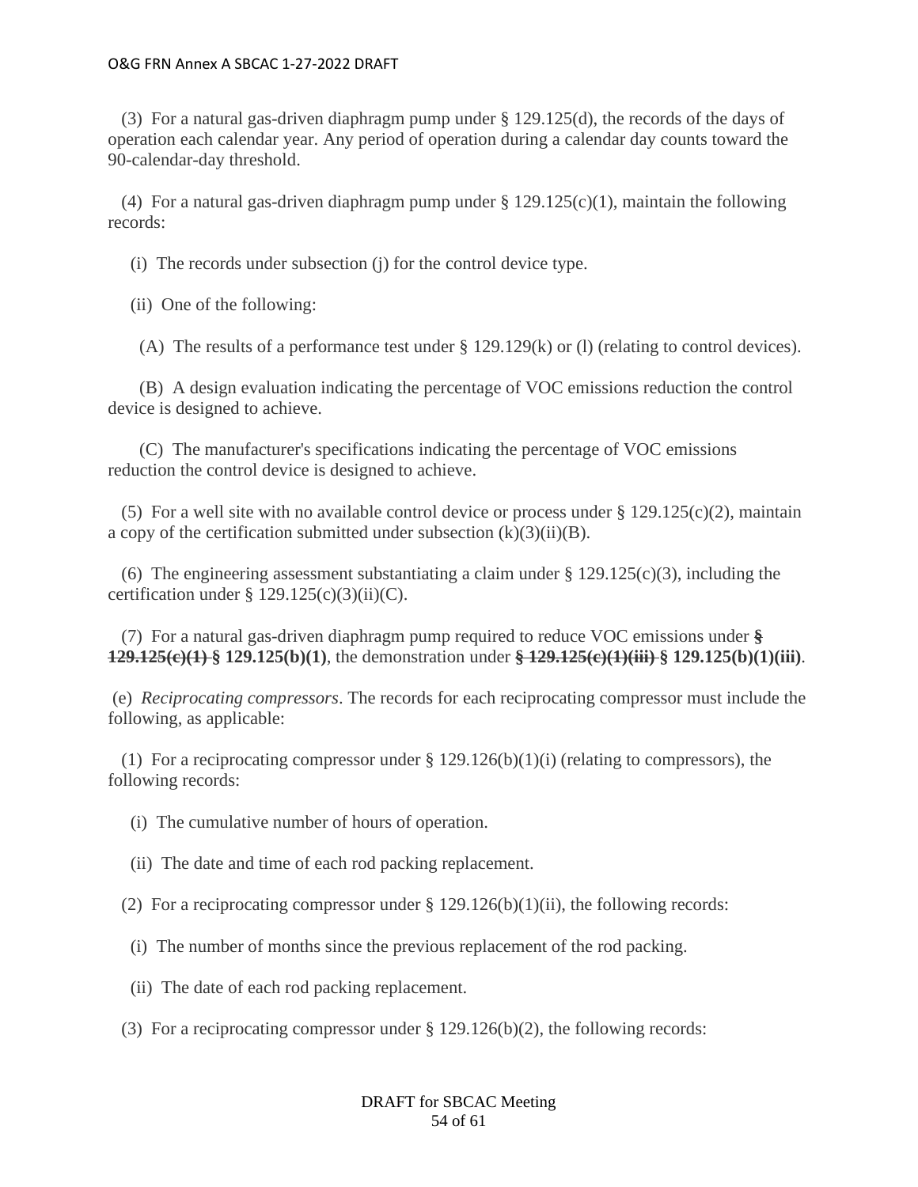(3) For a natural gas-driven diaphragm pump under § 129.125(d), the records of the days of operation each calendar year. Any period of operation during a calendar day counts toward the 90-calendar-day threshold.

(4) For a natural gas-driven diaphragm pump under § 129.125(c)(1), maintain the following records:

(i) The records under subsection (j) for the control device type.

(ii) One of the following:

(A) The results of a performance test under § 129.129(k) or (l) (relating to control devices).

(B) A design evaluation indicating the percentage of VOC emissions reduction the control device is designed to achieve.

(C) The manufacturer's specifications indicating the percentage of VOC emissions reduction the control device is designed to achieve.

(5) For a well site with no available control device or process under § 129.125(c)(2), maintain a copy of the certification submitted under subsection (k)(3)(ii)(B).

(6) The engineering assessment substantiating a claim under § 129.125(c)(3), including the certification under § 129.125(c)(3)(ii)(C).

(7) For a natural gas-driven diaphragm pump required to reduce VOC emissions under ~~**§ 129.125(c)(1)**~~ **§ 129.125(b)(1)**, the demonstration under ~~**§ 129.125(c)(1)(iii)**~~ **§ 129.125(b)(1)(iii)**.

(e) *Reciprocating compressors*. The records for each reciprocating compressor must include the following, as applicable:

(1) For a reciprocating compressor under § 129.126(b)(1)(i) (relating to compressors), the following records:

(i) The cumulative number of hours of operation.

(ii) The date and time of each rod packing replacement.

(2) For a reciprocating compressor under § 129.126(b)(1)(ii), the following records:

(i) The number of months since the previous replacement of the rod packing.

(ii) The date of each rod packing replacement.

(3) For a reciprocating compressor under § 129.126(b)(2), the following records: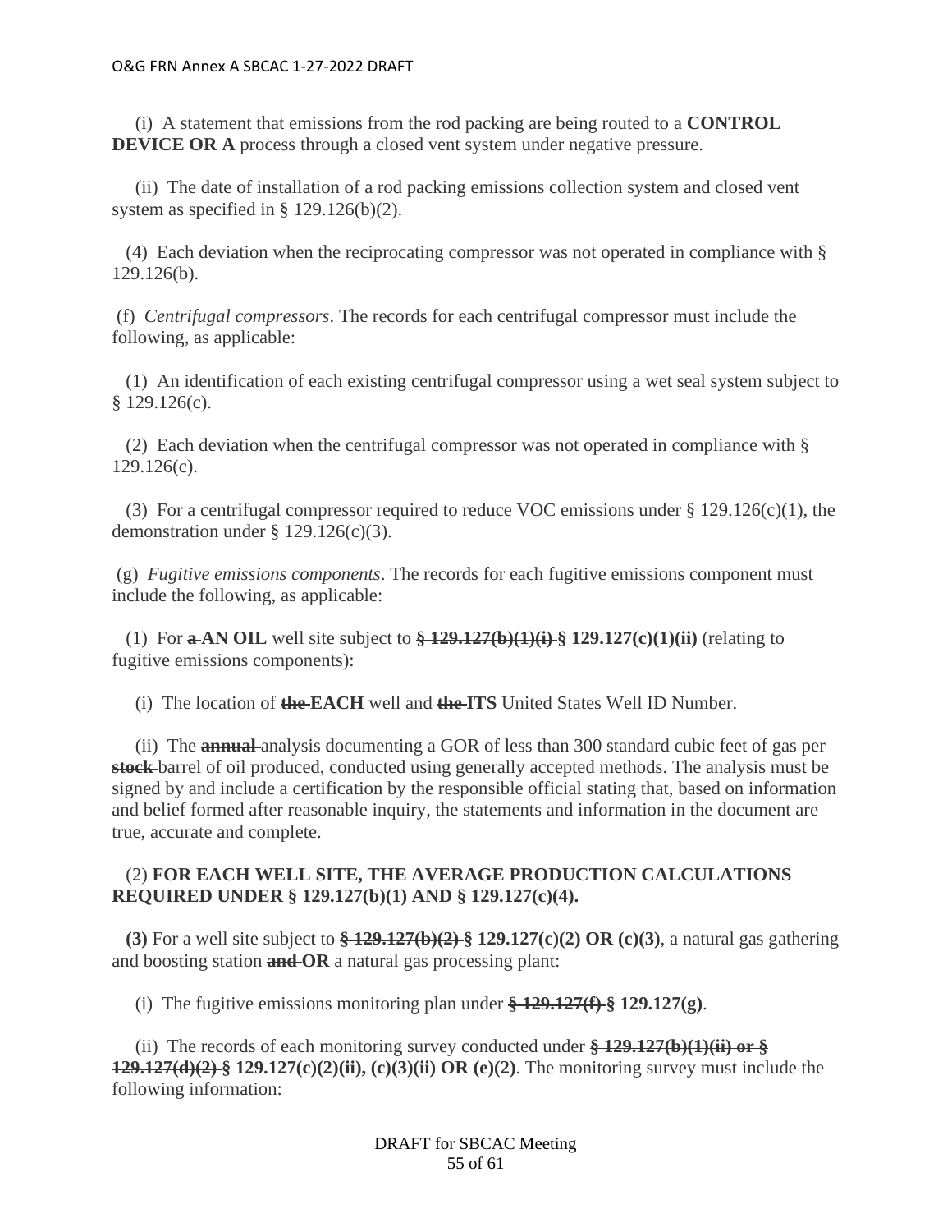(i) A statement that emissions from the rod packing are being routed to a **CONTROL DEVICE OR A** process through a closed vent system under negative pressure.

(ii) The date of installation of a rod packing emissions collection system and closed vent system as specified in § 129.126(b)(2).

(4) Each deviation when the reciprocating compressor was not operated in compliance with § 129.126(b).

(f) *Centrifugal compressors*. The records for each centrifugal compressor must include the following, as applicable:

(1) An identification of each existing centrifugal compressor using a wet seal system subject to § 129.126(c).

(2) Each deviation when the centrifugal compressor was not operated in compliance with § 129.126(c).

(3) For a centrifugal compressor required to reduce VOC emissions under § 129.126(c)(1), the demonstration under § 129.126(c)(3).

(g) *Fugitive emissions components*. The records for each fugitive emissions component must include the following, as applicable:

(1) For ~~a~~ **AN OIL** well site subject to ~~**§ 129.127(b)(1)(i)**~~ **§ 129.127(c)(1)(ii)** (relating to fugitive emissions components):

(i) The location of ~~**the**~~ **EACH** well and ~~**the**~~ **ITS** United States Well ID Number.

(ii) The ~~**annual**~~ analysis documenting a GOR of less than 300 standard cubic feet of gas per ~~**stock**~~ barrel of oil produced, conducted using generally accepted methods. The analysis must be signed by and include a certification by the responsible official stating that, based on information and belief formed after reasonable inquiry, the statements and information in the document are true, accurate and complete.

(2) **FOR EACH WELL SITE, THE AVERAGE PRODUCTION CALCULATIONS REQUIRED UNDER § 129.127(b)(1) AND § 129.127(c)(4).**

**(3)** For a well site subject to ~~**§ 129.127(b)(2)**~~ **§ 129.127(c)(2) OR (c)(3)**, a natural gas gathering and boosting station ~~**and**~~ **OR** a natural gas processing plant:

(i) The fugitive emissions monitoring plan under ~~**§ 129.127(f)**~~ **§ 129.127(g)**.

(ii) The records of each monitoring survey conducted under ~~**§ 129.127(b)(1)(ii) or § 129.127(d)(2)**~~ **§ 129.127(c)(2)(ii), (c)(3)(ii) OR (e)(2)**. The monitoring survey must include the following information: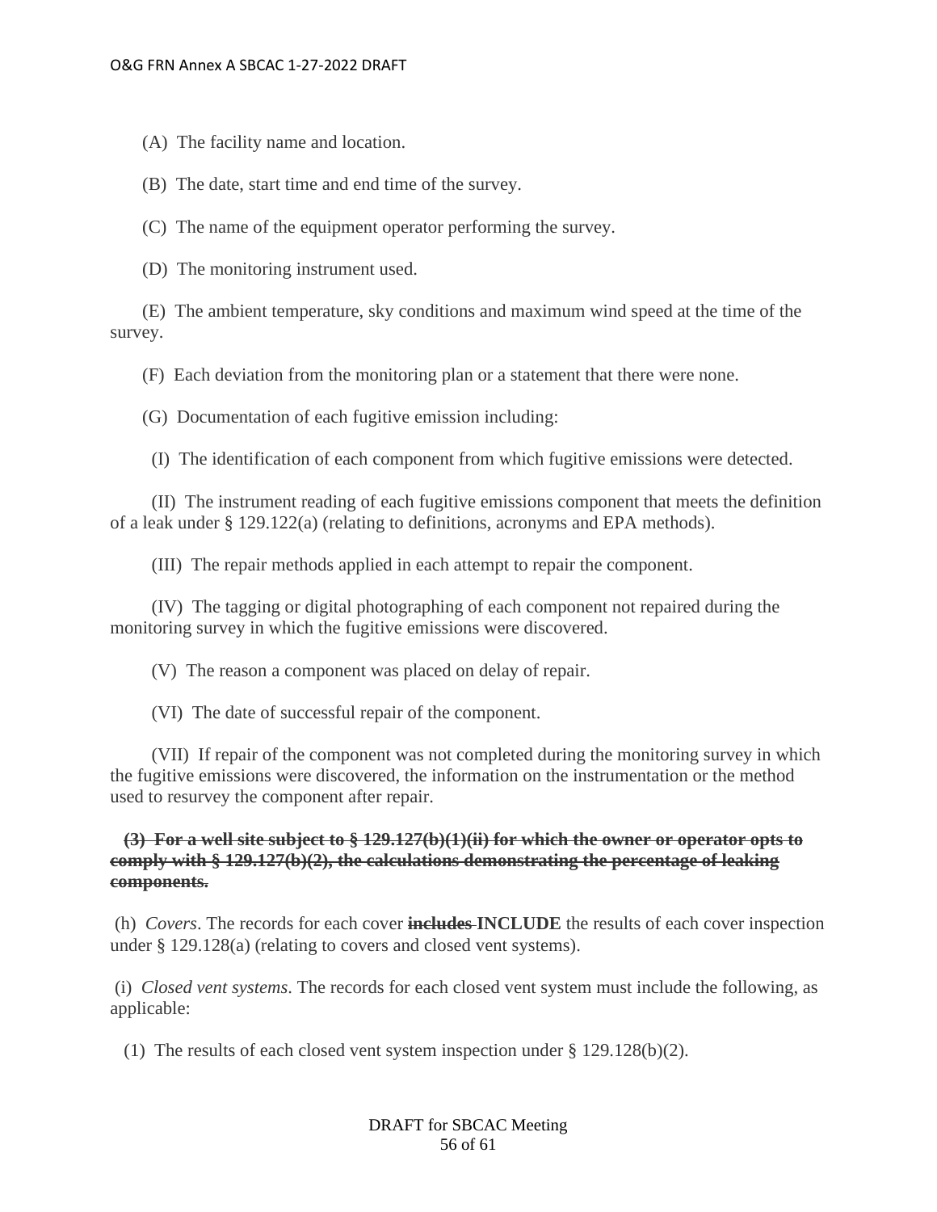(A) The facility name and location.

(B) The date, start time and end time of the survey.

(C) The name of the equipment operator performing the survey.

(D) The monitoring instrument used.

(E) The ambient temperature, sky conditions and maximum wind speed at the time of the survey.

(F) Each deviation from the monitoring plan or a statement that there were none.

(G) Documentation of each fugitive emission including:

(I) The identification of each component from which fugitive emissions were detected.

(II) The instrument reading of each fugitive emissions component that meets the definition of a leak under § 129.122(a) (relating to definitions, acronyms and EPA methods).

(III) The repair methods applied in each attempt to repair the component.

(IV) The tagging or digital photographing of each component not repaired during the monitoring survey in which the fugitive emissions were discovered.

(V) The reason a component was placed on delay of repair.

(VI) The date of successful repair of the component.

(VII) If repair of the component was not completed during the monitoring survey in which the fugitive emissions were discovered, the information on the instrumentation or the method used to resurvey the component after repair.

~~**(3) For a well site subject to § 129.127(b)(1)(ii) for which the owner or operator opts to comply with § 129.127(b)(2), the calculations demonstrating the percentage of leaking components.**~~

(h) *Covers*. The records for each cover ~~**includes**~~ **INCLUDE** the results of each cover inspection under § 129.128(a) (relating to covers and closed vent systems).

(i) *Closed vent systems*. The records for each closed vent system must include the following, as applicable:

(1) The results of each closed vent system inspection under § 129.128(b)(2).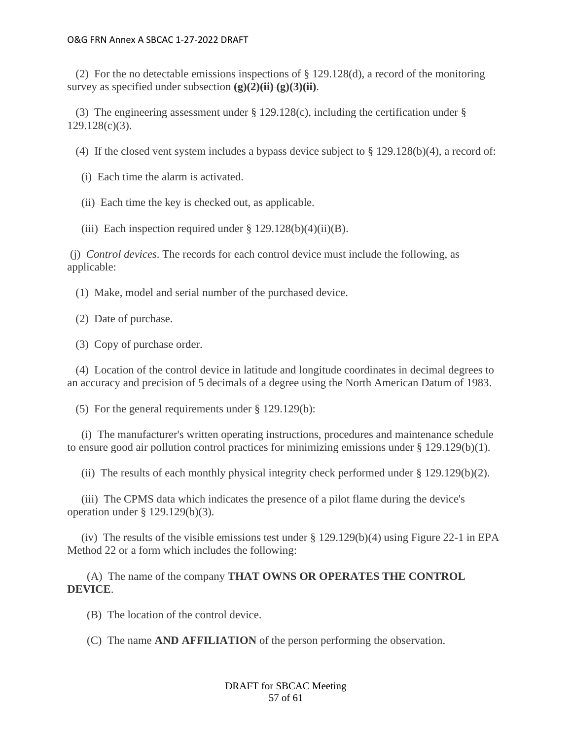(2) For the no detectable emissions inspections of § 129.128(d), a record of the monitoring survey as specified under subsection ~~(g)(2)(ii)~~ **(g)(3)(ii)**.

(3) The engineering assessment under § 129.128(c), including the certification under § 129.128(c)(3).

(4) If the closed vent system includes a bypass device subject to § 129.128(b)(4), a record of:

(i) Each time the alarm is activated.

(ii) Each time the key is checked out, as applicable.

(iii) Each inspection required under § 129.128(b)(4)(ii)(B).

(j) *Control devices*. The records for each control device must include the following, as applicable:

(1) Make, model and serial number of the purchased device.

(2) Date of purchase.

(3) Copy of purchase order.

(4) Location of the control device in latitude and longitude coordinates in decimal degrees to an accuracy and precision of 5 decimals of a degree using the North American Datum of 1983.

(5) For the general requirements under § 129.129(b):

(i) The manufacturer's written operating instructions, procedures and maintenance schedule to ensure good air pollution control practices for minimizing emissions under § 129.129(b)(1).

(ii) The results of each monthly physical integrity check performed under § 129.129(b)(2).

(iii) The CPMS data which indicates the presence of a pilot flame during the device's operation under § 129.129(b)(3).

(iv) The results of the visible emissions test under § 129.129(b)(4) using Figure 22-1 in EPA Method 22 or a form which includes the following:

(A) The name of the company **THAT OWNS OR OPERATES THE CONTROL DEVICE**.

(B) The location of the control device.

(C) The name **AND AFFILIATION** of the person performing the observation.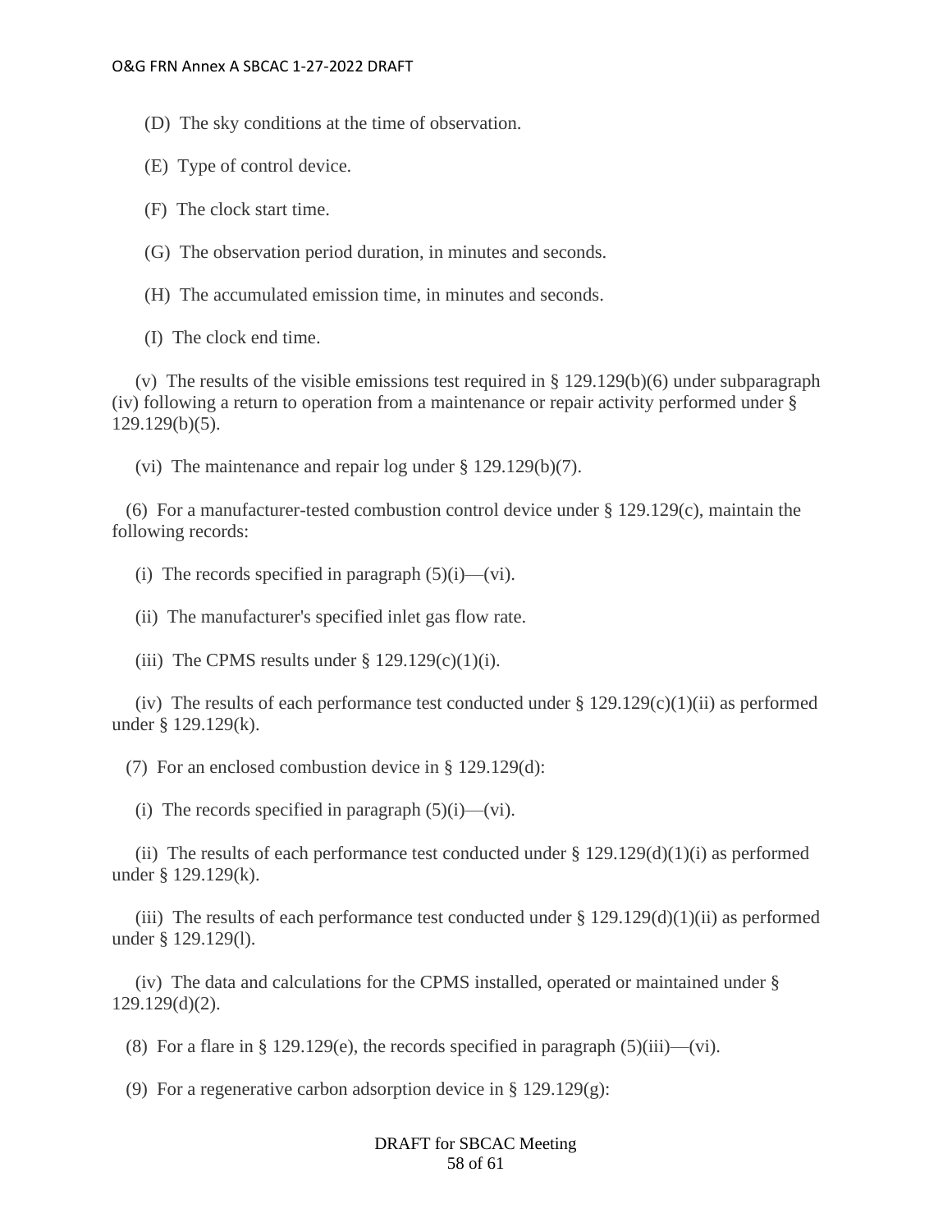(D) The sky conditions at the time of observation.

(E) Type of control device.

(F) The clock start time.

(G) The observation period duration, in minutes and seconds.

(H) The accumulated emission time, in minutes and seconds.

(I) The clock end time.

(v) The results of the visible emissions test required in § 129.129(b)(6) under subparagraph (iv) following a return to operation from a maintenance or repair activity performed under § 129.129(b)(5).

(vi) The maintenance and repair log under § 129.129(b)(7).

(6) For a manufacturer-tested combustion control device under § 129.129(c), maintain the following records:

(i) The records specified in paragraph (5)(i)—(vi).

(ii) The manufacturer's specified inlet gas flow rate.

(iii) The CPMS results under § 129.129(c)(1)(i).

(iv) The results of each performance test conducted under § 129.129(c)(1)(ii) as performed under § 129.129(k).

(7) For an enclosed combustion device in § 129.129(d):

(i) The records specified in paragraph (5)(i)—(vi).

(ii) The results of each performance test conducted under § 129.129(d)(1)(i) as performed under § 129.129(k).

(iii) The results of each performance test conducted under § 129.129(d)(1)(ii) as performed under § 129.129(l).

(iv) The data and calculations for the CPMS installed, operated or maintained under § 129.129(d)(2).

(8) For a flare in § 129.129(e), the records specified in paragraph (5)(iii)—(vi).

(9) For a regenerative carbon adsorption device in § 129.129(g):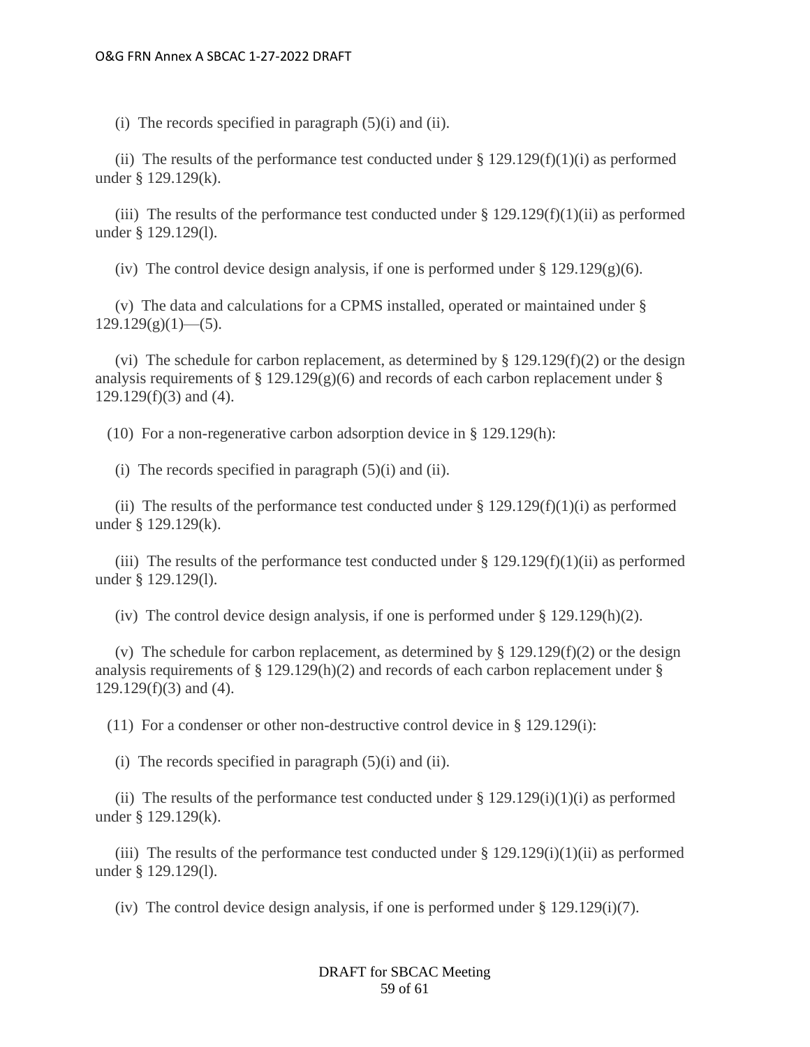(i) The records specified in paragraph (5)(i) and (ii).

(ii) The results of the performance test conducted under § 129.129(f)(1)(i) as performed under § 129.129(k).

(iii) The results of the performance test conducted under § 129.129(f)(1)(ii) as performed under § 129.129(l).

(iv) The control device design analysis, if one is performed under § 129.129(g)(6).

(v) The data and calculations for a CPMS installed, operated or maintained under § 129.129(g)(1)—(5).

(vi) The schedule for carbon replacement, as determined by § 129.129(f)(2) or the design analysis requirements of § 129.129(g)(6) and records of each carbon replacement under § 129.129(f)(3) and (4).

(10) For a non-regenerative carbon adsorption device in § 129.129(h):

(i) The records specified in paragraph (5)(i) and (ii).

(ii) The results of the performance test conducted under § 129.129(f)(1)(i) as performed under § 129.129(k).

(iii) The results of the performance test conducted under § 129.129(f)(1)(ii) as performed under § 129.129(l).

(iv) The control device design analysis, if one is performed under § 129.129(h)(2).

(v) The schedule for carbon replacement, as determined by § 129.129(f)(2) or the design analysis requirements of § 129.129(h)(2) and records of each carbon replacement under § 129.129(f)(3) and (4).

(11) For a condenser or other non-destructive control device in § 129.129(i):

(i) The records specified in paragraph (5)(i) and (ii).

(ii) The results of the performance test conducted under § 129.129(i)(1)(i) as performed under § 129.129(k).

(iii) The results of the performance test conducted under § 129.129(i)(1)(ii) as performed under § 129.129(l).

(iv) The control device design analysis, if one is performed under § 129.129(i)(7).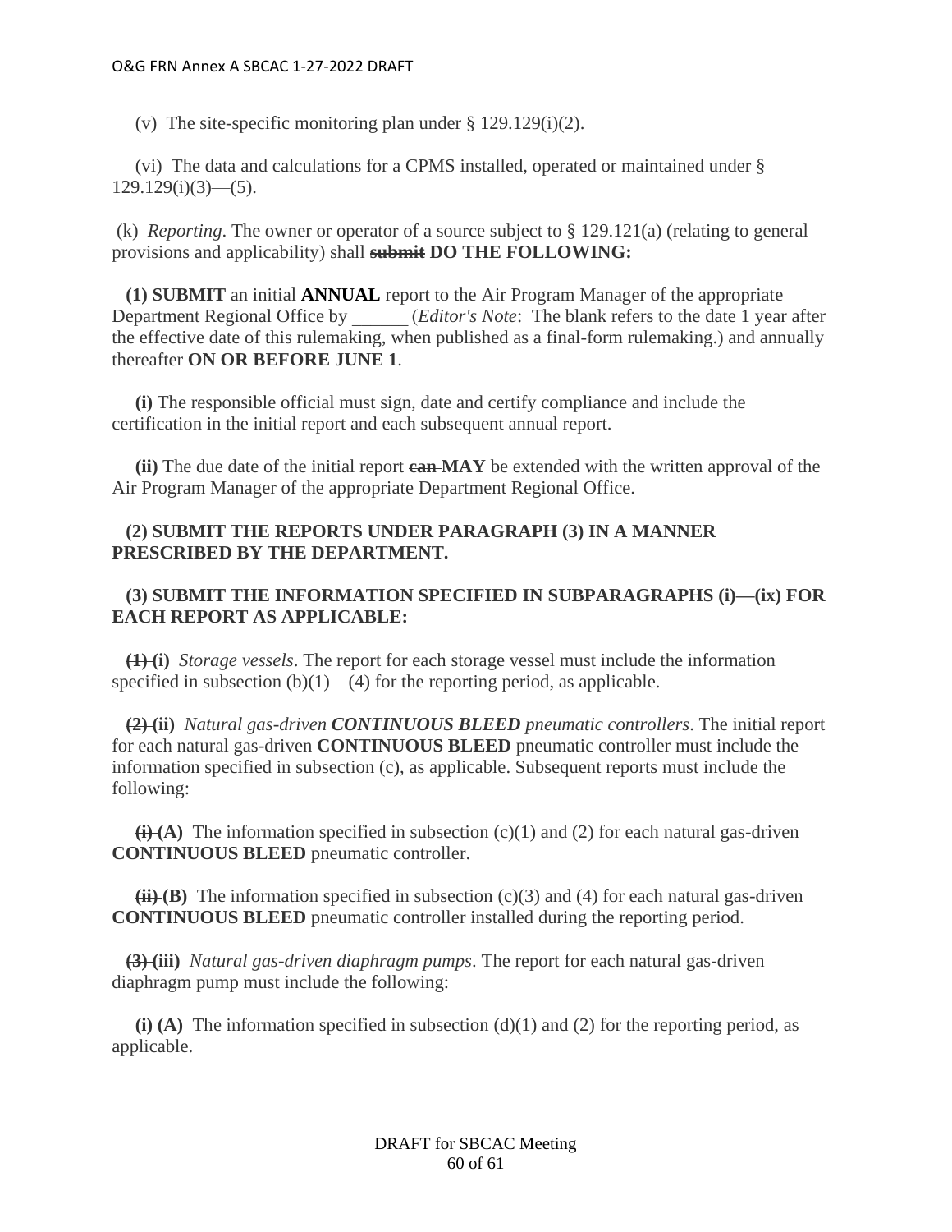(v) The site-specific monitoring plan under § 129.129(i)(2).

(vi) The data and calculations for a CPMS installed, operated or maintained under § 129.129(i)(3)—(5).

(k) *Reporting*. The owner or operator of a source subject to § 129.121(a) (relating to general provisions and applicability) shall ~~submit~~ **DO THE FOLLOWING:**

**(1) SUBMIT** an initial **ANNUAL** report to the Air Program Manager of the appropriate Department Regional Office by ______ (*Editor's Note*: The blank refers to the date 1 year after the effective date of this rulemaking, when published as a final-form rulemaking.) and annually thereafter **ON OR BEFORE JUNE 1**.

**(i)** The responsible official must sign, date and certify compliance and include the certification in the initial report and each subsequent annual report.

**(ii)** The due date of the initial report ~~can~~ **MAY** be extended with the written approval of the Air Program Manager of the appropriate Department Regional Office.

**(2) SUBMIT THE REPORTS UNDER PARAGRAPH (3) IN A MANNER PRESCRIBED BY THE DEPARTMENT.**

**(3) SUBMIT THE INFORMATION SPECIFIED IN SUBPARAGRAPHS (i)—(ix) FOR EACH REPORT AS APPLICABLE:**

~~(1)~~ **(i)** *Storage vessels*. The report for each storage vessel must include the information specified in subsection (b)(1)—(4) for the reporting period, as applicable.

~~(2)~~ **(ii)** *Natural gas-driven* ***CONTINUOUS BLEED*** *pneumatic controllers*. The initial report for each natural gas-driven **CONTINUOUS BLEED** pneumatic controller must include the information specified in subsection (c), as applicable. Subsequent reports must include the following:

~~(i)~~ **(A)** The information specified in subsection (c)(1) and (2) for each natural gas-driven **CONTINUOUS BLEED** pneumatic controller.

~~(ii)~~ **(B)** The information specified in subsection (c)(3) and (4) for each natural gas-driven **CONTINUOUS BLEED** pneumatic controller installed during the reporting period.

~~(3)~~ **(iii)** *Natural gas-driven diaphragm pumps*. The report for each natural gas-driven diaphragm pump must include the following:

~~(i)~~ **(A)** The information specified in subsection (d)(1) and (2) for the reporting period, as applicable.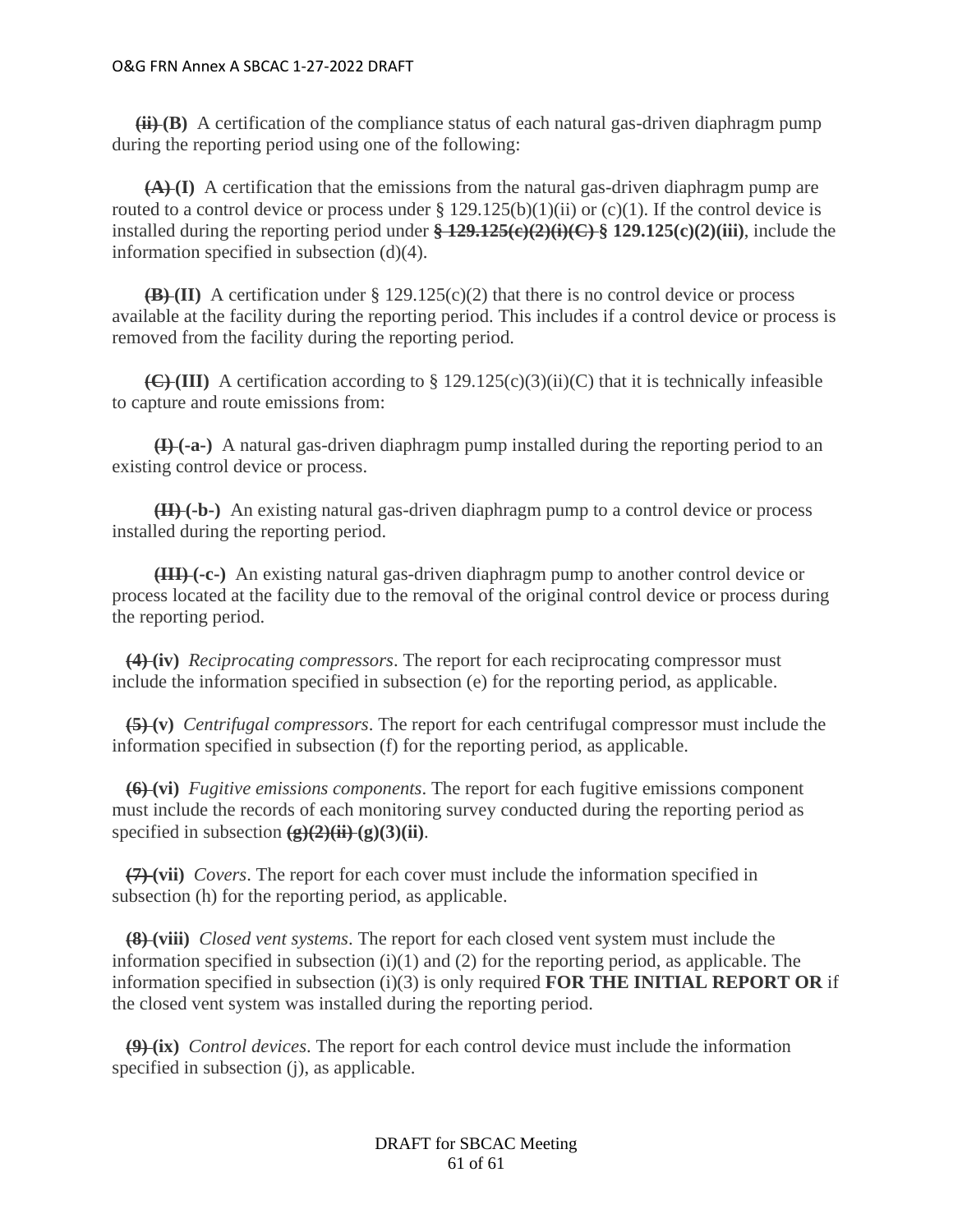**~~(ii)~~ (B)** A certification of the compliance status of each natural gas-driven diaphragm pump during the reporting period using one of the following:

**~~(A)~~ (I)** A certification that the emissions from the natural gas-driven diaphragm pump are routed to a control device or process under § 129.125(b)(1)(ii) or (c)(1). If the control device is installed during the reporting period under **~~§ 129.125(c)(2)(i)(C)~~ § 129.125(c)(2)(iii)**, include the information specified in subsection (d)(4).

**~~(B)~~ (II)** A certification under § 129.125(c)(2) that there is no control device or process available at the facility during the reporting period. This includes if a control device or process is removed from the facility during the reporting period.

**~~(C)~~ (III)** A certification according to § 129.125(c)(3)(ii)(C) that it is technically infeasible to capture and route emissions from:

**~~(I)~~ (-a-)** A natural gas-driven diaphragm pump installed during the reporting period to an existing control device or process.

**~~(II)~~ (-b-)** An existing natural gas-driven diaphragm pump to a control device or process installed during the reporting period.

**~~(III)~~ (-c-)** An existing natural gas-driven diaphragm pump to another control device or process located at the facility due to the removal of the original control device or process during the reporting period.

**~~(4)~~ (iv)** *Reciprocating compressors*. The report for each reciprocating compressor must include the information specified in subsection (e) for the reporting period, as applicable.

**~~(5)~~ (v)** *Centrifugal compressors*. The report for each centrifugal compressor must include the information specified in subsection (f) for the reporting period, as applicable.

**~~(6)~~ (vi)** *Fugitive emissions components*. The report for each fugitive emissions component must include the records of each monitoring survey conducted during the reporting period as specified in subsection **~~(g)(2)(ii)~~ (g)(3)(ii)**.

**~~(7)~~ (vii)** *Covers*. The report for each cover must include the information specified in subsection (h) for the reporting period, as applicable.

**~~(8)~~ (viii)** *Closed vent systems*. The report for each closed vent system must include the information specified in subsection (i)(1) and (2) for the reporting period, as applicable. The information specified in subsection (i)(3) is only required **FOR THE INITIAL REPORT OR** if the closed vent system was installed during the reporting period.

**~~(9)~~ (ix)** *Control devices*. The report for each control device must include the information specified in subsection (j), as applicable.